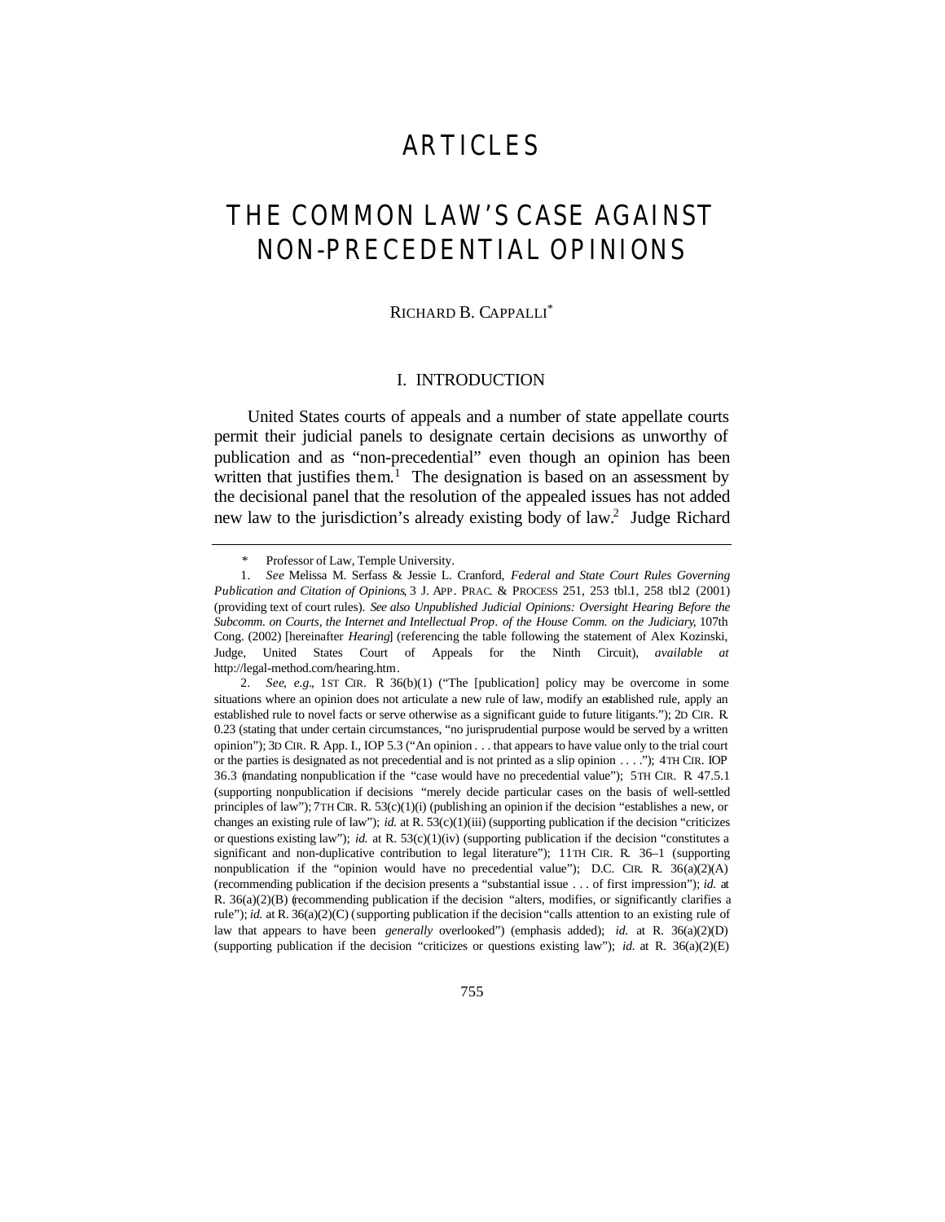# ARTICLES

# THE COMMON LAW'S CASE AGAINST NON-PRECEDENTIAL OPINIONS

RICHARD B. CAPPALLI*

## I. INTRODUCTION

United States courts of appeals and a number of state appellate courts permit their judicial panels to designate certain decisions as unworthy of publication and as "non-precedential" even though an opinion has been written that justifies them.[1] The designation is based on an assessment by the decisional panel that the resolution of the appealed issues has not added new law to the jurisdiction's already existing body of law.[2] Judge Richard

---

\* Professor of Law, Temple University.

1. *See* Melissa M. Serfass & Jessie L. Cranford, *Federal and State Court Rules Governing Publication and Citation of Opinions*, 3 J. APP. PRAC. & PROCESS 251, 253 tbl.1, 258 tbl.2 (2001) (providing text of court rules). *See also Unpublished Judicial Opinions: Oversight Hearing Before the Subcomm. on Courts, the Internet and Intellectual Prop. of the House Comm. on the Judiciary*, 107th Cong. (2002) [hereinafter *Hearing*] (referencing the table following the statement of Alex Kozinski, Judge, United States Court of Appeals for the Ninth Circuit), *available at* http://legal-method.com/hearing.htm.

2. *See, e.g.*, 1ST CIR. R 36(b)(1) ("The [publication] policy may be overcome in some situations where an opinion does not articulate a new rule of law, modify an established rule, apply an established rule to novel facts or serve otherwise as a significant guide to future litigants."); 2D CIR. R. 0.23 (stating that under certain circumstances, "no jurisprudential purpose would be served by a written opinion"); 3D CIR. R. App. I., IOP 5.3 ("An opinion . . . that appears to have value only to the trial court or the parties is designated as not precedential and is not printed as a slip opinion . . . ."); 4TH CIR. IOP 36.3 (mandating nonpublication if the "case would have no precedential value"); 5TH CIR. R 47.5.1 (supporting nonpublication if decisions "merely decide particular cases on the basis of well-settled principles of law"); 7TH CIR. R. 53(c)(1)(i) (publishing an opinion if the decision "establishes a new, or changes an existing rule of law"); *id.* at R. 53(c)(1)(iii) (supporting publication if the decision "criticizes or questions existing law"); *id.* at R. 53(c)(1)(iv) (supporting publication if the decision "constitutes a significant and non-duplicative contribution to legal literature"); 11TH CIR. R. 36–1 (supporting nonpublication if the "opinion would have no precedential value"); D.C. CIR. R. 36(a)(2)(A) (recommending publication if the decision presents a "substantial issue . . . of first impression"); *id.* at R. 36(a)(2)(B) (recommending publication if the decision "alters, modifies, or significantly clarifies a rule"); *id.* at R. 36(a)(2)(C) (supporting publication if the decision "calls attention to an existing rule of law that appears to have been *generally* overlooked") (emphasis added); *id.* at R. 36(a)(2)(D) (supporting publication if the decision "criticizes or questions existing law"); *id.* at R. 36(a)(2)(E)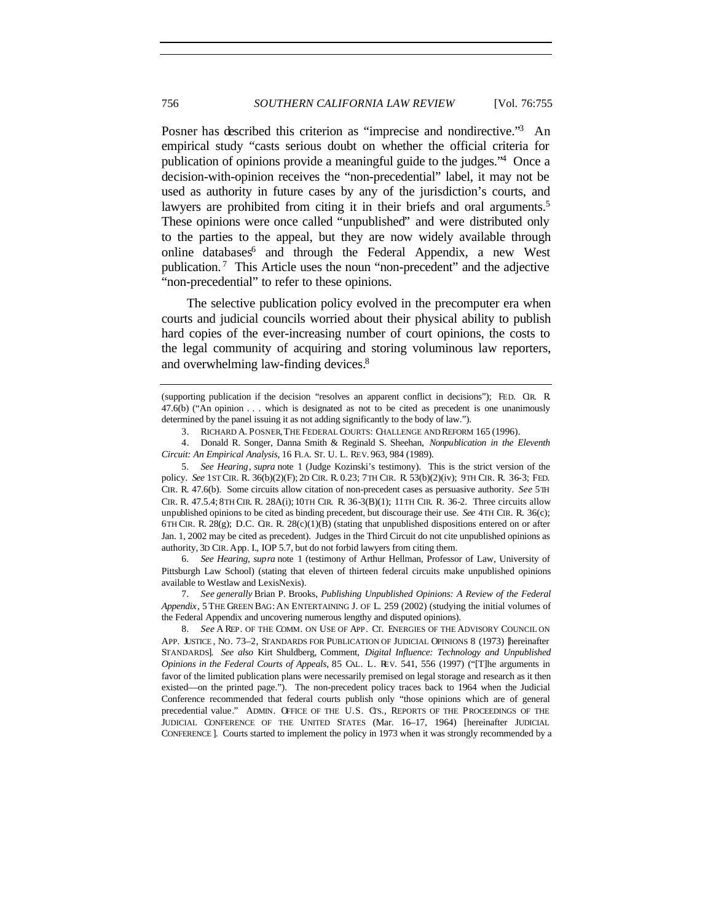Posner has described this criterion as "imprecise and nondirective."[3] An empirical study "casts serious doubt on whether the official criteria for publication of opinions provide a meaningful guide to the judges."[4] Once a decision-with-opinion receives the "non-precedential" label, it may not be used as authority in future cases by any of the jurisdiction's courts, and lawyers are prohibited from citing it in their briefs and oral arguments.[5] These opinions were once called "unpublished" and were distributed only to the parties to the appeal, but they are now widely available through online databases[6] and through the Federal Appendix, a new West publication.[7] This Article uses the noun "non-precedent" and the adjective "non-precedential" to refer to these opinions.

The selective publication policy evolved in the precomputer era when courts and judicial councils worried about their physical ability to publish hard copies of the ever-increasing number of court opinions, the costs to the legal community of acquiring and storing voluminous law reporters, and overwhelming law-finding devices.[8]

---

(supporting publication if the decision "resolves an apparent conflict in decisions"); FED. CIR. R. 47.6(b) ("An opinion . . . which is designated as not to be cited as precedent is one unanimously determined by the panel issuing it as not adding significantly to the body of law.").

3. RICHARD A. POSNER, THE FEDERAL COURTS: CHALLENGE AND REFORM 165 (1996).

4. Donald R. Songer, Danna Smith & Reginald S. Sheehan, *Nonpublication in the Eleventh Circuit: An Empirical Analysis*, 16 FLA. ST. U. L. REV. 963, 984 (1989).

5. *See Hearing*, *supra* note 1 (Judge Kozinski's testimony). This is the strict version of the policy. *See* 1ST CIR. R. 36(b)(2)(F); 2D CIR. R. 0.23; 7TH CIR. R. 53(b)(2)(iv); 9TH CIR. R. 36-3; FED. CIR. R. 47.6(b). Some circuits allow citation of non-precedent cases as persuasive authority. *See* 5TH CIR. R. 47.5.4; 8TH CIR. R. 28A(i); 10TH CIR. R. 36-3(B)(1); 11TH CIR. R. 36-2. Three circuits allow unpublished opinions to be cited as binding precedent, but discourage their use. *See* 4TH CIR. R. 36(c); 6TH CIR. R. 28(g); D.C. CIR. R. 28(c)(1)(B) (stating that unpublished dispositions entered on or after Jan. 1, 2002 may be cited as precedent). Judges in the Third Circuit do not cite unpublished opinions as authority, 3D CIR. App. I., IOP 5.7, but do not forbid lawyers from citing them.

6. *See Hearing*, *supra* note 1 (testimony of Arthur Hellman, Professor of Law, University of Pittsburgh Law School) (stating that eleven of thirteen federal circuits make unpublished opinions available to Westlaw and LexisNexis).

7. *See generally* Brian P. Brooks, *Publishing Unpublished Opinions: A Review of the Federal Appendix*, 5 THE GREEN BAG: AN ENTERTAINING J. OF L. 259 (2002) (studying the initial volumes of the Federal Appendix and uncovering numerous lengthy and disputed opinions).

8. *See* A REP. OF THE COMM. ON USE OF APP. CT. ENERGIES OF THE ADVISORY COUNCIL ON APP. JUSTICE, NO. 73–2, STANDARDS FOR PUBLICATION OF JUDICIAL OPINIONS 8 (1973) [hereinafter STANDARDS]. *See also* Kirt Shuldberg, Comment, *Digital Influence: Technology and Unpublished Opinions in the Federal Courts of Appeals*, 85 CAL. L. REV. 541, 556 (1997) ("[T]he arguments in favor of the limited publication plans were necessarily premised on legal storage and research as it then existed—on the printed page."). The non-precedent policy traces back to 1964 when the Judicial Conference recommended that federal courts publish only "those opinions which are of general precedential value." ADMIN. OFFICE OF THE U.S. CTS., REPORTS OF THE PROCEEDINGS OF THE JUDICIAL CONFERENCE OF THE UNITED STATES (Mar. 16–17, 1964) [hereinafter JUDICIAL CONFERENCE]. Courts started to implement the policy in 1973 when it was strongly recommended by a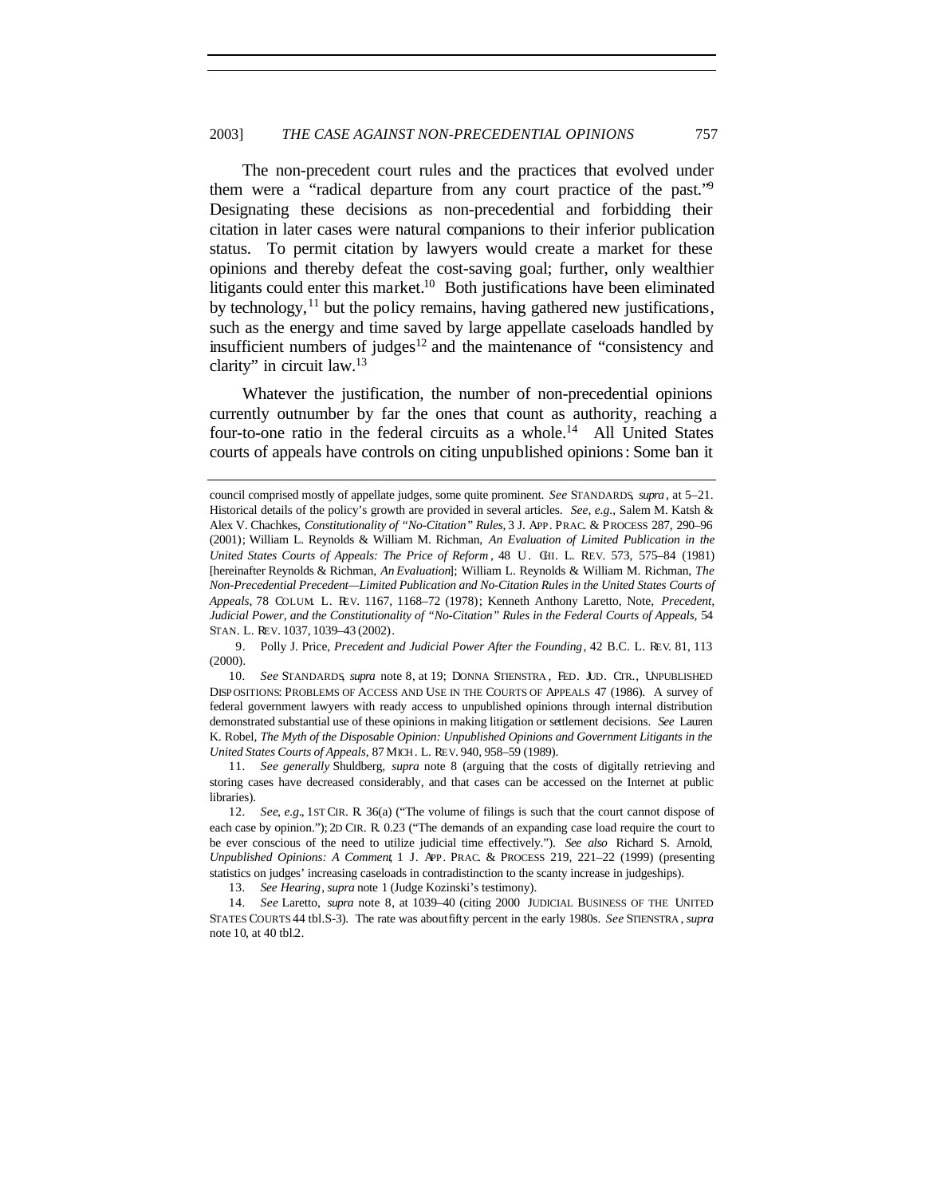The non-precedent court rules and the practices that evolved under them were a "radical departure from any court practice of the past."[9] Designating these decisions as non-precedential and forbidding their citation in later cases were natural companions to their inferior publication status. To permit citation by lawyers would create a market for these opinions and thereby defeat the cost-saving goal; further, only wealthier litigants could enter this market.[10] Both justifications have been eliminated by technology,[11] but the policy remains, having gathered new justifications, such as the energy and time saved by large appellate caseloads handled by insufficient numbers of judges[12] and the maintenance of "consistency and clarity" in circuit law.[13]

Whatever the justification, the number of non-precedential opinions currently outnumber by far the ones that count as authority, reaching a four-to-one ratio in the federal circuits as a whole.[14] All United States courts of appeals have controls on citing unpublished opinions: Some ban it

---

council comprised mostly of appellate judges, some quite prominent. *See* STANDARDS, *supra*, at 5–21. Historical details of the policy's growth are provided in several articles. *See, e.g.*, Salem M. Katsh & Alex V. Chachkes, *Constitutionality of "No-Citation" Rules*, 3 J. APP. PRAC. & PROCESS 287, 290–96 (2001); William L. Reynolds & William M. Richman, *An Evaluation of Limited Publication in the United States Courts of Appeals: The Price of Reform*, 48 U. CHI. L. REV. 573, 575–84 (1981) [hereinafter Reynolds & Richman, *An Evaluation*]; William L. Reynolds & William M. Richman, *The Non-Precedential Precedent—Limited Publication and No-Citation Rules in the United States Courts of Appeals*, 78 COLUM. L. REV. 1167, 1168–72 (1978); Kenneth Anthony Laretto, Note, *Precedent, Judicial Power, and the Constitutionality of "No-Citation" Rules in the Federal Courts of Appeals*, 54 STAN. L. REV. 1037, 1039–43 (2002).

9. Polly J. Price, *Precedent and Judicial Power After the Founding*, 42 B.C. L. REV. 81, 113 (2000).

10. *See* STANDARDS, *supra* note 8, at 19; DONNA STIENSTRA, FED. JUD. CTR., UNPUBLISHED DISPOSITIONS: PROBLEMS OF ACCESS AND USE IN THE COURTS OF APPEALS 47 (1986). A survey of federal government lawyers with ready access to unpublished opinions through internal distribution demonstrated substantial use of these opinions in making litigation or settlement decisions. *See* Lauren K. Robel, *The Myth of the Disposable Opinion: Unpublished Opinions and Government Litigants in the United States Courts of Appeals*, 87 MICH. L. REV. 940, 958–59 (1989).

11. *See generally* Shuldberg, *supra* note 8 (arguing that the costs of digitally retrieving and storing cases have decreased considerably, and that cases can be accessed on the Internet at public libraries).

12. *See, e.g.*, 1ST CIR. R. 36(a) ("The volume of filings is such that the court cannot dispose of each case by opinion."); 2D CIR. R. 0.23 ("The demands of an expanding case load require the court to be ever conscious of the need to utilize judicial time effectively."). *See also* Richard S. Arnold, *Unpublished Opinions: A Comment*, 1 J. APP. PRAC. & PROCESS 219, 221–22 (1999) (presenting statistics on judges' increasing caseloads in contradistinction to the scanty increase in judgeships).

13. *See Hearing*, *supra* note 1 (Judge Kozinski's testimony).

14. *See* Laretto, *supra* note 8, at 1039–40 (citing 2000 JUDICIAL BUSINESS OF THE UNITED STATES COURTS 44 tbl.S-3). The rate was about fifty percent in the early 1980s. *See* STIENSTRA, *supra* note 10, at 40 tbl.2.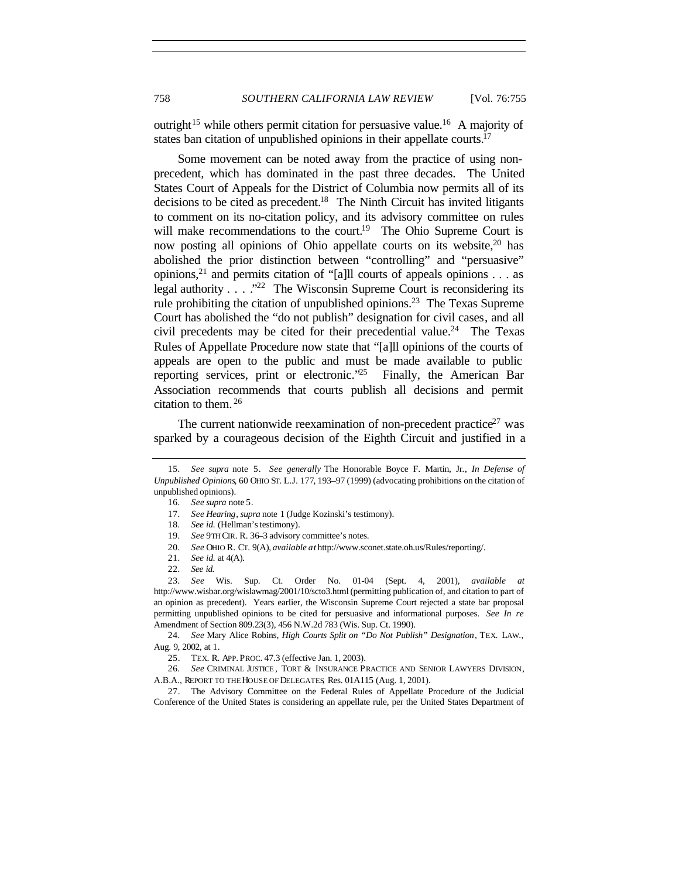outright[15] while others permit citation for persuasive value.[16] A majority of states ban citation of unpublished opinions in their appellate courts.[17]

Some movement can be noted away from the practice of using non-precedent, which has dominated in the past three decades. The United States Court of Appeals for the District of Columbia now permits all of its decisions to be cited as precedent.[18] The Ninth Circuit has invited litigants to comment on its no-citation policy, and its advisory committee on rules will make recommendations to the court.[19] The Ohio Supreme Court is now posting all opinions of Ohio appellate courts on its website,[20] has abolished the prior distinction between "controlling" and "persuasive" opinions,[21] and permits citation of "[a]ll courts of appeals opinions . . . as legal authority . . . ."[22] The Wisconsin Supreme Court is reconsidering its rule prohibiting the citation of unpublished opinions.[23] The Texas Supreme Court has abolished the "do not publish" designation for civil cases, and all civil precedents may be cited for their precedential value.[24] The Texas Rules of Appellate Procedure now state that "[a]ll opinions of the courts of appeals are open to the public and must be made available to public reporting services, print or electronic."[25] Finally, the American Bar Association recommends that courts publish all decisions and permit citation to them.[26]

The current nationwide reexamination of non-precedent practice[27] was sparked by a courageous decision of the Eighth Circuit and justified in a

---

15. *See supra* note 5. *See generally* The Honorable Boyce F. Martin, Jr., *In Defense of Unpublished Opinions*, 60 OHIO ST. L.J. 177, 193–97 (1999) (advocating prohibitions on the citation of unpublished opinions).

16. *See supra* note 5.

17. *See Hearing*, *supra* note 1 (Judge Kozinski's testimony).

18. *See id.* (Hellman's testimony).

19. *See* 9TH CIR. R. 36–3 advisory committee's notes.

20. *See* OHIO R. CT. 9(A), *available at* http://www.sconet.state.oh.us/Rules/reporting/.

21. *See id.* at 4(A).

22. *See id.*

23. *See* Wis. Sup. Ct. Order No. 01-04 (Sept. 4, 2001), *available at* http://www.wisbar.org/wislawmag/2001/10/scto3.html (permitting publication of, and citation to part of an opinion as precedent). Years earlier, the Wisconsin Supreme Court rejected a state bar proposal permitting unpublished opinions to be cited for persuasive and informational purposes. *See In re* Amendment of Section 809.23(3), 456 N.W.2d 783 (Wis. Sup. Ct. 1990).

24. *See* Mary Alice Robins, *High Courts Split on "Do Not Publish" Designation*, TEX. LAW., Aug. 9, 2002, at 1.

25. TEX. R. APP. PROC. 47.3 (effective Jan. 1, 2003).

26. *See* CRIMINAL JUSTICE, TORT & INSURANCE PRACTICE AND SENIOR LAWYERS DIVISION, A.B.A., REPORT TO THE HOUSE OF DELEGATES, Res. 01A115 (Aug. 1, 2001).

27. The Advisory Committee on the Federal Rules of Appellate Procedure of the Judicial Conference of the United States is considering an appellate rule, per the United States Department of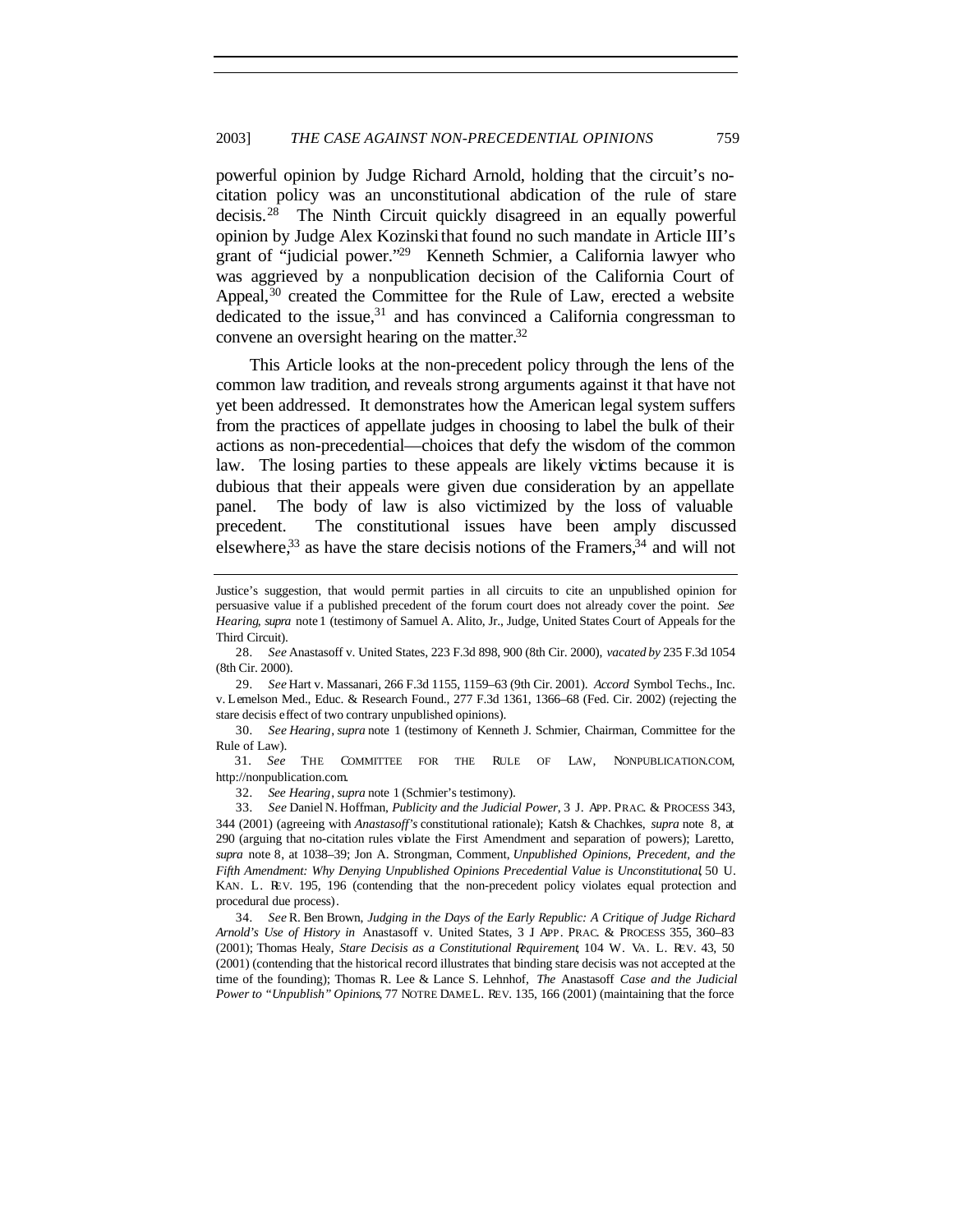powerful opinion by Judge Richard Arnold, holding that the circuit's no-citation policy was an unconstitutional abdication of the rule of stare decisis.[28] The Ninth Circuit quickly disagreed in an equally powerful opinion by Judge Alex Kozinski that found no such mandate in Article III's grant of "judicial power."[29] Kenneth Schmier, a California lawyer who was aggrieved by a nonpublication decision of the California Court of Appeal,[30] created the Committee for the Rule of Law, erected a website dedicated to the issue,[31] and has convinced a California congressman to convene an oversight hearing on the matter.[32]

This Article looks at the non-precedent policy through the lens of the common law tradition, and reveals strong arguments against it that have not yet been addressed. It demonstrates how the American legal system suffers from the practices of appellate judges in choosing to label the bulk of their actions as non-precedential—choices that defy the wisdom of the common law. The losing parties to these appeals are likely victims because it is dubious that their appeals were given due consideration by an appellate panel. The body of law is also victimized by the loss of valuable precedent. The constitutional issues have been amply discussed elsewhere,[33] as have the stare decisis notions of the Framers,[34] and will not

---

Justice's suggestion, that would permit parties in all circuits to cite an unpublished opinion for persuasive value if a published precedent of the forum court does not already cover the point. *See Hearing*, *supra* note 1 (testimony of Samuel A. Alito, Jr., Judge, United States Court of Appeals for the Third Circuit).

28. *See* Anastasoff v. United States, 223 F.3d 898, 900 (8th Cir. 2000), *vacated by* 235 F.3d 1054 (8th Cir. 2000).

29. *See* Hart v. Massanari, 266 F.3d 1155, 1159–63 (9th Cir. 2001). *Accord* Symbol Techs., Inc. v. Lemelson Med., Educ. & Research Found., 277 F.3d 1361, 1366–68 (Fed. Cir. 2002) (rejecting the stare decisis effect of two contrary unpublished opinions).

30. *See Hearing*, *supra* note 1 (testimony of Kenneth J. Schmier, Chairman, Committee for the Rule of Law).

31. *See* THE COMMITTEE FOR THE RULE OF LAW, NONPUBLICATION.COM, http://nonpublication.com.

32. *See Hearing*, *supra* note 1 (Schmier's testimony).

33. *See* Daniel N. Hoffman, *Publicity and the Judicial Power*, 3 J. APP. PRAC. & PROCESS 343, 344 (2001) (agreeing with *Anastasoff's* constitutional rationale); Katsh & Chachkes, *supra* note 8, at 290 (arguing that no-citation rules violate the First Amendment and separation of powers); Laretto, *supra* note 8, at 1038–39; Jon A. Strongman, Comment, *Unpublished Opinions, Precedent, and the Fifth Amendment: Why Denying Unpublished Opinions Precedential Value is Unconstitutional*, 50 U. KAN. L. REV. 195, 196 (contending that the non-precedent policy violates equal protection and procedural due process).

34. *See* R. Ben Brown, *Judging in the Days of the Early Republic: A Critique of Judge Richard Arnold's Use of History in* Anastasoff v. United States, 3 J. APP. PRAC. & PROCESS 355, 360–83 (2001); Thomas Healy, *Stare Decisis as a Constitutional Requirement*, 104 W. VA. L. REV. 43, 50 (2001) (contending that the historical record illustrates that binding stare decisis was not accepted at the time of the founding); Thomas R. Lee & Lance S. Lehnhof, *The* Anastasoff *Case and the Judicial Power to "Unpublish" Opinions*, 77 NOTRE DAME L. REV. 135, 166 (2001) (maintaining that the force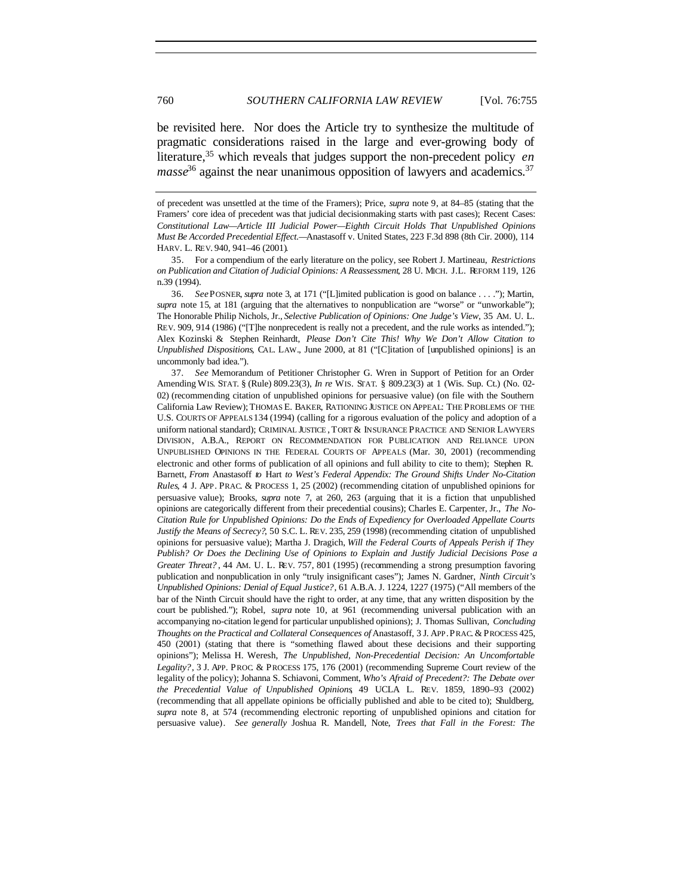be revisited here. Nor does the Article try to synthesize the multitude of pragmatic considerations raised in the large and ever-growing body of literature,[35] which reveals that judges support the non-precedent policy *en masse*[36] against the near unanimous opposition of lawyers and academics.[37]

---

of precedent was unsettled at the time of the Framers); Price, *supra* note 9, at 84–85 (stating that the Framers' core idea of precedent was that judicial decisionmaking starts with past cases); Recent Cases: *Constitutional Law—Article III Judicial Power—Eighth Circuit Holds That Unpublished Opinions Must Be Accorded Precedential Effect.*—Anastasoff v. United States, 223 F.3d 898 (8th Cir. 2000), 114 HARV. L. REV. 940, 941–46 (2001).

35. For a compendium of the early literature on the policy, see Robert J. Martineau, *Restrictions on Publication and Citation of Judicial Opinions: A Reassessment*, 28 U. MICH. J.L. REFORM 119, 126 n.39 (1994).

36. *See* POSNER, *supra* note 3, at 171 ("[L]imited publication is good on balance . . . ."); Martin, *supra* note 15, at 181 (arguing that the alternatives to nonpublication are "worse" or "unworkable"); The Honorable Philip Nichols, Jr., *Selective Publication of Opinions: One Judge's View*, 35 AM. U. L. REV. 909, 914 (1986) ("[T]he nonprecedent is really not a precedent, and the rule works as intended."); Alex Kozinski & Stephen Reinhardt, *Please Don't Cite This! Why We Don't Allow Citation to Unpublished Dispositions*, CAL. LAW., June 2000, at 81 ("[C]itation of [unpublished opinions] is an uncommonly bad idea.").

37. *See* Memorandum of Petitioner Christopher G. Wren in Support of Petition for an Order Amending WIS. STAT. § (Rule) 809.23(3), *In re* WIS. STAT. § 809.23(3) at 1 (Wis. Sup. Ct.) (No. 02-02) (recommending citation of unpublished opinions for persuasive value) (on file with the Southern California Law Review); THOMAS E. BAKER, RATIONING JUSTICE ON APPEAL: THE PROBLEMS OF THE U.S. COURTS OF APPEALS 134 (1994) (calling for a rigorous evaluation of the policy and adoption of a uniform national standard); CRIMINAL JUSTICE, TORT & INSURANCE PRACTICE AND SENIOR LAWYERS DIVISION, A.B.A., REPORT ON RECOMMENDATION FOR PUBLICATION AND RELIANCE UPON UNPUBLISHED OPINIONS IN THE FEDERAL COURTS OF APPEALS (Mar. 30, 2001) (recommending electronic and other forms of publication of all opinions and full ability to cite to them); Stephen R. Barnett, *From* Anastasoff *to* Hart *to West's Federal Appendix: The Ground Shifts Under No-Citation Rules*, 4 J. APP. PRAC. & PROCESS 1, 25 (2002) (recommending citation of unpublished opinions for persuasive value); Brooks, *supra* note 7, at 260, 263 (arguing that it is a fiction that unpublished opinions are categorically different from their precedential cousins); Charles E. Carpenter, Jr., *The No-Citation Rule for Unpublished Opinions: Do the Ends of Expediency for Overloaded Appellate Courts Justify the Means of Secrecy?*, 50 S.C. L. REV. 235, 259 (1998) (recommending citation of unpublished opinions for persuasive value); Martha J. Dragich, *Will the Federal Courts of Appeals Perish if They Publish? Or Does the Declining Use of Opinions to Explain and Justify Judicial Decisions Pose a Greater Threat?*, 44 AM. U. L. REV. 757, 801 (1995) (recommending a strong presumption favoring publication and nonpublication in only "truly insignificant cases"); James N. Gardner, *Ninth Circuit's Unpublished Opinions: Denial of Equal Justice?*, 61 A.B.A. J. 1224, 1227 (1975) ("All members of the bar of the Ninth Circuit should have the right to order, at any time, that any written disposition by the court be published."); Robel, *supra* note 10, at 961 (recommending universal publication with an accompanying no-citation legend for particular unpublished opinions); J. Thomas Sullivan, *Concluding Thoughts on the Practical and Collateral Consequences of* Anastasoff, 3 J. APP. PRAC. & PROCESS 425, 450 (2001) (stating that there is "something flawed about these decisions and their supporting opinions"); Melissa H. Weresh, *The Unpublished, Non-Precedential Decision: An Uncomfortable Legality?*, 3 J. APP. PROC. & PROCESS 175, 176 (2001) (recommending Supreme Court review of the legality of the policy); Johanna S. Schiavoni, Comment, *Who's Afraid of Precedent?: The Debate over the Precedential Value of Unpublished Opinions*, 49 UCLA L. REV. 1859, 1890–93 (2002) (recommending that all appellate opinions be officially published and able to be cited to); Shuldberg, *supra* note 8, at 574 (recommending electronic reporting of unpublished opinions and citation for persuasive value). *See generally* Joshua R. Mandell, Note, *Trees that Fall in the Forest: The*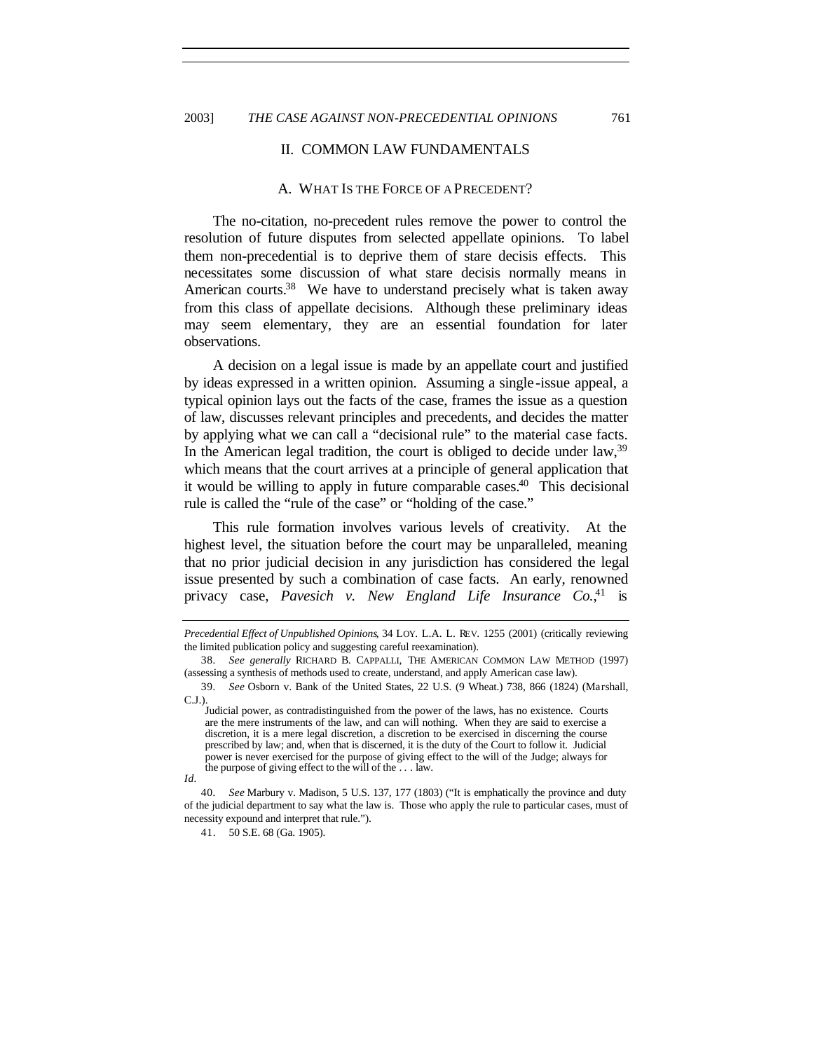## II. COMMON LAW FUNDAMENTALS

### A. WHAT IS THE FORCE OF A PRECEDENT?

The no-citation, no-precedent rules remove the power to control the resolution of future disputes from selected appellate opinions. To label them non-precedential is to deprive them of stare decisis effects. This necessitates some discussion of what stare decisis normally means in American courts.[38] We have to understand precisely what is taken away from this class of appellate decisions. Although these preliminary ideas may seem elementary, they are an essential foundation for later observations.

A decision on a legal issue is made by an appellate court and justified by ideas expressed in a written opinion. Assuming a single-issue appeal, a typical opinion lays out the facts of the case, frames the issue as a question of law, discusses relevant principles and precedents, and decides the matter by applying what we can call a "decisional rule" to the material case facts. In the American legal tradition, the court is obliged to decide under law,[39] which means that the court arrives at a principle of general application that it would be willing to apply in future comparable cases.[40] This decisional rule is called the "rule of the case" or "holding of the case."

This rule formation involves various levels of creativity. At the highest level, the situation before the court may be unparalleled, meaning that no prior judicial decision in any jurisdiction has considered the legal issue presented by such a combination of case facts. An early, renowned privacy case, *Pavesich v. New England Life Insurance Co.*,[41] is

---

*Precedential Effect of Unpublished Opinions*, 34 LOY. L.A. L. REV. 1255 (2001) (critically reviewing the limited publication policy and suggesting careful reexamination).

38. *See generally* RICHARD B. CAPPALLI, THE AMERICAN COMMON LAW METHOD (1997) (assessing a synthesis of methods used to create, understand, and apply American case law).

39. *See* Osborn v. Bank of the United States, 22 U.S. (9 Wheat.) 738, 866 (1824) (Marshall, C.J.).

> Judicial power, as contradistinguished from the power of the laws, has no existence. Courts are the mere instruments of the law, and can will nothing. When they are said to exercise a discretion, it is a mere legal discretion, a discretion to be exercised in discerning the course prescribed by law; and, when that is discerned, it is the duty of the Court to follow it. Judicial power is never exercised for the purpose of giving effect to the will of the Judge; always for the purpose of giving effect to the will of the . . . law.

*Id*.

40. *See* Marbury v. Madison, 5 U.S. 137, 177 (1803) ("It is emphatically the province and duty of the judicial department to say what the law is. Those who apply the rule to particular cases, must of necessity expound and interpret that rule.").

41. 50 S.E. 68 (Ga. 1905).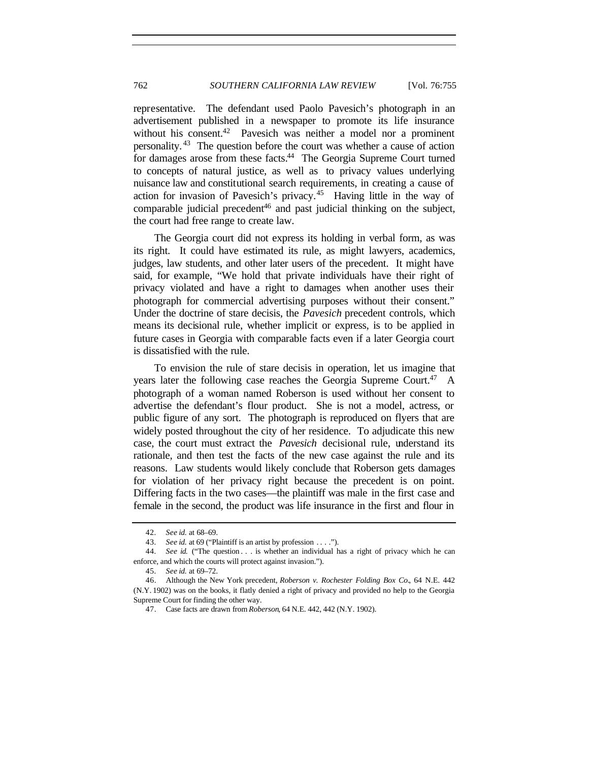representative. The defendant used Paolo Pavesich's photograph in an advertisement published in a newspaper to promote its life insurance without his consent.[42] Pavesich was neither a model nor a prominent personality.[43] The question before the court was whether a cause of action for damages arose from these facts.[44] The Georgia Supreme Court turned to concepts of natural justice, as well as to privacy values underlying nuisance law and constitutional search requirements, in creating a cause of action for invasion of Pavesich's privacy.[45] Having little in the way of comparable judicial precedent[46] and past judicial thinking on the subject, the court had free range to create law.

The Georgia court did not express its holding in verbal form, as was its right. It could have estimated its rule, as might lawyers, academics, judges, law students, and other later users of the precedent. It might have said, for example, "We hold that private individuals have their right of privacy violated and have a right to damages when another uses their photograph for commercial advertising purposes without their consent." Under the doctrine of stare decisis, the *Pavesich* precedent controls, which means its decisional rule, whether implicit or express, is to be applied in future cases in Georgia with comparable facts even if a later Georgia court is dissatisfied with the rule.

To envision the rule of stare decisis in operation, let us imagine that years later the following case reaches the Georgia Supreme Court.[47] A photograph of a woman named Roberson is used without her consent to advertise the defendant's flour product. She is not a model, actress, or public figure of any sort. The photograph is reproduced on flyers that are widely posted throughout the city of her residence. To adjudicate this new case, the court must extract the *Pavesich* decisional rule, understand its rationale, and then test the facts of the new case against the rule and its reasons. Law students would likely conclude that Roberson gets damages for violation of her privacy right because the precedent is on point. Differing facts in the two cases—the plaintiff was male in the first case and female in the second, the product was life insurance in the first and flour in

---

42. *See id.* at 68–69.

43. *See id.* at 69 ("Plaintiff is an artist by profession . . . .").

44. *See id.* ("The question . . . is whether an individual has a right of privacy which he can enforce, and which the courts will protect against invasion.").

45. *See id.* at 69–72.

46. Although the New York precedent, *Roberson v. Rochester Folding Box Co.*, 64 N.E. 442 (N.Y. 1902) was on the books, it flatly denied a right of privacy and provided no help to the Georgia Supreme Court for finding the other way.

47. Case facts are drawn from *Roberson*, 64 N.E. 442, 442 (N.Y. 1902).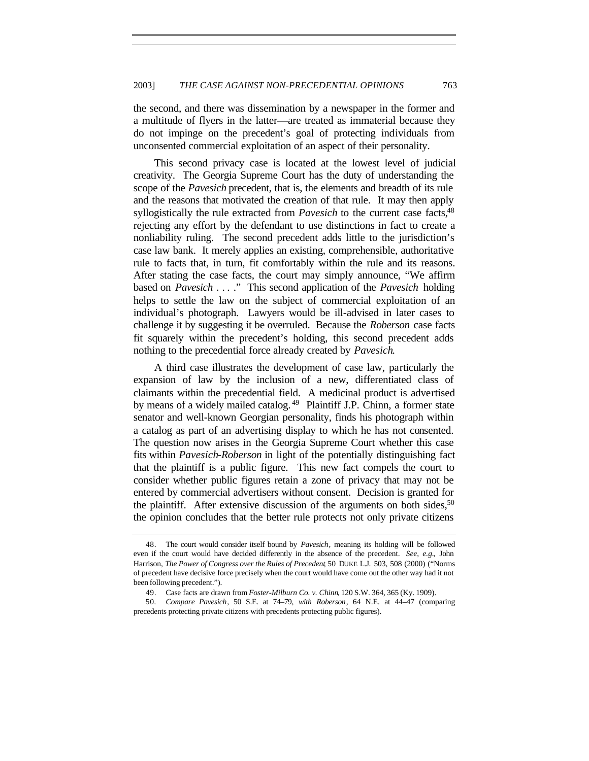the second, and there was dissemination by a newspaper in the former and a multitude of flyers in the latter—are treated as immaterial because they do not impinge on the precedent's goal of protecting individuals from unconsented commercial exploitation of an aspect of their personality.

This second privacy case is located at the lowest level of judicial creativity. The Georgia Supreme Court has the duty of understanding the scope of the *Pavesich* precedent, that is, the elements and breadth of its rule and the reasons that motivated the creation of that rule. It may then apply syllogistically the rule extracted from *Pavesich* to the current case facts,[48] rejecting any effort by the defendant to use distinctions in fact to create a nonliability ruling. The second precedent adds little to the jurisdiction's case law bank. It merely applies an existing, comprehensible, authoritative rule to facts that, in turn, fit comfortably within the rule and its reasons. After stating the case facts, the court may simply announce, "We affirm based on *Pavesich* . . . ." This second application of the *Pavesich* holding helps to settle the law on the subject of commercial exploitation of an individual's photograph. Lawyers would be ill-advised in later cases to challenge it by suggesting it be overruled. Because the *Roberson* case facts fit squarely within the precedent's holding, this second precedent adds nothing to the precedential force already created by *Pavesich*.

A third case illustrates the development of case law, particularly the expansion of law by the inclusion of a new, differentiated class of claimants within the precedential field. A medicinal product is advertised by means of a widely mailed catalog.[49] Plaintiff J.P. Chinn, a former state senator and well-known Georgian personality, finds his photograph within a catalog as part of an advertising display to which he has not consented. The question now arises in the Georgia Supreme Court whether this case fits within *Pavesich*-*Roberson* in light of the potentially distinguishing fact that the plaintiff is a public figure. This new fact compels the court to consider whether public figures retain a zone of privacy that may not be entered by commercial advertisers without consent. Decision is granted for the plaintiff. After extensive discussion of the arguments on both sides,[50] the opinion concludes that the better rule protects not only private citizens

---

48. The court would consider itself bound by *Pavesich*, meaning its holding will be followed even if the court would have decided differently in the absence of the precedent. *See, e.g.*, John Harrison, *The Power of Congress over the Rules of Precedent*, 50 DUKE L.J. 503, 508 (2000) ("Norms of precedent have decisive force precisely when the court would have come out the other way had it not been following precedent.").

49. Case facts are drawn from *Foster-Milburn Co. v. Chinn*, 120 S.W. 364, 365 (Ky. 1909).

50. *Compare Pavesich*, 50 S.E. at 74–79, *with Roberson*, 64 N.E. at 44–47 (comparing precedents protecting private citizens with precedents protecting public figures).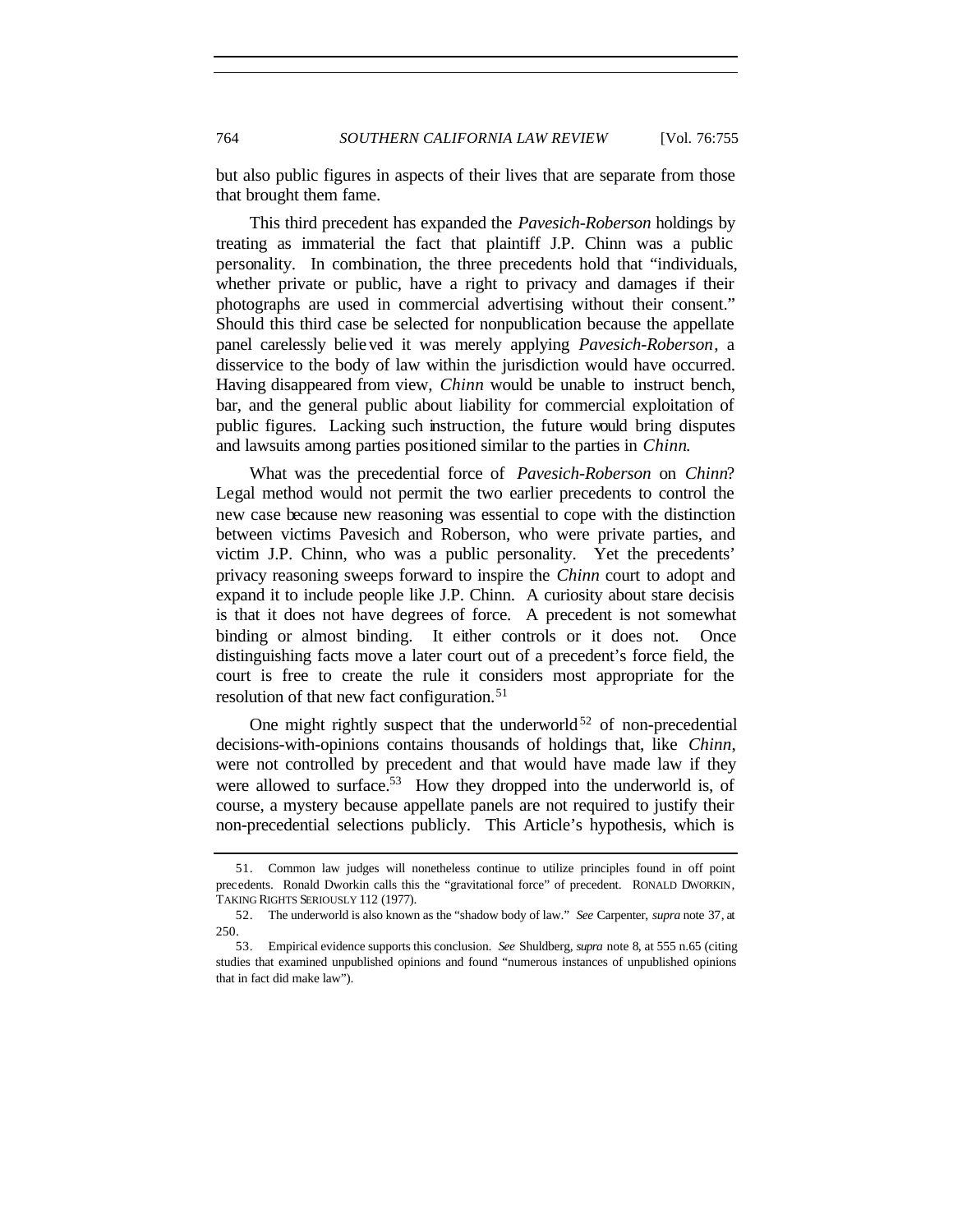but also public figures in aspects of their lives that are separate from those that brought them fame.

This third precedent has expanded the *Pavesich-Roberson* holdings by treating as immaterial the fact that plaintiff J.P. Chinn was a public personality. In combination, the three precedents hold that "individuals, whether private or public, have a right to privacy and damages if their photographs are used in commercial advertising without their consent." Should this third case be selected for nonpublication because the appellate panel carelessly believed it was merely applying *Pavesich-Roberson*, a disservice to the body of law within the jurisdiction would have occurred. Having disappeared from view, *Chinn* would be unable to instruct bench, bar, and the general public about liability for commercial exploitation of public figures. Lacking such instruction, the future would bring disputes and lawsuits among parties positioned similar to the parties in *Chinn*.

What was the precedential force of *Pavesich-Roberson* on *Chinn*? Legal method would not permit the two earlier precedents to control the new case because new reasoning was essential to cope with the distinction between victims Pavesich and Roberson, who were private parties, and victim J.P. Chinn, who was a public personality. Yet the precedents' privacy reasoning sweeps forward to inspire the *Chinn* court to adopt and expand it to include people like J.P. Chinn. A curiosity about stare decisis is that it does not have degrees of force. A precedent is not somewhat binding or almost binding. It either controls or it does not. Once distinguishing facts move a later court out of a precedent's force field, the court is free to create the rule it considers most appropriate for the resolution of that new fact configuration.[51]

One might rightly suspect that the underworld[52] of non-precedential decisions-with-opinions contains thousands of holdings that, like *Chinn*, were not controlled by precedent and that would have made law if they were allowed to surface.[53] How they dropped into the underworld is, of course, a mystery because appellate panels are not required to justify their non-precedential selections publicly. This Article's hypothesis, which is

---

51. Common law judges will nonetheless continue to utilize principles found in off point precedents. Ronald Dworkin calls this the "gravitational force" of precedent. RONALD DWORKIN, TAKING RIGHTS SERIOUSLY 112 (1977).

52. The underworld is also known as the "shadow body of law." *See* Carpenter, *supra* note 37, at 250.

53. Empirical evidence supports this conclusion. *See* Shuldberg, *supra* note 8, at 555 n.65 (citing studies that examined unpublished opinions and found "numerous instances of unpublished opinions that in fact did make law").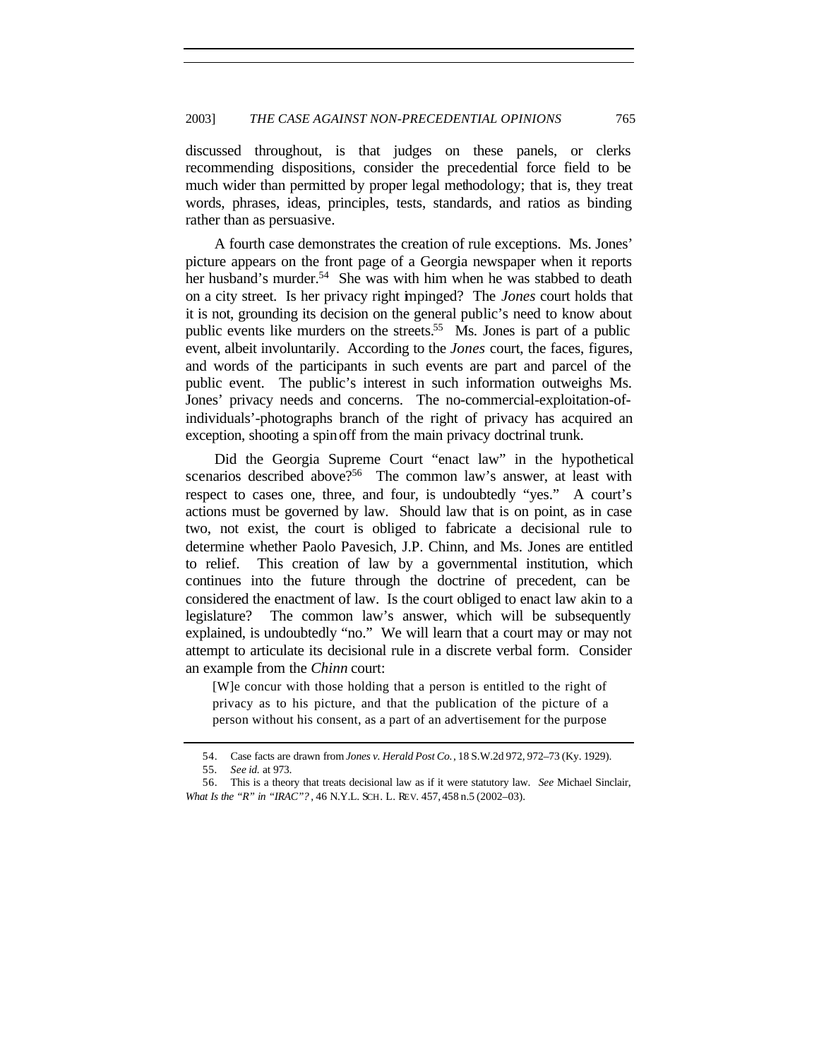discussed throughout, is that judges on these panels, or clerks recommending dispositions, consider the precedential force field to be much wider than permitted by proper legal methodology; that is, they treat words, phrases, ideas, principles, tests, standards, and ratios as binding rather than as persuasive.

A fourth case demonstrates the creation of rule exceptions. Ms. Jones' picture appears on the front page of a Georgia newspaper when it reports her husband's murder.[54] She was with him when he was stabbed to death on a city street. Is her privacy right impinged? The *Jones* court holds that it is not, grounding its decision on the general public's need to know about public events like murders on the streets.[55] Ms. Jones is part of a public event, albeit involuntarily. According to the *Jones* court, the faces, figures, and words of the participants in such events are part and parcel of the public event. The public's interest in such information outweighs Ms. Jones' privacy needs and concerns. The no-commercial-exploitation-of-individuals'-photographs branch of the right of privacy has acquired an exception, shooting a spinoff from the main privacy doctrinal trunk.

Did the Georgia Supreme Court "enact law" in the hypothetical scenarios described above?[56] The common law's answer, at least with respect to cases one, three, and four, is undoubtedly "yes." A court's actions must be governed by law. Should law that is on point, as in case two, not exist, the court is obliged to fabricate a decisional rule to determine whether Paolo Pavesich, J.P. Chinn, and Ms. Jones are entitled to relief. This creation of law by a governmental institution, which continues into the future through the doctrine of precedent, can be considered the enactment of law. Is the court obliged to enact law akin to a legislature? The common law's answer, which will be subsequently explained, is undoubtedly "no." We will learn that a court may or may not attempt to articulate its decisional rule in a discrete verbal form. Consider an example from the *Chinn* court:

> [W]e concur with those holding that a person is entitled to the right of privacy as to his picture, and that the publication of the picture of a person without his consent, as a part of an advertisement for the purpose

---

54. Case facts are drawn from *Jones v. Herald Post Co.*, 18 S.W.2d 972, 972–73 (Ky. 1929).

55. *See id.* at 973.

56. This is a theory that treats decisional law as if it were statutory law. *See* Michael Sinclair, *What Is the "R" in "IRAC"?*, 46 N.Y.L. SCH. L. REV. 457, 458 n.5 (2002–03).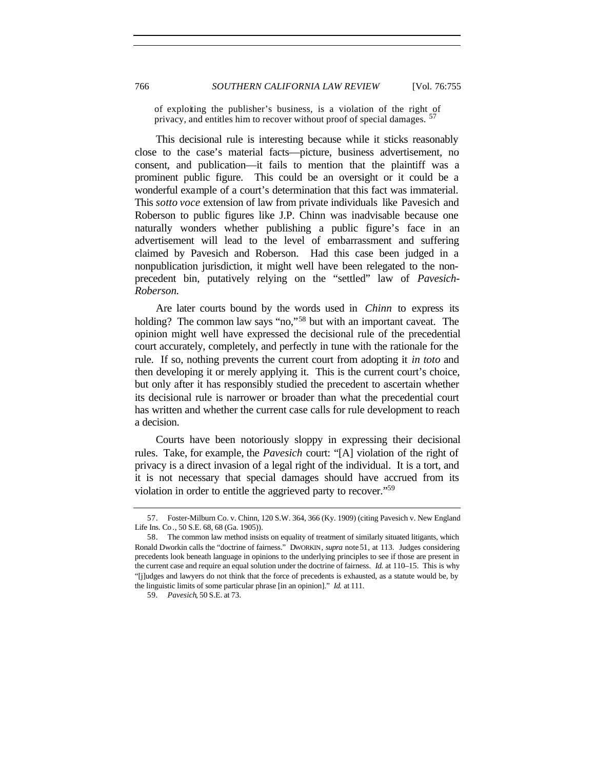> of exploiting the publisher's business, is a violation of the right of privacy, and entitles him to recover without proof of special damages. [57]

This decisional rule is interesting because while it sticks reasonably close to the case's material facts—picture, business advertisement, no consent, and publication—it fails to mention that the plaintiff was a prominent public figure. This could be an oversight or it could be a wonderful example of a court's determination that this fact was immaterial. This *sotto voce* extension of law from private individuals like Pavesich and Roberson to public figures like J.P. Chinn was inadvisable because one naturally wonders whether publishing a public figure's face in an advertisement will lead to the level of embarrassment and suffering claimed by Pavesich and Roberson. Had this case been judged in a nonpublication jurisdiction, it might well have been relegated to the non-precedent bin, putatively relying on the "settled" law of *Pavesich-Roberson.*

Are later courts bound by the words used in *Chinn* to express its holding? The common law says "no,"[58] but with an important caveat. The opinion might well have expressed the decisional rule of the precedential court accurately, completely, and perfectly in tune with the rationale for the rule. If so, nothing prevents the current court from adopting it *in toto* and then developing it or merely applying it. This is the current court's choice, but only after it has responsibly studied the precedent to ascertain whether its decisional rule is narrower or broader than what the precedential court has written and whether the current case calls for rule development to reach a decision.

Courts have been notoriously sloppy in expressing their decisional rules. Take, for example, the *Pavesich* court: "[A] violation of the right of privacy is a direct invasion of a legal right of the individual. It is a tort, and it is not necessary that special damages should have accrued from its violation in order to entitle the aggrieved party to recover."[59]

---

57. Foster-Milburn Co. v. Chinn, 120 S.W. 364, 366 (Ky. 1909) (citing Pavesich v. New England Life Ins. Co., 50 S.E. 68, 68 (Ga. 1905)).

58. The common law method insists on equality of treatment of similarly situated litigants, which Ronald Dworkin calls the "doctrine of fairness." DWORKIN, *supra* note 51, at 113. Judges considering precedents look beneath language in opinions to the underlying principles to see if those are present in the current case and require an equal solution under the doctrine of fairness. *Id.* at 110–15. This is why "[j]udges and lawyers do not think that the force of precedents is exhausted, as a statute would be, by the linguistic limits of some particular phrase [in an opinion]." *Id.* at 111.

59. *Pavesich*, 50 S.E. at 73.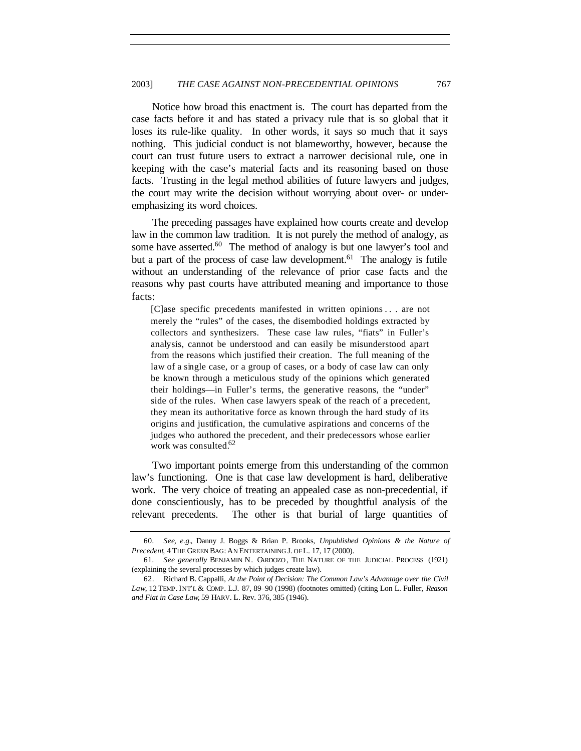Notice how broad this enactment is. The court has departed from the case facts before it and has stated a privacy rule that is so global that it loses its rule-like quality. In other words, it says so much that it says nothing. This judicial conduct is not blameworthy, however, because the court can trust future users to extract a narrower decisional rule, one in keeping with the case's material facts and its reasoning based on those facts. Trusting in the legal method abilities of future lawyers and judges, the court may write the decision without worrying about over- or under-emphasizing its word choices.

The preceding passages have explained how courts create and develop law in the common law tradition. It is not purely the method of analogy, as some have asserted.[60] The method of analogy is but one lawyer's tool and but a part of the process of case law development.[61] The analogy is futile without an understanding of the relevance of prior case facts and the reasons why past courts have attributed meaning and importance to those facts:

> [C]ase specific precedents manifested in written opinions . . . are not merely the "rules" of the cases, the disembodied holdings extracted by collectors and synthesizers. These case law rules, "fiats" in Fuller's analysis, cannot be understood and can easily be misunderstood apart from the reasons which justified their creation. The full meaning of the law of a single case, or a group of cases, or a body of case law can only be known through a meticulous study of the opinions which generated their holdings—in Fuller's terms, the generative reasons, the "under" side of the rules. When case lawyers speak of the reach of a precedent, they mean its authoritative force as known through the hard study of its origins and justification, the cumulative aspirations and concerns of the judges who authored the precedent, and their predecessors whose earlier work was consulted.[62]

Two important points emerge from this understanding of the common law's functioning. One is that case law development is hard, deliberative work. The very choice of treating an appealed case as non-precedential, if done conscientiously, has to be preceded by thoughtful analysis of the relevant precedents. The other is that burial of large quantities of

---

60. *See, e.g.*, Danny J. Boggs & Brian P. Brooks, *Unpublished Opinions & the Nature of Precedent*, 4 THE GREEN BAG: AN ENTERTAINING J. OF L. 17, 17 (2000).

61. *See generally* BENJAMIN N. CARDOZO, THE NATURE OF THE JUDICIAL PROCESS (1921) (explaining the several processes by which judges create law).

62. Richard B. Cappalli, *At the Point of Decision: The Common Law's Advantage over the Civil Law*, 12 TEMP. INT'L & COMP. L.J. 87, 89–90 (1998) (footnotes omitted) (citing Lon L. Fuller, *Reason and Fiat in Case Law*, 59 HARV. L. Rev. 376, 385 (1946).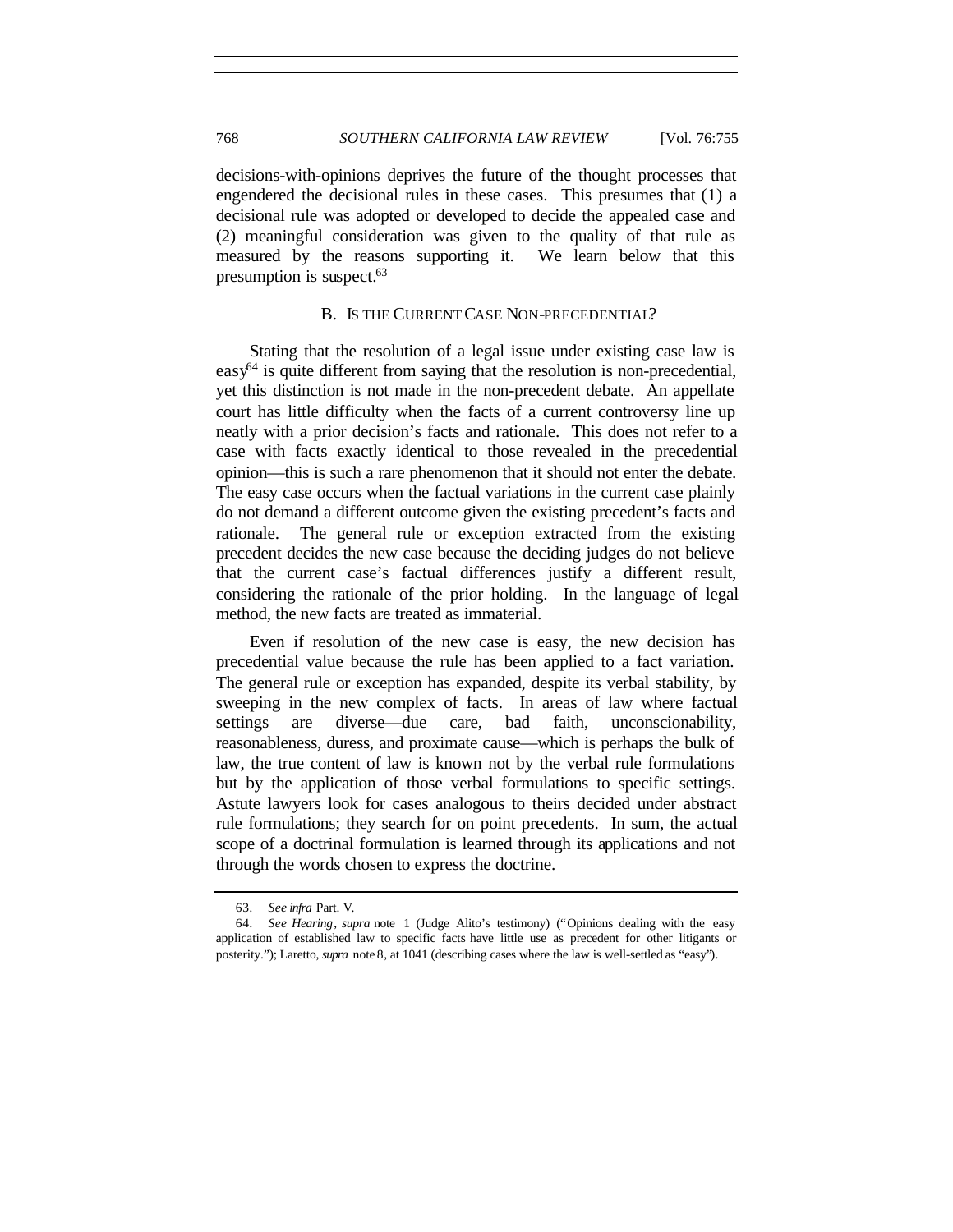decisions-with-opinions deprives the future of the thought processes that engendered the decisional rules in these cases. This presumes that (1) a decisional rule was adopted or developed to decide the appealed case and (2) meaningful consideration was given to the quality of that rule as measured by the reasons supporting it. We learn below that this presumption is suspect.[63]

### B. IS THE CURRENT CASE NON-PRECEDENTIAL?

Stating that the resolution of a legal issue under existing case law is easy[64] is quite different from saying that the resolution is non-precedential, yet this distinction is not made in the non-precedent debate. An appellate court has little difficulty when the facts of a current controversy line up neatly with a prior decision's facts and rationale. This does not refer to a case with facts exactly identical to those revealed in the precedential opinion—this is such a rare phenomenon that it should not enter the debate. The easy case occurs when the factual variations in the current case plainly do not demand a different outcome given the existing precedent's facts and rationale. The general rule or exception extracted from the existing precedent decides the new case because the deciding judges do not believe that the current case's factual differences justify a different result, considering the rationale of the prior holding. In the language of legal method, the new facts are treated as immaterial.

Even if resolution of the new case is easy, the new decision has precedential value because the rule has been applied to a fact variation. The general rule or exception has expanded, despite its verbal stability, by sweeping in the new complex of facts. In areas of law where factual settings are diverse—due care, bad faith, unconscionability, reasonableness, duress, and proximate cause—which is perhaps the bulk of law, the true content of law is known not by the verbal rule formulations but by the application of those verbal formulations to specific settings. Astute lawyers look for cases analogous to theirs decided under abstract rule formulations; they search for on point precedents. In sum, the actual scope of a doctrinal formulation is learned through its applications and not through the words chosen to express the doctrine.

---

63. *See infra* Part. V.

64. *See Hearing*, *supra* note 1 (Judge Alito's testimony) ("Opinions dealing with the easy application of established law to specific facts have little use as precedent for other litigants or posterity."); Laretto, *supra* note 8, at 1041 (describing cases where the law is well-settled as "easy").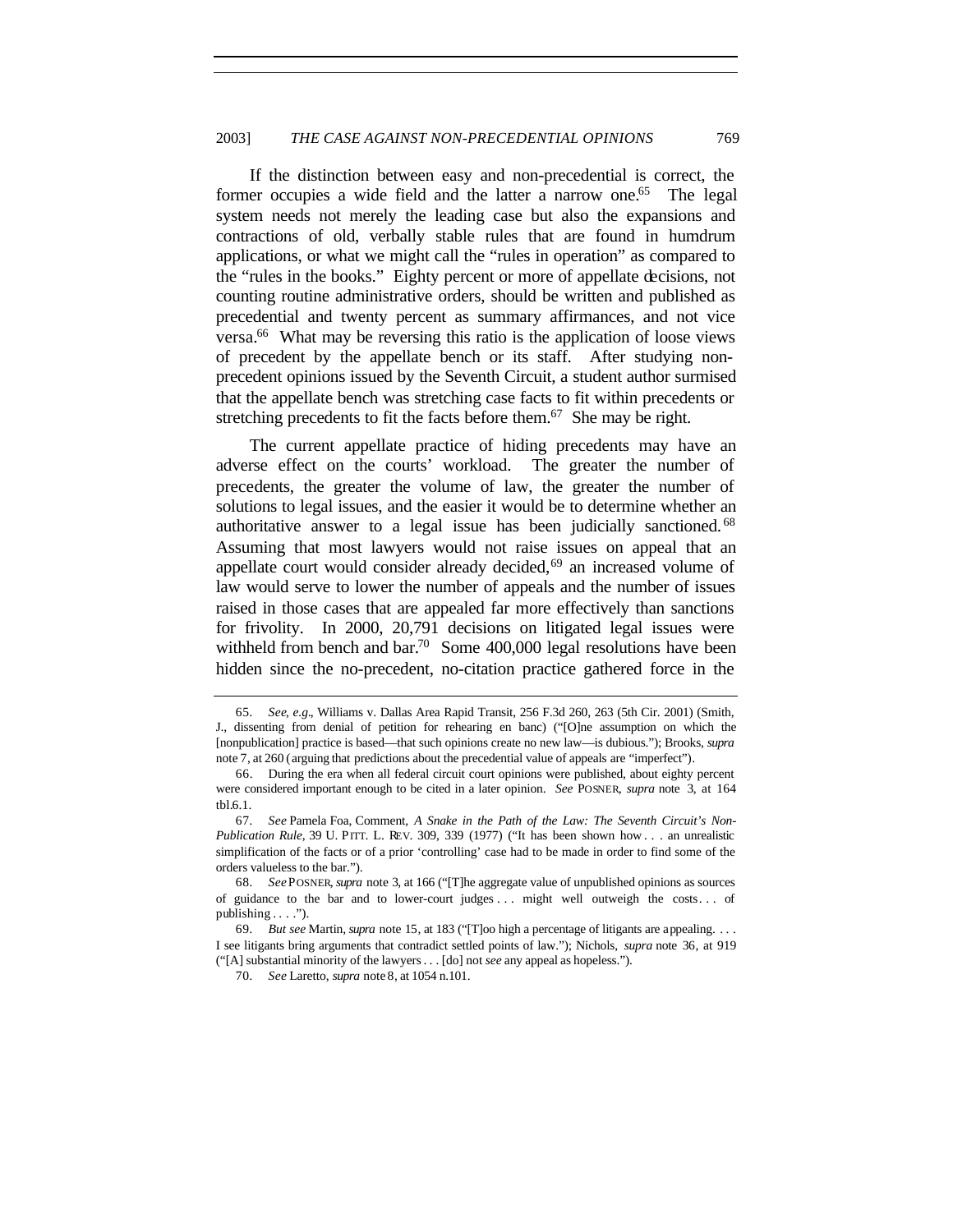If the distinction between easy and non-precedential is correct, the former occupies a wide field and the latter a narrow one.[65] The legal system needs not merely the leading case but also the expansions and contractions of old, verbally stable rules that are found in humdrum applications, or what we might call the "rules in operation" as compared to the "rules in the books." Eighty percent or more of appellate decisions, not counting routine administrative orders, should be written and published as precedential and twenty percent as summary affirmances, and not vice versa.[66] What may be reversing this ratio is the application of loose views of precedent by the appellate bench or its staff. After studying non-precedent opinions issued by the Seventh Circuit, a student author surmised that the appellate bench was stretching case facts to fit within precedents or stretching precedents to fit the facts before them.[67] She may be right.

The current appellate practice of hiding precedents may have an adverse effect on the courts' workload. The greater the number of precedents, the greater the volume of law, the greater the number of solutions to legal issues, and the easier it would be to determine whether an authoritative answer to a legal issue has been judicially sanctioned.[68] Assuming that most lawyers would not raise issues on appeal that an appellate court would consider already decided,[69] an increased volume of law would serve to lower the number of appeals and the number of issues raised in those cases that are appealed far more effectively than sanctions for frivolity. In 2000, 20,791 decisions on litigated legal issues were withheld from bench and bar.[70] Some 400,000 legal resolutions have been hidden since the no-precedent, no-citation practice gathered force in the

---

65. *See, e.g.*, Williams v. Dallas Area Rapid Transit, 256 F.3d 260, 263 (5th Cir. 2001) (Smith, J., dissenting from denial of petition for rehearing en banc) ("[O]ne assumption on which the [nonpublication] practice is based—that such opinions create no new law—is dubious."); Brooks, *supra* note 7, at 260 (arguing that predictions about the precedential value of appeals are "imperfect").

66. During the era when all federal circuit court opinions were published, about eighty percent were considered important enough to be cited in a later opinion. *See* POSNER, *supra* note 3, at 164 tbl.6.1.

67. *See* Pamela Foa, Comment, *A Snake in the Path of the Law: The Seventh Circuit's Non-Publication Rule*, 39 U. PITT. L. REV. 309, 339 (1977) ("It has been shown how . . . an unrealistic simplification of the facts or of a prior 'controlling' case had to be made in order to find some of the orders valueless to the bar.").

68. *See* POSNER, *supra* note 3, at 166 ("[T]he aggregate value of unpublished opinions as sources of guidance to the bar and to lower-court judges . . . might well outweigh the costs . . . of publishing . . . .").

69. *But see* Martin, *supra* note 15, at 183 ("[T]oo high a percentage of litigants are appealing. . . . I see litigants bring arguments that contradict settled points of law."); Nichols, *supra* note 36, at 919 ("[A] substantial minority of the lawyers . . . [do] not *see* any appeal as hopeless.").

70. *See* Laretto, *supra* note 8, at 1054 n.101.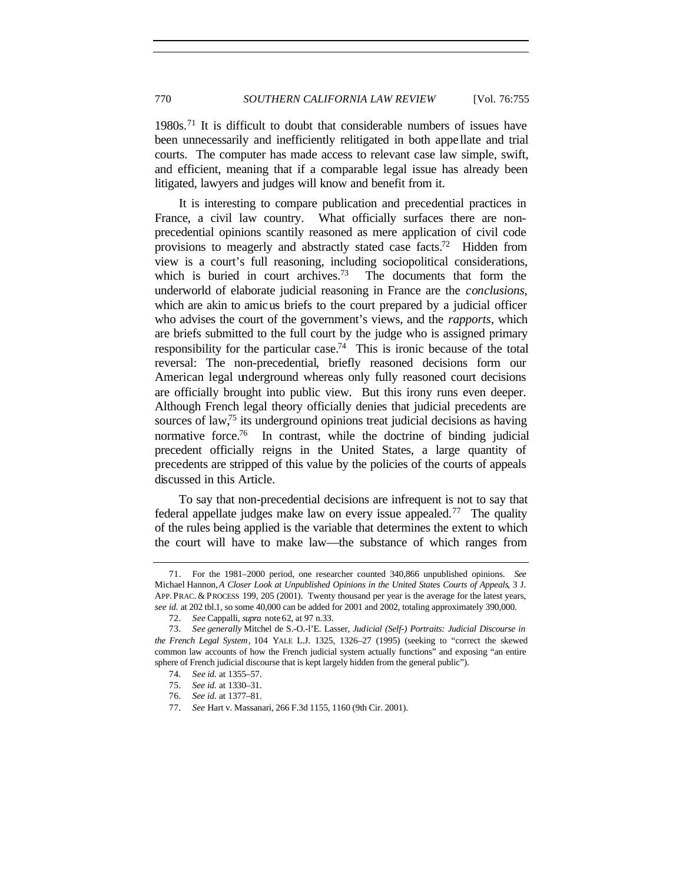1980s.[71] It is difficult to doubt that considerable numbers of issues have been unnecessarily and inefficiently relitigated in both appellate and trial courts. The computer has made access to relevant case law simple, swift, and efficient, meaning that if a comparable legal issue has already been litigated, lawyers and judges will know and benefit from it.

It is interesting to compare publication and precedential practices in France, a civil law country. What officially surfaces there are non-precedential opinions scantily reasoned as mere application of civil code provisions to meagerly and abstractly stated case facts.[72] Hidden from view is a court's full reasoning, including sociopolitical considerations, which is buried in court archives.[73] The documents that form the underworld of elaborate judicial reasoning in France are the *conclusions*, which are akin to amicus briefs to the court prepared by a judicial officer who advises the court of the government's views, and the *rapports*, which are briefs submitted to the full court by the judge who is assigned primary responsibility for the particular case.[74] This is ironic because of the total reversal: The non-precedential, briefly reasoned decisions form our American legal underground whereas only fully reasoned court decisions are officially brought into public view. But this irony runs even deeper. Although French legal theory officially denies that judicial precedents are sources of law,[75] its underground opinions treat judicial decisions as having normative force.[76] In contrast, while the doctrine of binding judicial precedent officially reigns in the United States, a large quantity of precedents are stripped of this value by the policies of the courts of appeals discussed in this Article.

To say that non-precedential decisions are infrequent is not to say that federal appellate judges make law on every issue appealed.[77] The quality of the rules being applied is the variable that determines the extent to which the court will have to make law—the substance of which ranges from

---

71. For the 1981–2000 period, one researcher counted 340,866 unpublished opinions. *See* Michael Hannon, *A Closer Look at Unpublished Opinions in the United States Courts of Appeals*, 3 J. APP. PRAC. & PROCESS 199, 205 (2001). Twenty thousand per year is the average for the latest years, *see id.* at 202 tbl.1, so some 40,000 can be added for 2001 and 2002, totaling approximately 390,000.

72. *See* Cappalli, *supra* note 62, at 97 n.33.

73. *See generally* Mitchel de S.-O.-l'E. Lasser, *Judicial (Self-) Portraits: Judicial Discourse in the French Legal System*, 104 YALE L.J. 1325, 1326–27 (1995) (seeking to "correct the skewed common law accounts of how the French judicial system actually functions" and exposing "an entire sphere of French judicial discourse that is kept largely hidden from the general public").

74. *See id.* at 1355–57.

75. *See id.* at 1330–31.

76. *See id.* at 1377–81.

77. *See* Hart v. Massanari, 266 F.3d 1155, 1160 (9th Cir. 2001).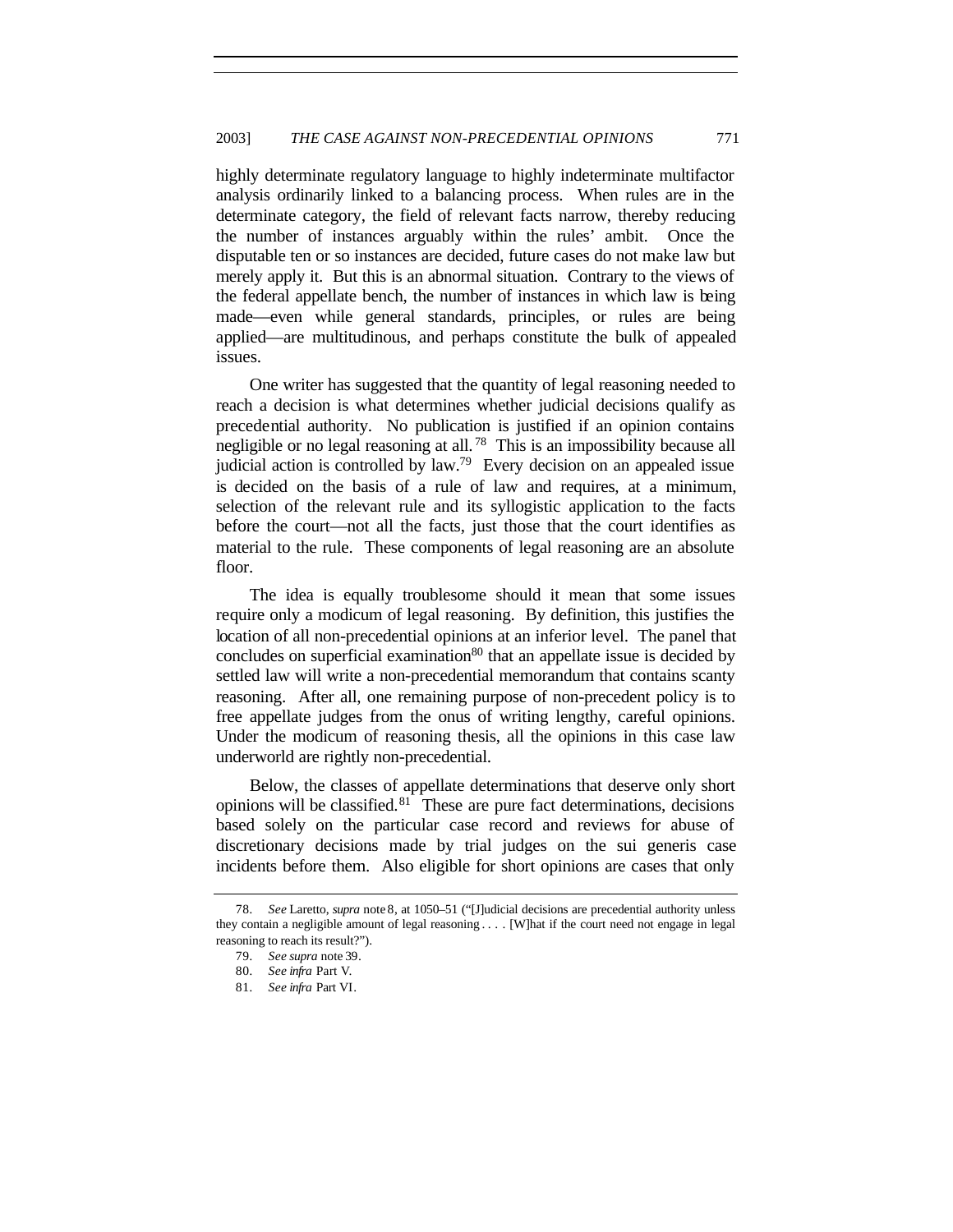highly determinate regulatory language to highly indeterminate multifactor analysis ordinarily linked to a balancing process. When rules are in the determinate category, the field of relevant facts narrow, thereby reducing the number of instances arguably within the rules' ambit. Once the disputable ten or so instances are decided, future cases do not make law but merely apply it. But this is an abnormal situation. Contrary to the views of the federal appellate bench, the number of instances in which law is being made—even while general standards, principles, or rules are being applied—are multitudinous, and perhaps constitute the bulk of appealed issues.

One writer has suggested that the quantity of legal reasoning needed to reach a decision is what determines whether judicial decisions qualify as precedential authority. No publication is justified if an opinion contains negligible or no legal reasoning at all.[78] This is an impossibility because all judicial action is controlled by law.[79] Every decision on an appealed issue is decided on the basis of a rule of law and requires, at a minimum, selection of the relevant rule and its syllogistic application to the facts before the court—not all the facts, just those that the court identifies as material to the rule. These components of legal reasoning are an absolute floor.

The idea is equally troublesome should it mean that some issues require only a modicum of legal reasoning. By definition, this justifies the location of all non-precedential opinions at an inferior level. The panel that concludes on superficial examination[80] that an appellate issue is decided by settled law will write a non-precedential memorandum that contains scanty reasoning. After all, one remaining purpose of non-precedent policy is to free appellate judges from the onus of writing lengthy, careful opinions. Under the modicum of reasoning thesis, all the opinions in this case law underworld are rightly non-precedential.

Below, the classes of appellate determinations that deserve only short opinions will be classified.[81] These are pure fact determinations, decisions based solely on the particular case record and reviews for abuse of discretionary decisions made by trial judges on the sui generis case incidents before them. Also eligible for short opinions are cases that only

---

78. *See* Laretto, *supra* note 8, at 1050–51 ("[J]udicial decisions are precedential authority unless they contain a negligible amount of legal reasoning . . . . [W]hat if the court need not engage in legal reasoning to reach its result?").

79. *See supra* note 39.

80. *See infra* Part V.

81. *See infra* Part VI.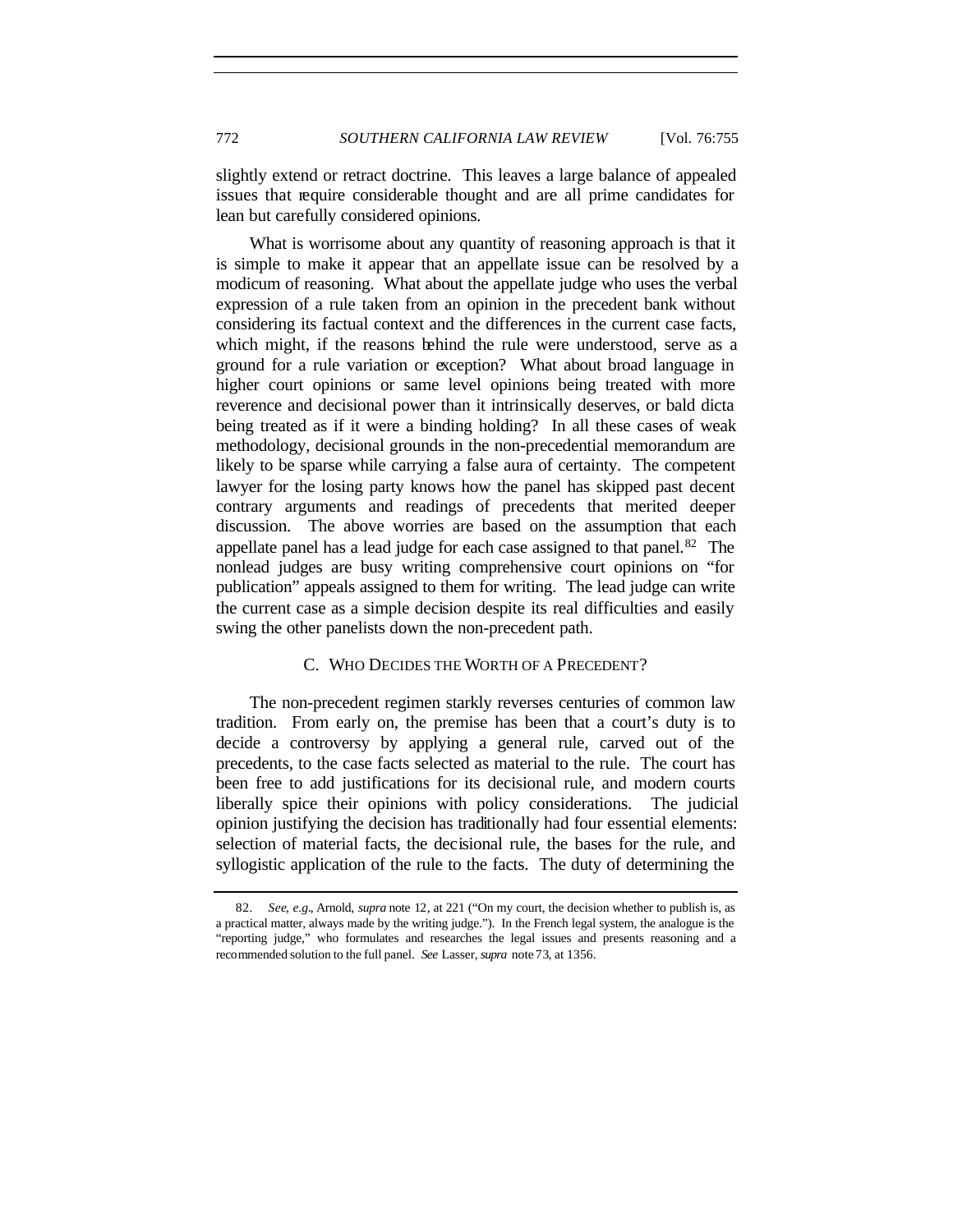slightly extend or retract doctrine. This leaves a large balance of appealed issues that require considerable thought and are all prime candidates for lean but carefully considered opinions.

What is worrisome about any quantity of reasoning approach is that it is simple to make it appear that an appellate issue can be resolved by a modicum of reasoning. What about the appellate judge who uses the verbal expression of a rule taken from an opinion in the precedent bank without considering its factual context and the differences in the current case facts, which might, if the reasons behind the rule were understood, serve as a ground for a rule variation or exception? What about broad language in higher court opinions or same level opinions being treated with more reverence and decisional power than it intrinsically deserves, or bald dicta being treated as if it were a binding holding? In all these cases of weak methodology, decisional grounds in the non-precedential memorandum are likely to be sparse while carrying a false aura of certainty. The competent lawyer for the losing party knows how the panel has skipped past decent contrary arguments and readings of precedents that merited deeper discussion. The above worries are based on the assumption that each appellate panel has a lead judge for each case assigned to that panel.[82] The nonlead judges are busy writing comprehensive court opinions on "for publication" appeals assigned to them for writing. The lead judge can write the current case as a simple decision despite its real difficulties and easily swing the other panelists down the non-precedent path.

### C. Who Decides the Worth of a Precedent?

The non-precedent regimen starkly reverses centuries of common law tradition. From early on, the premise has been that a court's duty is to decide a controversy by applying a general rule, carved out of the precedents, to the case facts selected as material to the rule. The court has been free to add justifications for its decisional rule, and modern courts liberally spice their opinions with policy considerations. The judicial opinion justifying the decision has traditionally had four essential elements: selection of material facts, the decisional rule, the bases for the rule, and syllogistic application of the rule to the facts. The duty of determining the

---

82. *See, e.g.*, Arnold, *supra* note 12, at 221 ("On my court, the decision whether to publish is, as a practical matter, always made by the writing judge."). In the French legal system, the analogue is the "reporting judge," who formulates and researches the legal issues and presents reasoning and a recommended solution to the full panel. *See* Lasser, *supra* note 73, at 1356.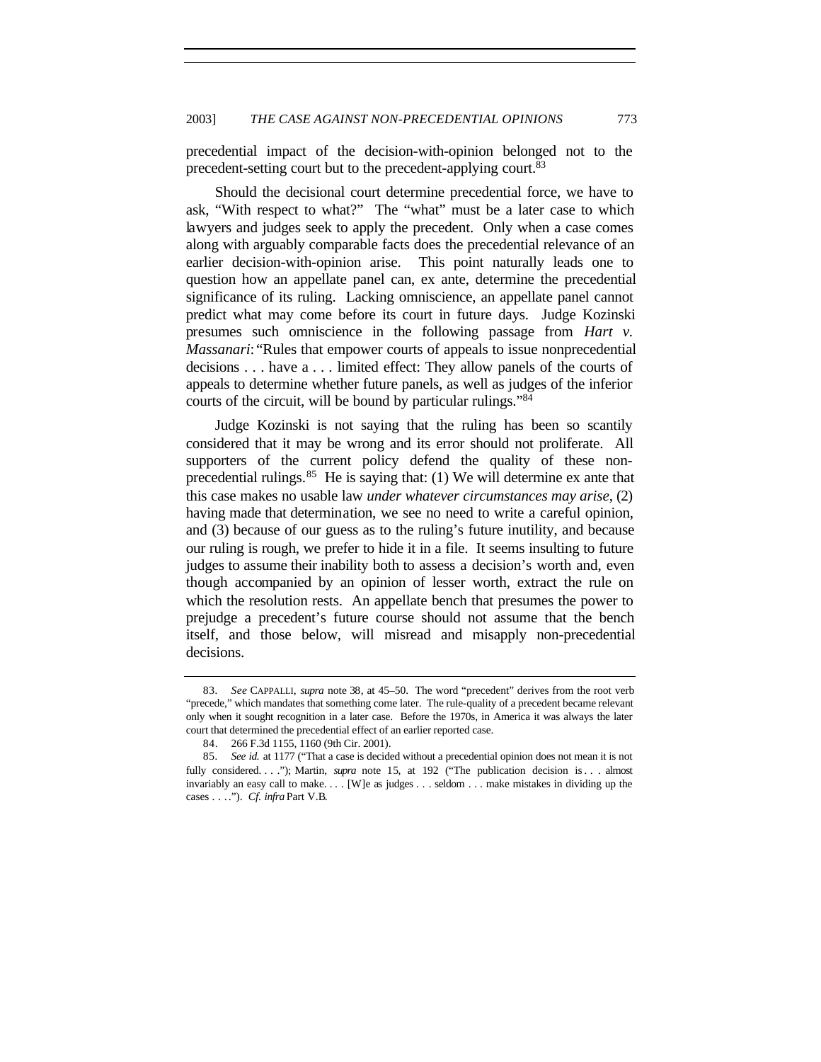precedential impact of the decision-with-opinion belonged not to the precedent-setting court but to the precedent-applying court.[83]

Should the decisional court determine precedential force, we have to ask, "With respect to what?" The "what" must be a later case to which lawyers and judges seek to apply the precedent. Only when a case comes along with arguably comparable facts does the precedential relevance of an earlier decision-with-opinion arise. This point naturally leads one to question how an appellate panel can, ex ante, determine the precedential significance of its ruling. Lacking omniscience, an appellate panel cannot predict what may come before its court in future days. Judge Kozinski presumes such omniscience in the following passage from *Hart v. Massanari*: "Rules that empower courts of appeals to issue nonprecedential decisions . . . have a . . . limited effect: They allow panels of the courts of appeals to determine whether future panels, as well as judges of the inferior courts of the circuit, will be bound by particular rulings."[84]

Judge Kozinski is not saying that the ruling has been so scantily considered that it may be wrong and its error should not proliferate. All supporters of the current policy defend the quality of these non-precedential rulings.[85] He is saying that: (1) We will determine ex ante that this case makes no usable law *under whatever circumstances may arise*, (2) having made that determination, we see no need to write a careful opinion, and (3) because of our guess as to the ruling's future inutility, and because our ruling is rough, we prefer to hide it in a file. It seems insulting to future judges to assume their inability both to assess a decision's worth and, even though accompanied by an opinion of lesser worth, extract the rule on which the resolution rests. An appellate bench that presumes the power to prejudge a precedent's future course should not assume that the bench itself, and those below, will misread and misapply non-precedential decisions.

---

83. *See* CAPPALLI, *supra* note 38, at 45–50. The word "precedent" derives from the root verb "precede," which mandates that something come later. The rule-quality of a precedent became relevant only when it sought recognition in a later case. Before the 1970s, in America it was always the later court that determined the precedential effect of an earlier reported case.

84. 266 F.3d 1155, 1160 (9th Cir. 2001).

85. *See id.* at 1177 ("That a case is decided without a precedential opinion does not mean it is not fully considered. . . ."); Martin, *supra* note 15, at 192 ("The publication decision is . . . almost invariably an easy call to make. . . . [W]e as judges . . . seldom . . . make mistakes in dividing up the cases . . . ."). *Cf. infra* Part V.B.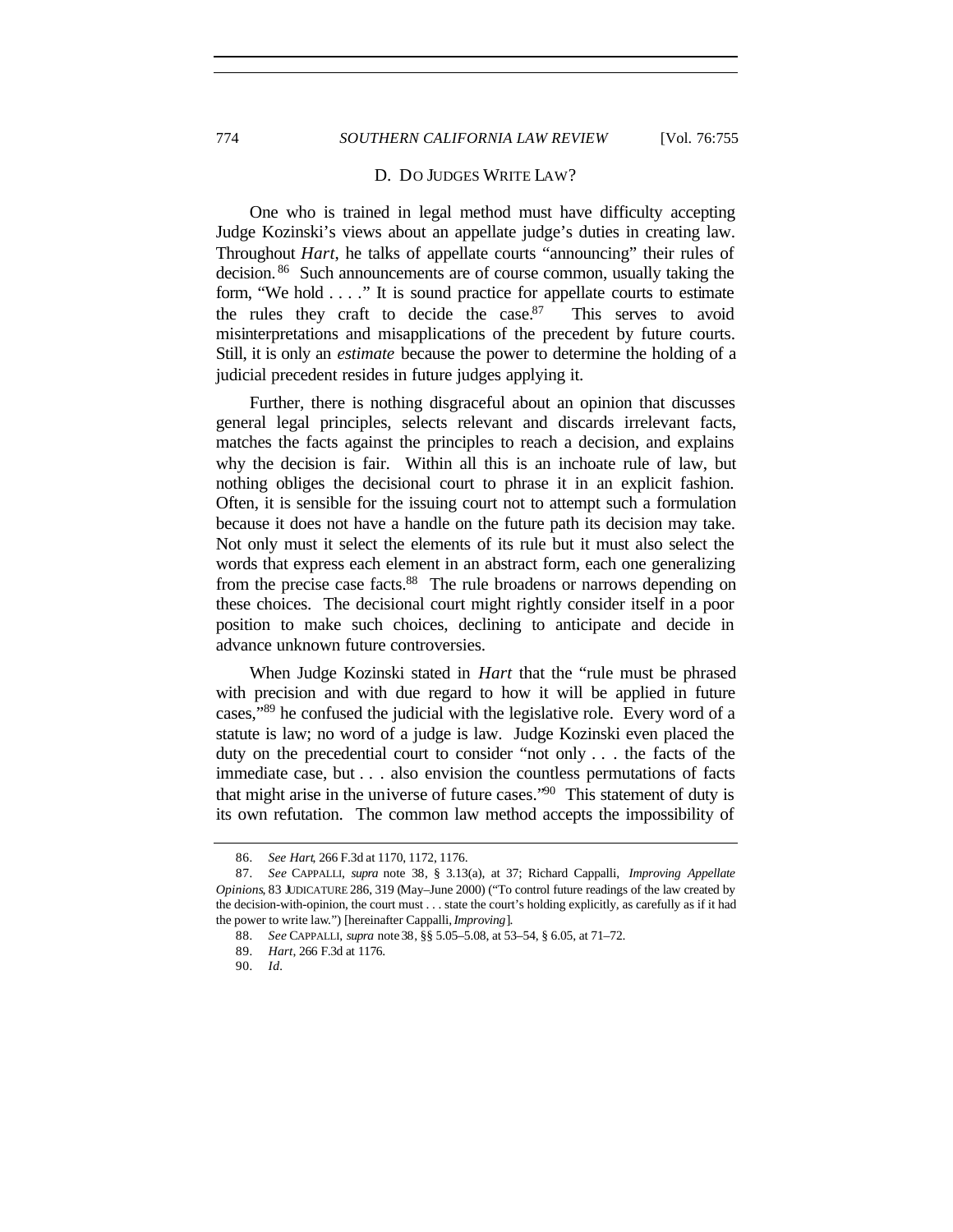## D. DO JUDGES WRITE LAW?

One who is trained in legal method must have difficulty accepting Judge Kozinski's views about an appellate judge's duties in creating law. Throughout *Hart*, he talks of appellate courts "announcing" their rules of decision.[86] Such announcements are of course common, usually taking the form, "We hold . . . ." It is sound practice for appellate courts to estimate the rules they craft to decide the case.[87] This serves to avoid misinterpretations and misapplications of the precedent by future courts. Still, it is only an *estimate* because the power to determine the holding of a judicial precedent resides in future judges applying it.

Further, there is nothing disgraceful about an opinion that discusses general legal principles, selects relevant and discards irrelevant facts, matches the facts against the principles to reach a decision, and explains why the decision is fair. Within all this is an inchoate rule of law, but nothing obliges the decisional court to phrase it in an explicit fashion. Often, it is sensible for the issuing court not to attempt such a formulation because it does not have a handle on the future path its decision may take. Not only must it select the elements of its rule but it must also select the words that express each element in an abstract form, each one generalizing from the precise case facts.[88] The rule broadens or narrows depending on these choices. The decisional court might rightly consider itself in a poor position to make such choices, declining to anticipate and decide in advance unknown future controversies.

When Judge Kozinski stated in *Hart* that the "rule must be phrased with precision and with due regard to how it will be applied in future cases,"[89] he confused the judicial with the legislative role. Every word of a statute is law; no word of a judge is law. Judge Kozinski even placed the duty on the precedential court to consider "not only . . . the facts of the immediate case, but . . . also envision the countless permutations of facts that might arise in the universe of future cases."[90] This statement of duty is its own refutation. The common law method accepts the impossibility of

86. *See Hart*, 266 F.3d at 1170, 1172, 1176.

87. *See* CAPPALLI, *supra* note 38, § 3.13(a), at 37; Richard Cappalli, *Improving Appellate Opinions*, 83 JUDICATURE 286, 319 (May–June 2000) ("To control future readings of the law created by the decision-with-opinion, the court must . . . state the court's holding explicitly, as carefully as if it had the power to write law.") [hereinafter Cappalli, *Improving*].

88. *See* CAPPALLI, *supra* note 38, §§ 5.05–5.08, at 53–54, § 6.05, at 71–72.

89. *Hart*, 266 F.3d at 1176.

90. *Id.*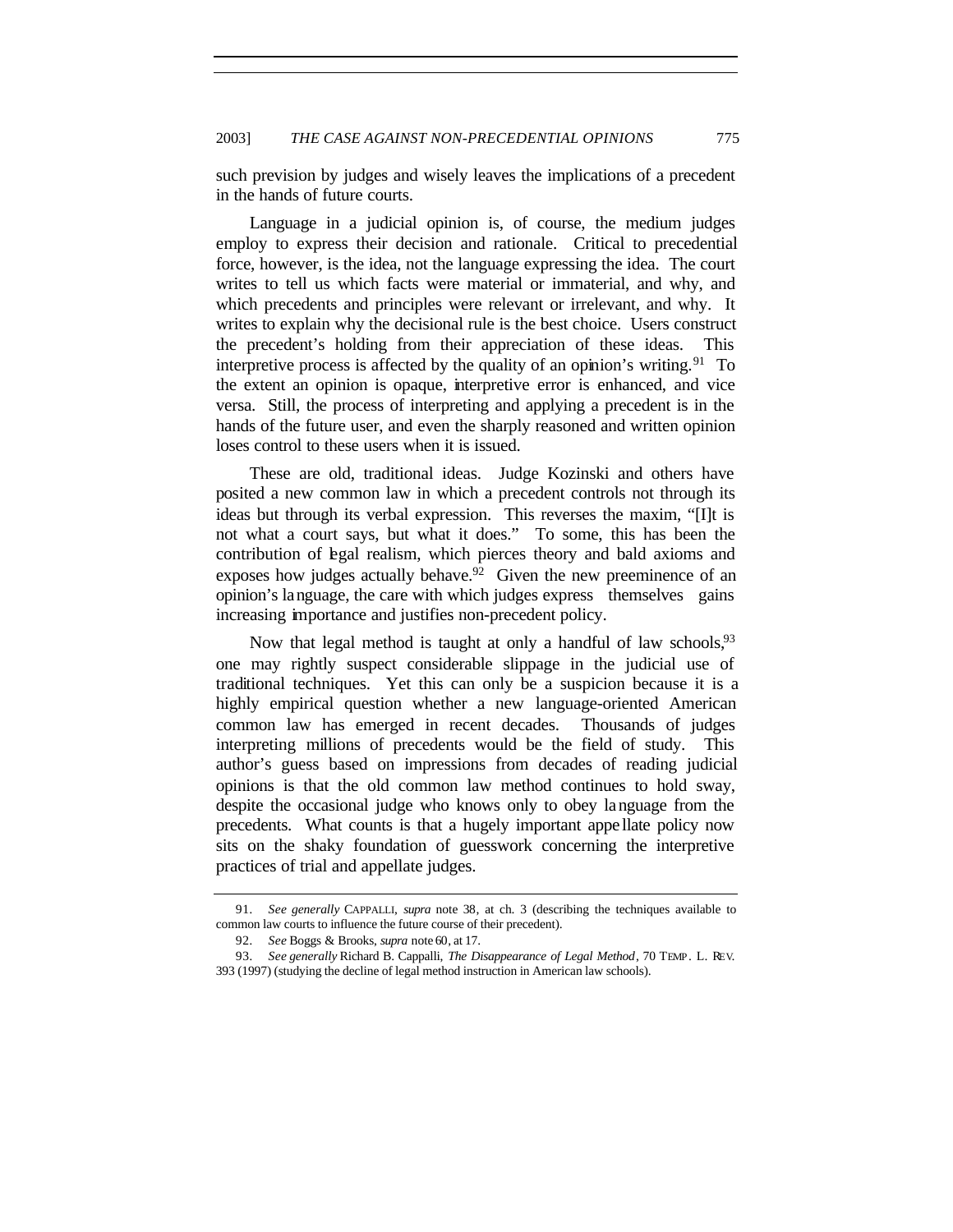such prevision by judges and wisely leaves the implications of a precedent in the hands of future courts.

Language in a judicial opinion is, of course, the medium judges employ to express their decision and rationale. Critical to precedential force, however, is the idea, not the language expressing the idea. The court writes to tell us which facts were material or immaterial, and why, and which precedents and principles were relevant or irrelevant, and why. It writes to explain why the decisional rule is the best choice. Users construct the precedent's holding from their appreciation of these ideas. This interpretive process is affected by the quality of an opinion's writing.[91] To the extent an opinion is opaque, interpretive error is enhanced, and vice versa. Still, the process of interpreting and applying a precedent is in the hands of the future user, and even the sharply reasoned and written opinion loses control to these users when it is issued.

These are old, traditional ideas. Judge Kozinski and others have posited a new common law in which a precedent controls not through its ideas but through its verbal expression. This reverses the maxim, "[I]t is not what a court says, but what it does." To some, this has been the contribution of legal realism, which pierces theory and bald axioms and exposes how judges actually behave.[92] Given the new preeminence of an opinion's language, the care with which judges express themselves gains increasing importance and justifies non-precedent policy.

Now that legal method is taught at only a handful of law schools,[93] one may rightly suspect considerable slippage in the judicial use of traditional techniques. Yet this can only be a suspicion because it is a highly empirical question whether a new language-oriented American common law has emerged in recent decades. Thousands of judges interpreting millions of precedents would be the field of study. This author's guess based on impressions from decades of reading judicial opinions is that the old common law method continues to hold sway, despite the occasional judge who knows only to obey language from the precedents. What counts is that a hugely important appellate policy now sits on the shaky foundation of guesswork concerning the interpretive practices of trial and appellate judges.

---

91. *See generally* CAPPALLI, *supra* note 38, at ch. 3 (describing the techniques available to common law courts to influence the future course of their precedent).

92. *See* Boggs & Brooks, *supra* note 60, at 17.

93. *See generally* Richard B. Cappalli, *The Disappearance of Legal Method*, 70 TEMP. L. REV. 393 (1997) (studying the decline of legal method instruction in American law schools).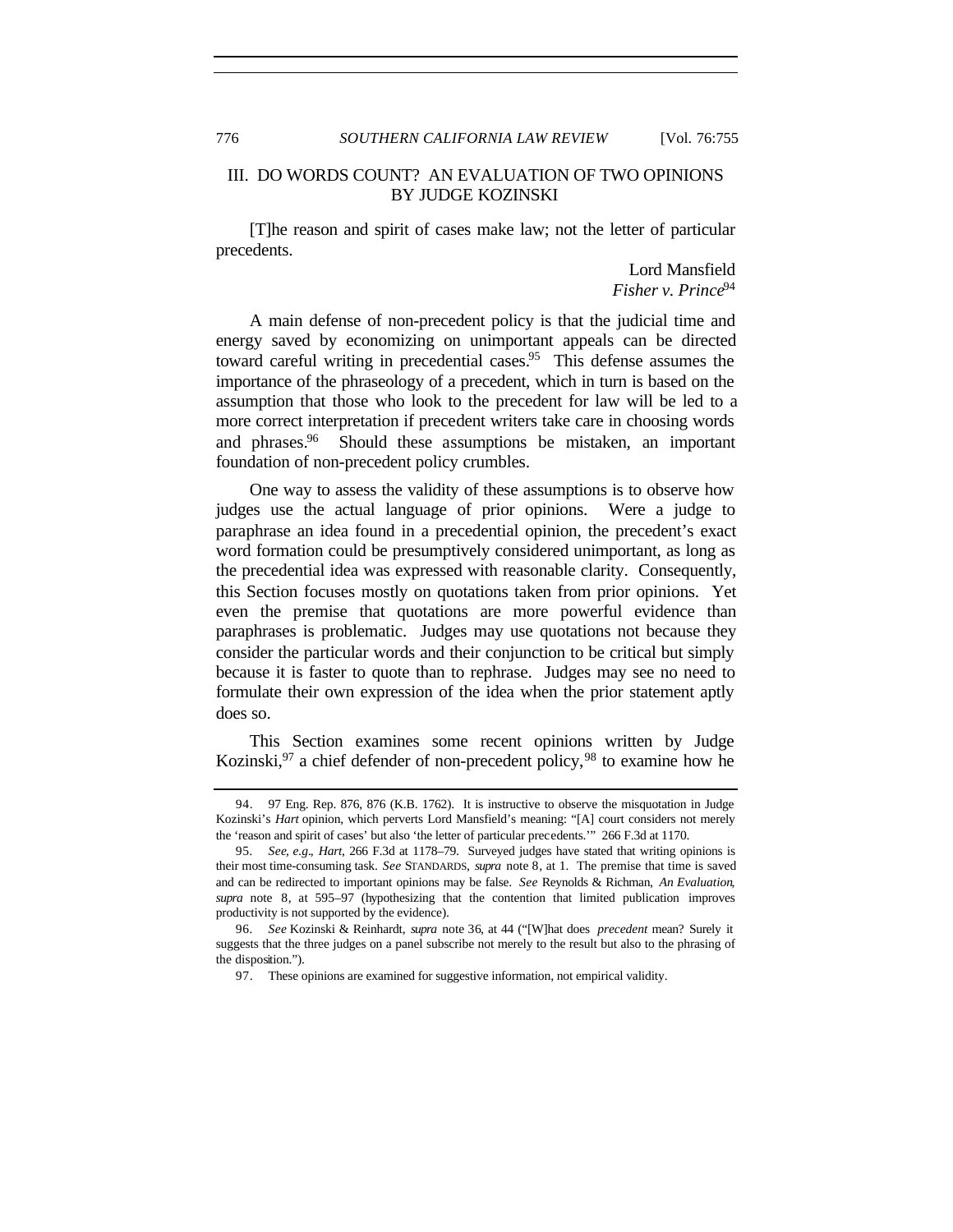## III. DO WORDS COUNT? AN EVALUATION OF TWO OPINIONS BY JUDGE KOZINSKI

> [T]he reason and spirit of cases make law; not the letter of particular precedents.
>
> Lord Mansfield
> *Fisher v. Prince*[94]

A main defense of non-precedent policy is that the judicial time and energy saved by economizing on unimportant appeals can be directed toward careful writing in precedential cases.[95] This defense assumes the importance of the phraseology of a precedent, which in turn is based on the assumption that those who look to the precedent for law will be led to a more correct interpretation if precedent writers take care in choosing words and phrases.[96] Should these assumptions be mistaken, an important foundation of non-precedent policy crumbles.

One way to assess the validity of these assumptions is to observe how judges use the actual language of prior opinions. Were a judge to paraphrase an idea found in a precedential opinion, the precedent's exact word formation could be presumptively considered unimportant, as long as the precedential idea was expressed with reasonable clarity. Consequently, this Section focuses mostly on quotations taken from prior opinions. Yet even the premise that quotations are more powerful evidence than paraphrases is problematic. Judges may use quotations not because they consider the particular words and their conjunction to be critical but simply because it is faster to quote than to rephrase. Judges may see no need to formulate their own expression of the idea when the prior statement aptly does so.

This Section examines some recent opinions written by Judge Kozinski,[97] a chief defender of non-precedent policy,[98] to examine how he

---

94. 97 Eng. Rep. 876, 876 (K.B. 1762). It is instructive to observe the misquotation in Judge Kozinski's *Hart* opinion, which perverts Lord Mansfield's meaning: "[A] court considers not merely the 'reason and spirit of cases' but also 'the letter of particular precedents.'" 266 F.3d at 1170.

95. *See, e.g.*, *Hart*, 266 F.3d at 1178–79. Surveyed judges have stated that writing opinions is their most time-consuming task. *See* STANDARDS, *supra* note 8, at 1. The premise that time is saved and can be redirected to important opinions may be false. *See* Reynolds & Richman, *An Evaluation*, *supra* note 8, at 595–97 (hypothesizing that the contention that limited publication improves productivity is not supported by the evidence).

96. *See* Kozinski & Reinhardt, *supra* note 36, at 44 ("[W]hat does *precedent* mean? Surely it suggests that the three judges on a panel subscribe not merely to the result but also to the phrasing of the disposition.").

97. These opinions are examined for suggestive information, not empirical validity.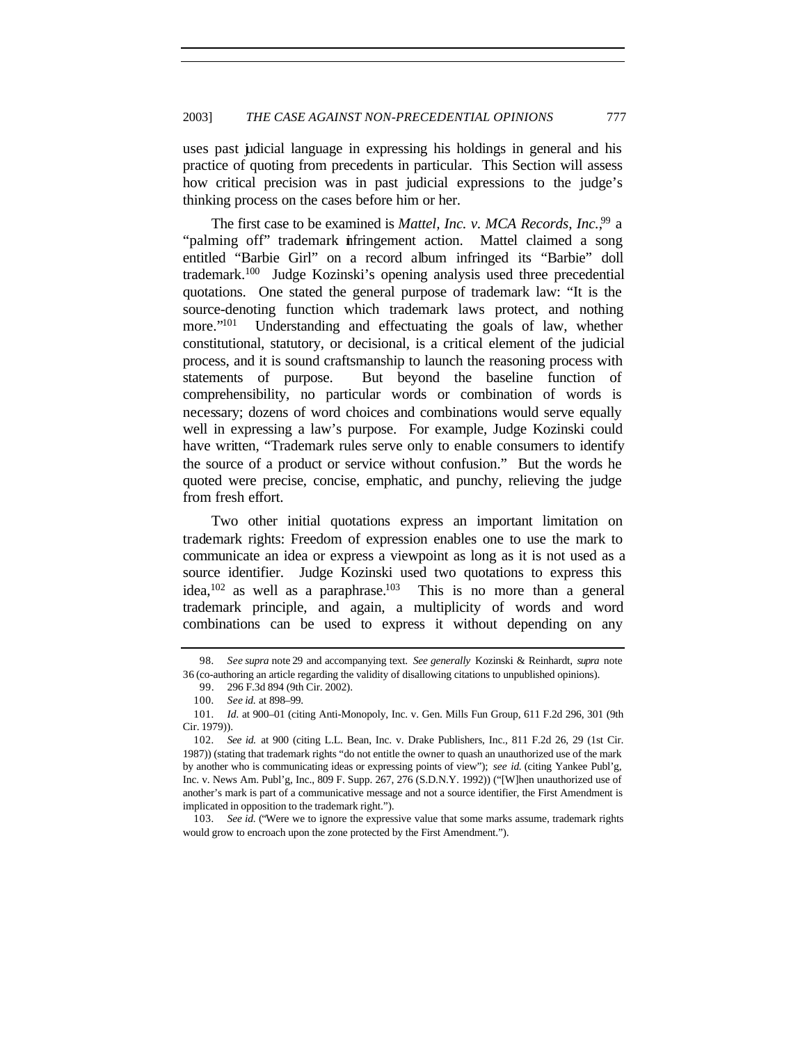uses past judicial language in expressing his holdings in general and his practice of quoting from precedents in particular. This Section will assess how critical precision was in past judicial expressions to the judge's thinking process on the cases before him or her.

The first case to be examined is *Mattel, Inc. v. MCA Records, Inc.*,[99] a "palming off" trademark infringement action. Mattel claimed a song entitled "Barbie Girl" on a record album infringed its "Barbie" doll trademark.[100] Judge Kozinski's opening analysis used three precedential quotations. One stated the general purpose of trademark law: "It is the source-denoting function which trademark laws protect, and nothing more."[101] Understanding and effectuating the goals of law, whether constitutional, statutory, or decisional, is a critical element of the judicial process, and it is sound craftsmanship to launch the reasoning process with statements of purpose. But beyond the baseline function of comprehensibility, no particular words or combination of words is necessary; dozens of word choices and combinations would serve equally well in expressing a law's purpose. For example, Judge Kozinski could have written, "Trademark rules serve only to enable consumers to identify the source of a product or service without confusion." But the words he quoted were precise, concise, emphatic, and punchy, relieving the judge from fresh effort.

Two other initial quotations express an important limitation on trademark rights: Freedom of expression enables one to use the mark to communicate an idea or express a viewpoint as long as it is not used as a source identifier. Judge Kozinski used two quotations to express this idea,[102] as well as a paraphrase.[103] This is no more than a general trademark principle, and again, a multiplicity of words and word combinations can be used to express it without depending on any

---

98. *See supra* note 29 and accompanying text. *See generally* Kozinski & Reinhardt, *supra* note 36 (co-authoring an article regarding the validity of disallowing citations to unpublished opinions).

99. 296 F.3d 894 (9th Cir. 2002).

100. *See id.* at 898–99.

101. *Id.* at 900–01 (citing Anti-Monopoly, Inc. v. Gen. Mills Fun Group, 611 F.2d 296, 301 (9th Cir. 1979)).

102. *See id.* at 900 (citing L.L. Bean, Inc. v. Drake Publishers, Inc., 811 F.2d 26, 29 (1st Cir. 1987)) (stating that trademark rights "do not entitle the owner to quash an unauthorized use of the mark by another who is communicating ideas or expressing points of view"); *see id.* (citing Yankee Publ'g, Inc. v. News Am. Publ'g, Inc., 809 F. Supp. 267, 276 (S.D.N.Y. 1992)) ("[W]hen unauthorized use of another's mark is part of a communicative message and not a source identifier, the First Amendment is implicated in opposition to the trademark right.").

103. *See id.* ("Were we to ignore the expressive value that some marks assume, trademark rights would grow to encroach upon the zone protected by the First Amendment.").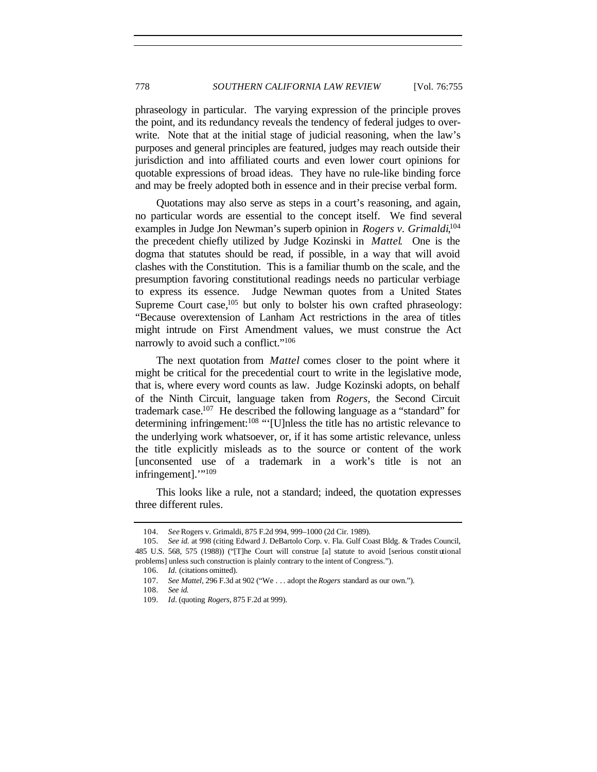phraseology in particular. The varying expression of the principle proves the point, and its redundancy reveals the tendency of federal judges to overwrite. Note that at the initial stage of judicial reasoning, when the law's purposes and general principles are featured, judges may reach outside their jurisdiction and into affiliated courts and even lower court opinions for quotable expressions of broad ideas. They have no rule-like binding force and may be freely adopted both in essence and in their precise verbal form.

Quotations may also serve as steps in a court's reasoning, and again, no particular words are essential to the concept itself. We find several examples in Judge Jon Newman's superb opinion in *Rogers v. Grimaldi*,[104] the precedent chiefly utilized by Judge Kozinski in *Mattel*. One is the dogma that statutes should be read, if possible, in a way that will avoid clashes with the Constitution. This is a familiar thumb on the scale, and the presumption favoring constitutional readings needs no particular verbiage to express its essence. Judge Newman quotes from a United States Supreme Court case,[105] but only to bolster his own crafted phraseology: "Because overextension of Lanham Act restrictions in the area of titles might intrude on First Amendment values, we must construe the Act narrowly to avoid such a conflict."[106]

The next quotation from *Mattel* comes closer to the point where it might be critical for the precedential court to write in the legislative mode, that is, where every word counts as law. Judge Kozinski adopts, on behalf of the Ninth Circuit, language taken from *Rogers*, the Second Circuit trademark case.[107] He described the following language as a "standard" for determining infringement:[108] "'[U]nless the title has no artistic relevance to the underlying work whatsoever, or, if it has some artistic relevance, unless the title explicitly misleads as to the source or content of the work [unconsented use of a trademark in a work's title is not an infringement].'"[109]

This looks like a rule, not a standard; indeed, the quotation expresses three different rules.

---

104. *See* Rogers v. Grimaldi, 875 F.2d 994, 999–1000 (2d Cir. 1989).

105. *See id.* at 998 (citing Edward J. DeBartolo Corp. v. Fla. Gulf Coast Bldg. & Trades Council, 485 U.S. 568, 575 (1988)) ("[T]he Court will construe [a] statute to avoid [serious constitutional problems] unless such construction is plainly contrary to the intent of Congress.").

106. *Id.* (citations omitted).

107. *See Mattel*, 296 F.3d at 902 ("We . . . adopt the *Rogers* standard as our own.").

108. *See id.*

109. *Id*. (quoting *Rogers*, 875 F.2d at 999).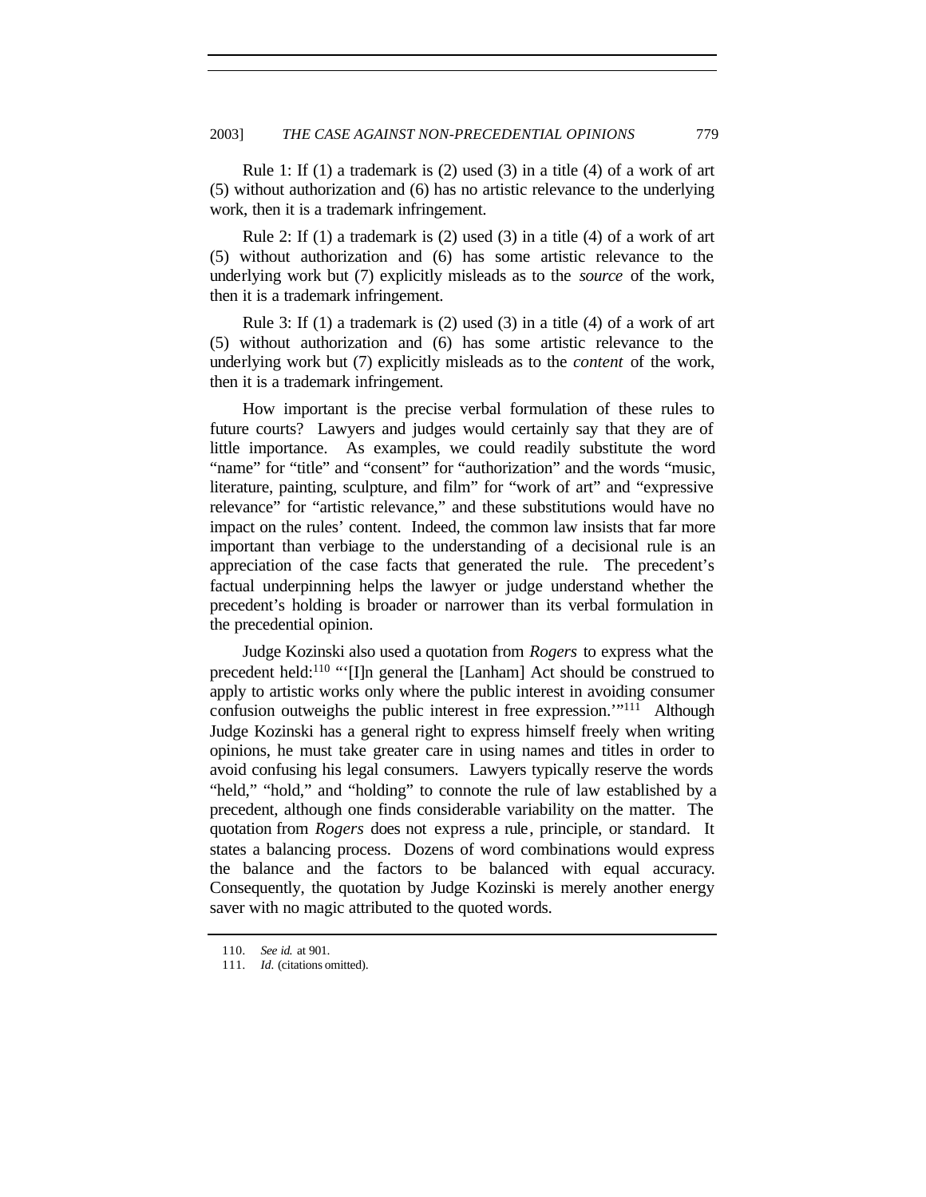Rule 1: If (1) a trademark is (2) used (3) in a title (4) of a work of art (5) without authorization and (6) has no artistic relevance to the underlying work, then it is a trademark infringement.

Rule 2: If (1) a trademark is (2) used (3) in a title (4) of a work of art (5) without authorization and (6) has some artistic relevance to the underlying work but (7) explicitly misleads as to the *source* of the work, then it is a trademark infringement.

Rule 3: If (1) a trademark is (2) used (3) in a title (4) of a work of art (5) without authorization and (6) has some artistic relevance to the underlying work but (7) explicitly misleads as to the *content* of the work, then it is a trademark infringement.

How important is the precise verbal formulation of these rules to future courts? Lawyers and judges would certainly say that they are of little importance. As examples, we could readily substitute the word "name" for "title" and "consent" for "authorization" and the words "music, literature, painting, sculpture, and film" for "work of art" and "expressive relevance" for "artistic relevance," and these substitutions would have no impact on the rules' content. Indeed, the common law insists that far more important than verbiage to the understanding of a decisional rule is an appreciation of the case facts that generated the rule. The precedent's factual underpinning helps the lawyer or judge understand whether the precedent's holding is broader or narrower than its verbal formulation in the precedential opinion.

Judge Kozinski also used a quotation from *Rogers* to express what the precedent held:[110] "'[I]n general the [Lanham] Act should be construed to apply to artistic works only where the public interest in avoiding consumer confusion outweighs the public interest in free expression.'"[111] Although Judge Kozinski has a general right to express himself freely when writing opinions, he must take greater care in using names and titles in order to avoid confusing his legal consumers. Lawyers typically reserve the words "held," "hold," and "holding" to connote the rule of law established by a precedent, although one finds considerable variability on the matter. The quotation from *Rogers* does not express a rule, principle, or standard. It states a balancing process. Dozens of word combinations would express the balance and the factors to be balanced with equal accuracy. Consequently, the quotation by Judge Kozinski is merely another energy saver with no magic attributed to the quoted words.

110. *See id.* at 901.

111. *Id.* (citations omitted).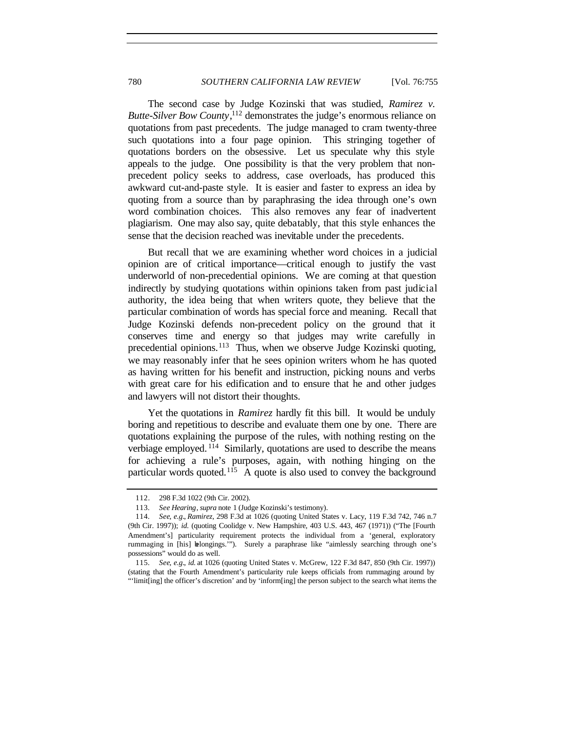The second case by Judge Kozinski that was studied, *Ramirez v. Butte-Silver Bow County*,[112] demonstrates the judge's enormous reliance on quotations from past precedents. The judge managed to cram twenty-three such quotations into a four page opinion. This stringing together of quotations borders on the obsessive. Let us speculate why this style appeals to the judge. One possibility is that the very problem that non-precedent policy seeks to address, case overloads, has produced this awkward cut-and-paste style. It is easier and faster to express an idea by quoting from a source than by paraphrasing the idea through one's own word combination choices. This also removes any fear of inadvertent plagiarism. One may also say, quite debatably, that this style enhances the sense that the decision reached was inevitable under the precedents.

But recall that we are examining whether word choices in a judicial opinion are of critical importance—critical enough to justify the vast underworld of non-precedential opinions. We are coming at that question indirectly by studying quotations within opinions taken from past judicial authority, the idea being that when writers quote, they believe that the particular combination of words has special force and meaning. Recall that Judge Kozinski defends non-precedent policy on the ground that it conserves time and energy so that judges may write carefully in precedential opinions.[113] Thus, when we observe Judge Kozinski quoting, we may reasonably infer that he sees opinion writers whom he has quoted as having written for his benefit and instruction, picking nouns and verbs with great care for his edification and to ensure that he and other judges and lawyers will not distort their thoughts.

Yet the quotations in *Ramirez* hardly fit this bill. It would be unduly boring and repetitious to describe and evaluate them one by one. There are quotations explaining the purpose of the rules, with nothing resting on the verbiage employed.[114] Similarly, quotations are used to describe the means for achieving a rule's purposes, again, with nothing hinging on the particular words quoted.[115] A quote is also used to convey the background

---

112. 298 F.3d 1022 (9th Cir. 2002).

113. *See Hearing*, *supra* note 1 (Judge Kozinski's testimony).

114. *See, e.g.*, *Ramirez*, 298 F.3d at 1026 (quoting United States v. Lacy, 119 F.3d 742, 746 n.7 (9th Cir. 1997)); *id.* (quoting Coolidge v. New Hampshire, 403 U.S. 443, 467 (1971)) ("The [Fourth Amendment's] particularity requirement protects the individual from a 'general, exploratory rummaging in [his] belongings.'"). Surely a paraphrase like "aimlessly searching through one's possessions" would do as well.

115. *See, e.g.*, *id.* at 1026 (quoting United States v. McGrew, 122 F.3d 847, 850 (9th Cir. 1997)) (stating that the Fourth Amendment's particularity rule keeps officials from rummaging around by "'limit[ing] the officer's discretion' and by 'inform[ing] the person subject to the search what items the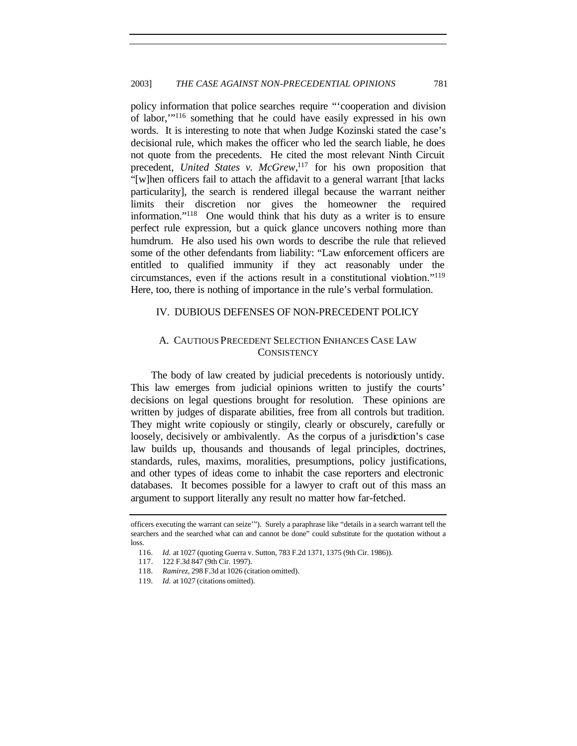policy information that police searches require "'cooperation and division of labor,'"[116] something that he could have easily expressed in his own words. It is interesting to note that when Judge Kozinski stated the case's decisional rule, which makes the officer who led the search liable, he does not quote from the precedents. He cited the most relevant Ninth Circuit precedent, *United States v. McGrew*,[117] for his own proposition that "[w]hen officers fail to attach the affidavit to a general warrant [that lacks particularity], the search is rendered illegal because the warrant neither limits their discretion nor gives the homeowner the required information."[118] One would think that his duty as a writer is to ensure perfect rule expression, but a quick glance uncovers nothing more than humdrum. He also used his own words to describe the rule that relieved some of the other defendants from liability: "Law enforcement officers are entitled to qualified immunity if they act reasonably under the circumstances, even if the actions result in a constitutional violation."[119] Here, too, there is nothing of importance in the rule's verbal formulation.

## IV. DUBIOUS DEFENSES OF NON-PRECEDENT POLICY

### A. CAUTIOUS PRECEDENT SELECTION ENHANCES CASE LAW CONSISTENCY

The body of law created by judicial precedents is notoriously untidy. This law emerges from judicial opinions written to justify the courts' decisions on legal questions brought for resolution. These opinions are written by judges of disparate abilities, free from all controls but tradition. They might write copiously or stingily, clearly or obscurely, carefully or loosely, decisively or ambivalently. As the corpus of a jurisdiction's case law builds up, thousands and thousands of legal principles, doctrines, standards, rules, maxims, moralities, presumptions, policy justifications, and other types of ideas come to inhabit the case reporters and electronic databases. It becomes possible for a lawyer to craft out of this mass an argument to support literally any result no matter how far-fetched.

---

officers executing the warrant can seize'"). Surely a paraphrase like "details in a search warrant tell the searchers and the searched what can and cannot be done" could substitute for the quotation without a loss.

116. *Id.* at 1027 (quoting Guerra v. Sutton, 783 F.2d 1371, 1375 (9th Cir. 1986)).

117. 122 F.3d 847 (9th Cir. 1997).

118. *Ramirez*, 298 F.3d at 1026 (citation omitted).

119. *Id.* at 1027 (citations omitted).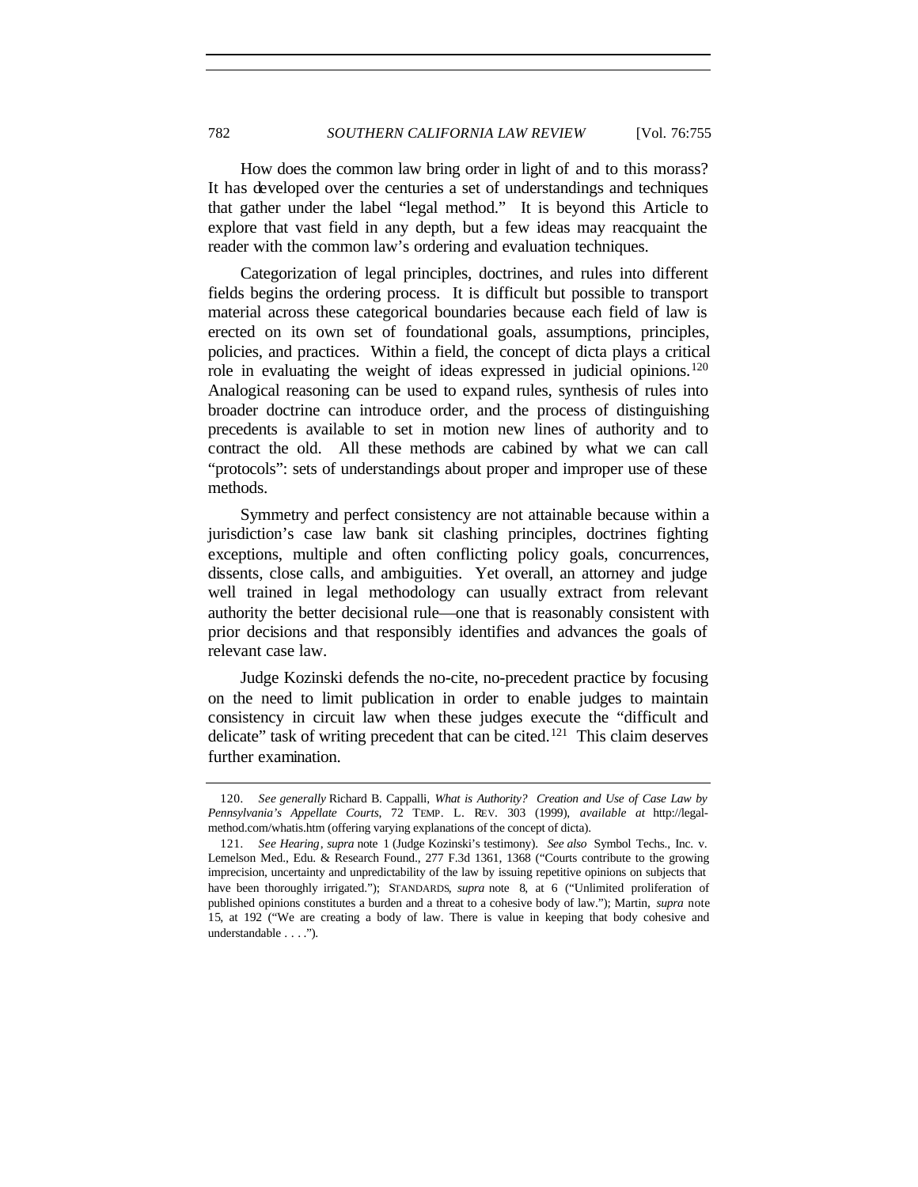How does the common law bring order in light of and to this morass? It has developed over the centuries a set of understandings and techniques that gather under the label "legal method." It is beyond this Article to explore that vast field in any depth, but a few ideas may reacquaint the reader with the common law's ordering and evaluation techniques.

Categorization of legal principles, doctrines, and rules into different fields begins the ordering process. It is difficult but possible to transport material across these categorical boundaries because each field of law is erected on its own set of foundational goals, assumptions, principles, policies, and practices. Within a field, the concept of dicta plays a critical role in evaluating the weight of ideas expressed in judicial opinions.[120] Analogical reasoning can be used to expand rules, synthesis of rules into broader doctrine can introduce order, and the process of distinguishing precedents is available to set in motion new lines of authority and to contract the old. All these methods are cabined by what we can call "protocols": sets of understandings about proper and improper use of these methods.

Symmetry and perfect consistency are not attainable because within a jurisdiction's case law bank sit clashing principles, doctrines fighting exceptions, multiple and often conflicting policy goals, concurrences, dissents, close calls, and ambiguities. Yet overall, an attorney and judge well trained in legal methodology can usually extract from relevant authority the better decisional rule—one that is reasonably consistent with prior decisions and that responsibly identifies and advances the goals of relevant case law.

Judge Kozinski defends the no-cite, no-precedent practice by focusing on the need to limit publication in order to enable judges to maintain consistency in circuit law when these judges execute the "difficult and delicate" task of writing precedent that can be cited.[121] This claim deserves further examination.

---

120. *See generally* Richard B. Cappalli, *What is Authority? Creation and Use of Case Law by Pennsylvania's Appellate Courts*, 72 TEMP. L. REV. 303 (1999), *available at* http://legal-method.com/whatis.htm (offering varying explanations of the concept of dicta).

121. *See Hearing*, *supra* note 1 (Judge Kozinski's testimony). *See also* Symbol Techs., Inc. v. Lemelson Med., Edu. & Research Found., 277 F.3d 1361, 1368 ("Courts contribute to the growing imprecision, uncertainty and unpredictability of the law by issuing repetitive opinions on subjects that have been thoroughly irrigated."); STANDARDS, *supra* note 8, at 6 ("Unlimited proliferation of published opinions constitutes a burden and a threat to a cohesive body of law."); Martin, *supra* note 15, at 192 ("We are creating a body of law. There is value in keeping that body cohesive and understandable . . . .").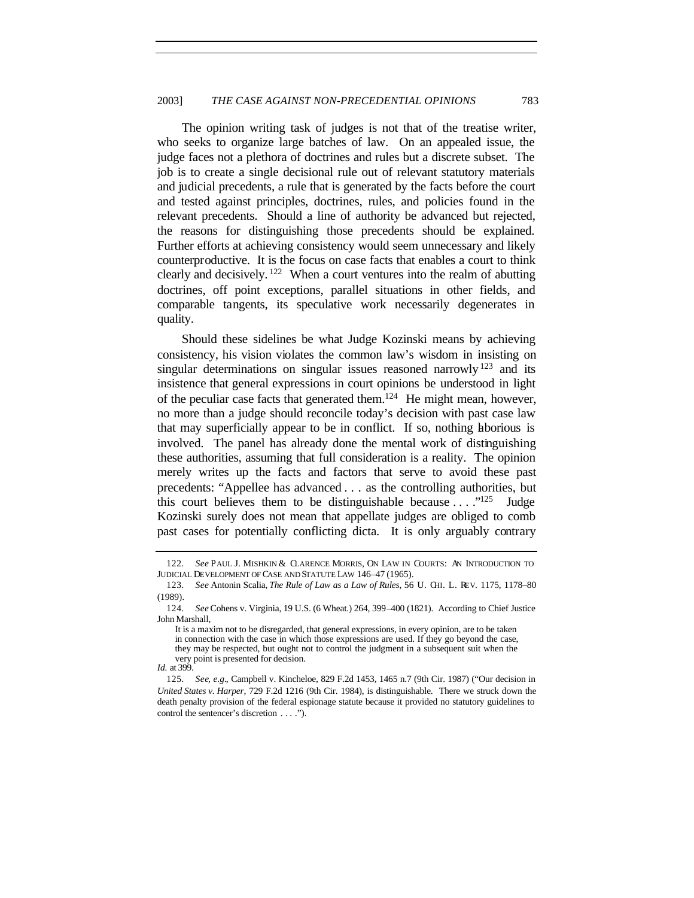The opinion writing task of judges is not that of the treatise writer, who seeks to organize large batches of law. On an appealed issue, the judge faces not a plethora of doctrines and rules but a discrete subset. The job is to create a single decisional rule out of relevant statutory materials and judicial precedents, a rule that is generated by the facts before the court and tested against principles, doctrines, rules, and policies found in the relevant precedents. Should a line of authority be advanced but rejected, the reasons for distinguishing those precedents should be explained. Further efforts at achieving consistency would seem unnecessary and likely counterproductive. It is the focus on case facts that enables a court to think clearly and decisively.[122] When a court ventures into the realm of abutting doctrines, off point exceptions, parallel situations in other fields, and comparable tangents, its speculative work necessarily degenerates in quality.

Should these sidelines be what Judge Kozinski means by achieving consistency, his vision violates the common law's wisdom in insisting on singular determinations on singular issues reasoned narrowly[123] and its insistence that general expressions in court opinions be understood in light of the peculiar case facts that generated them.[124] He might mean, however, no more than a judge should reconcile today's decision with past case law that may superficially appear to be in conflict. If so, nothing laborious is involved. The panel has already done the mental work of distinguishing these authorities, assuming that full consideration is a reality. The opinion merely writes up the facts and factors that serve to avoid these past precedents: "Appellee has advanced . . . as the controlling authorities, but this court believes them to be distinguishable because . . . ."[125] Judge Kozinski surely does not mean that appellate judges are obliged to comb past cases for potentially conflicting dicta. It is only arguably contrary

---

122. *See* PAUL J. MISHKIN & CLARENCE MORRIS, ON LAW IN COURTS: AN INTRODUCTION TO JUDICIAL DEVELOPMENT OF CASE AND STATUTE LAW 146–47 (1965).

123. *See* Antonin Scalia, *The Rule of Law as a Law of Rules*, 56 U. CHI. L. REV. 1175, 1178–80 (1989).

124. *See* Cohens v. Virginia, 19 U.S. (6 Wheat.) 264, 399–400 (1821). According to Chief Justice John Marshall,

> It is a maxim not to be disregarded, that general expressions, in every opinion, are to be taken in connection with the case in which those expressions are used. If they go beyond the case, they may be respected, but ought not to control the judgment in a subsequent suit when the very point is presented for decision.

*Id.* at 399.

125. *See, e.g.*, Campbell v. Kincheloe, 829 F.2d 1453, 1465 n.7 (9th Cir. 1987) ("Our decision in *United States v. Harper*, 729 F.2d 1216 (9th Cir. 1984), is distinguishable. There we struck down the death penalty provision of the federal espionage statute because it provided no statutory guidelines to control the sentencer's discretion . . . .").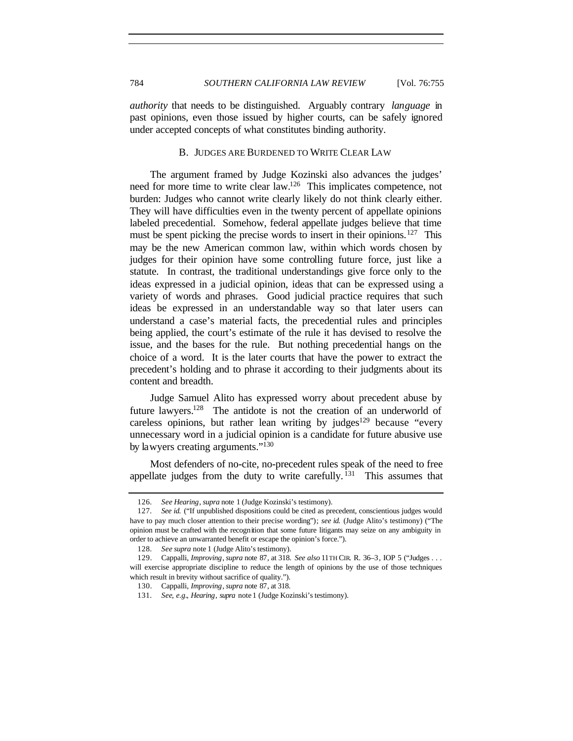*authority* that needs to be distinguished. Arguably contrary *language* in past opinions, even those issued by higher courts, can be safely ignored under accepted concepts of what constitutes binding authority.

### B. JUDGES ARE BURDENED TO WRITE CLEAR LAW

The argument framed by Judge Kozinski also advances the judges' need for more time to write clear law.[126] This implicates competence, not burden: Judges who cannot write clearly likely do not think clearly either. They will have difficulties even in the twenty percent of appellate opinions labeled precedential. Somehow, federal appellate judges believe that time must be spent picking the precise words to insert in their opinions.[127] This may be the new American common law, within which words chosen by judges for their opinion have some controlling future force, just like a statute. In contrast, the traditional understandings give force only to the ideas expressed in a judicial opinion, ideas that can be expressed using a variety of words and phrases. Good judicial practice requires that such ideas be expressed in an understandable way so that later users can understand a case's material facts, the precedential rules and principles being applied, the court's estimate of the rule it has devised to resolve the issue, and the bases for the rule. But nothing precedential hangs on the choice of a word. It is the later courts that have the power to extract the precedent's holding and to phrase it according to their judgments about its content and breadth.

Judge Samuel Alito has expressed worry about precedent abuse by future lawyers.[128] The antidote is not the creation of an underworld of careless opinions, but rather lean writing by judges[129] because "every unnecessary word in a judicial opinion is a candidate for future abusive use by lawyers creating arguments."[130]

Most defenders of no-cite, no-precedent rules speak of the need to free appellate judges from the duty to write carefully.[131] This assumes that

---

126. *See Hearing*, *supra* note 1 (Judge Kozinski's testimony).

127. *See id.* ("If unpublished dispositions could be cited as precedent, conscientious judges would have to pay much closer attention to their precise wording"); *see id.* (Judge Alito's testimony) ("The opinion must be crafted with the recognition that some future litigants may seize on any ambiguity in order to achieve an unwarranted benefit or escape the opinion's force.").

128. *See supra* note 1 (Judge Alito's testimony).

129. Cappalli, *Improving*, *supra* note 87, at 318. *See also* 11TH CIR. R. 36–3, IOP 5 ("Judges . . . will exercise appropriate discipline to reduce the length of opinions by the use of those techniques which result in brevity without sacrifice of quality.").

130. Cappalli, *Improving*, *supra* note 87, at 318.

131. *See, e.g.*, *Hearing*, *supra* note 1 (Judge Kozinski's testimony).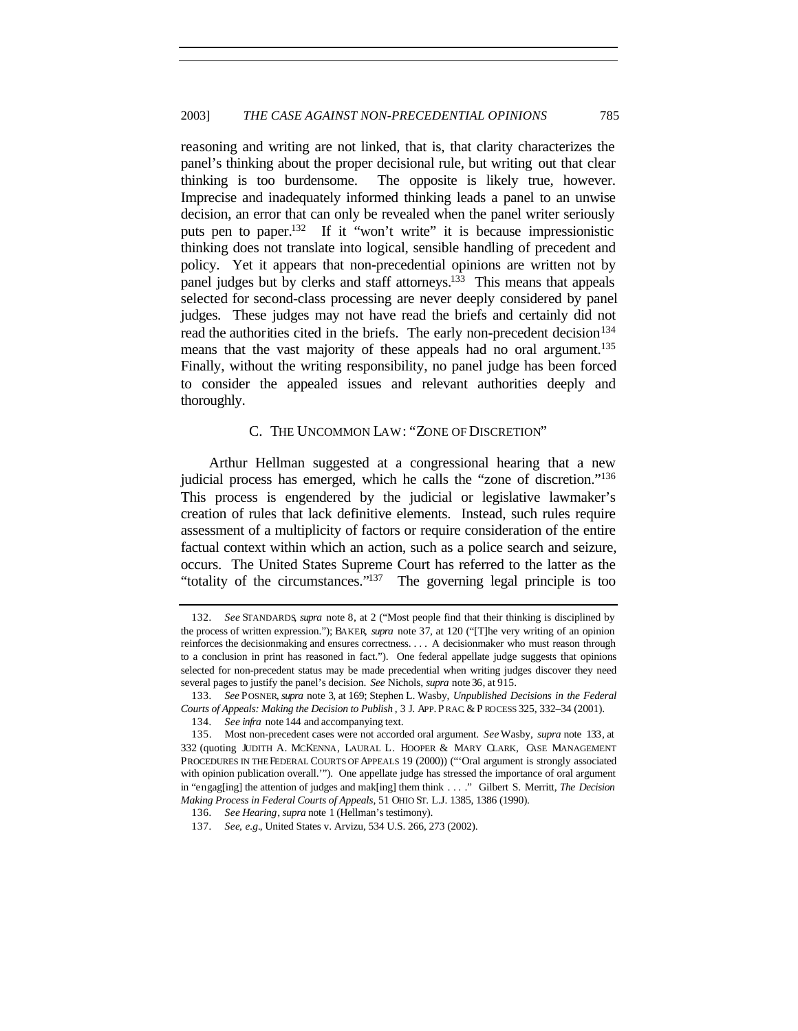reasoning and writing are not linked, that is, that clarity characterizes the panel's thinking about the proper decisional rule, but writing out that clear thinking is too burdensome. The opposite is likely true, however. Imprecise and inadequately informed thinking leads a panel to an unwise decision, an error that can only be revealed when the panel writer seriously puts pen to paper.[132] If it "won't write" it is because impressionistic thinking does not translate into logical, sensible handling of precedent and policy. Yet it appears that non-precedential opinions are written not by panel judges but by clerks and staff attorneys.[133] This means that appeals selected for second-class processing are never deeply considered by panel judges. These judges may not have read the briefs and certainly did not read the authorities cited in the briefs. The early non-precedent decision[134] means that the vast majority of these appeals had no oral argument.[135] Finally, without the writing responsibility, no panel judge has been forced to consider the appealed issues and relevant authorities deeply and thoroughly.

### C. THE UNCOMMON LAW: "ZONE OF DISCRETION"

Arthur Hellman suggested at a congressional hearing that a new judicial process has emerged, which he calls the "zone of discretion."[136] This process is engendered by the judicial or legislative lawmaker's creation of rules that lack definitive elements. Instead, such rules require assessment of a multiplicity of factors or require consideration of the entire factual context within which an action, such as a police search and seizure, occurs. The United States Supreme Court has referred to the latter as the "totality of the circumstances."[137] The governing legal principle is too

---

132. *See* STANDARDS, *supra* note 8, at 2 ("Most people find that their thinking is disciplined by the process of written expression."); BAKER, *supra* note 37, at 120 ("[T]he very writing of an opinion reinforces the decisionmaking and ensures correctness. . . . A decisionmaker who must reason through to a conclusion in print has reasoned in fact."). One federal appellate judge suggests that opinions selected for non-precedent status may be made precedential when writing judges discover they need several pages to justify the panel's decision. *See* Nichols, *supra* note 36, at 915.

133. *See* POSNER, *supra* note 3, at 169; Stephen L. Wasby, *Unpublished Decisions in the Federal Courts of Appeals: Making the Decision to Publish*, 3 J. APP. PRAC. & PROCESS 325, 332–34 (2001).

134. *See infra* note 144 and accompanying text.

135. Most non-precedent cases were not accorded oral argument. *See* Wasby, *supra* note 133, at 332 (quoting JUDITH A. MCKENNA, LAURAL L. HOOPER & MARY CLARK, CASE MANAGEMENT PROCEDURES IN THE FEDERAL COURTS OF APPEALS 19 (2000)) ("'Oral argument is strongly associated with opinion publication overall.'"). One appellate judge has stressed the importance of oral argument in "engag[ing] the attention of judges and mak[ing] them think . . . ." Gilbert S. Merritt, *The Decision Making Process in Federal Courts of Appeals*, 51 OHIO ST. L.J. 1385, 1386 (1990).

136. *See Hearing*, *supra* note 1 (Hellman's testimony).

137. *See, e.g.*, United States v. Arvizu, 534 U.S. 266, 273 (2002).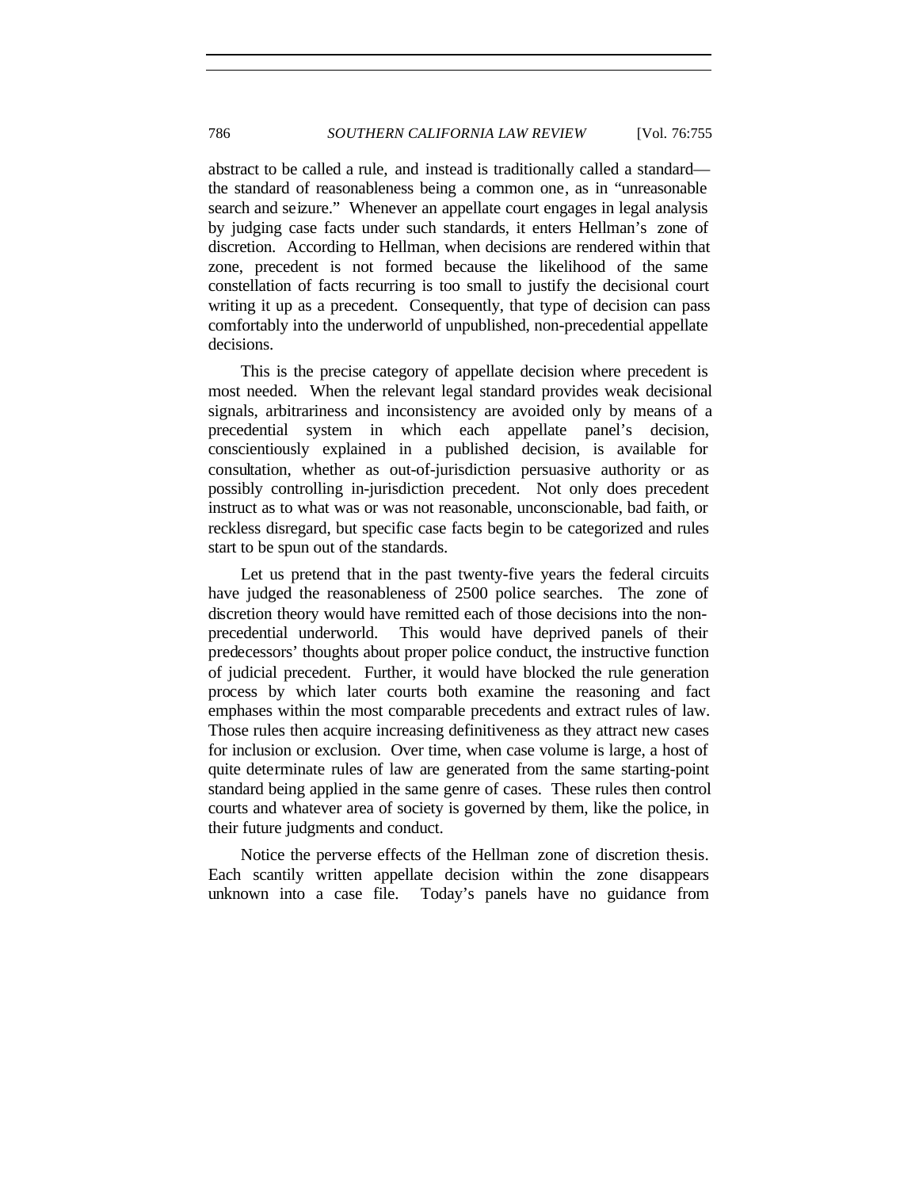abstract to be called a rule, and instead is traditionally called a standard—the standard of reasonableness being a common one, as in "unreasonable search and seizure." Whenever an appellate court engages in legal analysis by judging case facts under such standards, it enters Hellman's zone of discretion. According to Hellman, when decisions are rendered within that zone, precedent is not formed because the likelihood of the same constellation of facts recurring is too small to justify the decisional court writing it up as a precedent. Consequently, that type of decision can pass comfortably into the underworld of unpublished, non-precedential appellate decisions.

This is the precise category of appellate decision where precedent is most needed. When the relevant legal standard provides weak decisional signals, arbitrariness and inconsistency are avoided only by means of a precedential system in which each appellate panel's decision, conscientiously explained in a published decision, is available for consultation, whether as out-of-jurisdiction persuasive authority or as possibly controlling in-jurisdiction precedent. Not only does precedent instruct as to what was or was not reasonable, unconscionable, bad faith, or reckless disregard, but specific case facts begin to be categorized and rules start to be spun out of the standards.

Let us pretend that in the past twenty-five years the federal circuits have judged the reasonableness of 2500 police searches. The zone of discretion theory would have remitted each of those decisions into the non-precedential underworld. This would have deprived panels of their predecessors' thoughts about proper police conduct, the instructive function of judicial precedent. Further, it would have blocked the rule generation process by which later courts both examine the reasoning and fact emphases within the most comparable precedents and extract rules of law. Those rules then acquire increasing definitiveness as they attract new cases for inclusion or exclusion. Over time, when case volume is large, a host of quite determinate rules of law are generated from the same starting-point standard being applied in the same genre of cases. These rules then control courts and whatever area of society is governed by them, like the police, in their future judgments and conduct.

Notice the perverse effects of the Hellman zone of discretion thesis. Each scantily written appellate decision within the zone disappears unknown into a case file. Today's panels have no guidance from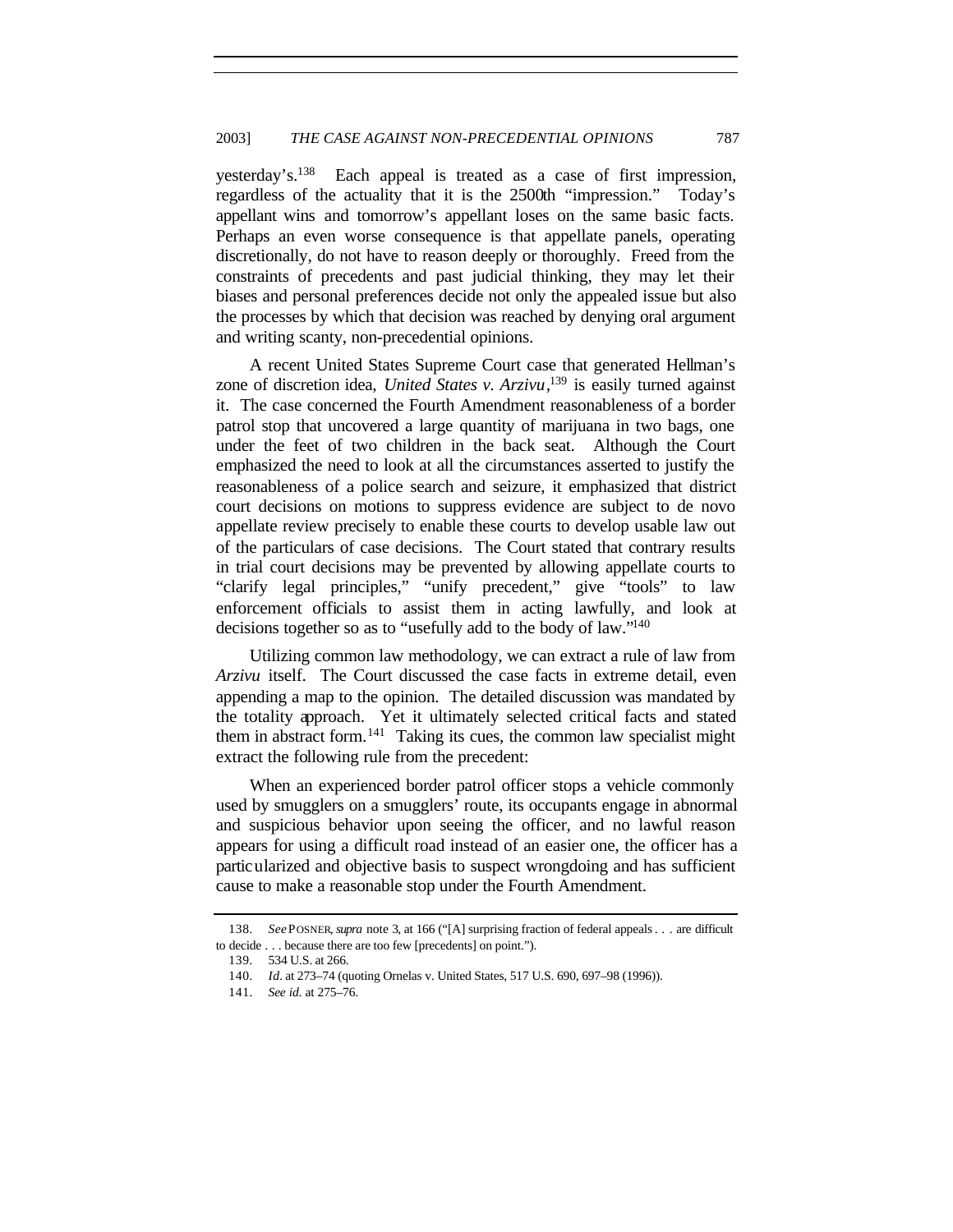yesterday's.[138] Each appeal is treated as a case of first impression, regardless of the actuality that it is the 2500th "impression." Today's appellant wins and tomorrow's appellant loses on the same basic facts. Perhaps an even worse consequence is that appellate panels, operating discretionally, do not have to reason deeply or thoroughly. Freed from the constraints of precedents and past judicial thinking, they may let their biases and personal preferences decide not only the appealed issue but also the processes by which that decision was reached by denying oral argument and writing scanty, non-precedential opinions.

A recent United States Supreme Court case that generated Hellman's zone of discretion idea, *United States v. Arzivu*,[139] is easily turned against it. The case concerned the Fourth Amendment reasonableness of a border patrol stop that uncovered a large quantity of marijuana in two bags, one under the feet of two children in the back seat. Although the Court emphasized the need to look at all the circumstances asserted to justify the reasonableness of a police search and seizure, it emphasized that district court decisions on motions to suppress evidence are subject to de novo appellate review precisely to enable these courts to develop usable law out of the particulars of case decisions. The Court stated that contrary results in trial court decisions may be prevented by allowing appellate courts to "clarify legal principles," "unify precedent," give "tools" to law enforcement officials to assist them in acting lawfully, and look at decisions together so as to "usefully add to the body of law."[140]

Utilizing common law methodology, we can extract a rule of law from *Arzivu* itself. The Court discussed the case facts in extreme detail, even appending a map to the opinion. The detailed discussion was mandated by the totality approach. Yet it ultimately selected critical facts and stated them in abstract form.[141] Taking its cues, the common law specialist might extract the following rule from the precedent:

> When an experienced border patrol officer stops a vehicle commonly used by smugglers on a smugglers' route, its occupants engage in abnormal and suspicious behavior upon seeing the officer, and no lawful reason appears for using a difficult road instead of an easier one, the officer has a particularized and objective basis to suspect wrongdoing and has sufficient cause to make a reasonable stop under the Fourth Amendment.

---

138. *See* POSNER, *supra* note 3, at 166 ("[A] surprising fraction of federal appeals . . . are difficult to decide . . . because there are too few [precedents] on point.").

139. 534 U.S. at 266.

140. *Id*. at 273–74 (quoting Ornelas v. United States, 517 U.S. 690, 697–98 (1996)).

141. *See id.* at 275–76.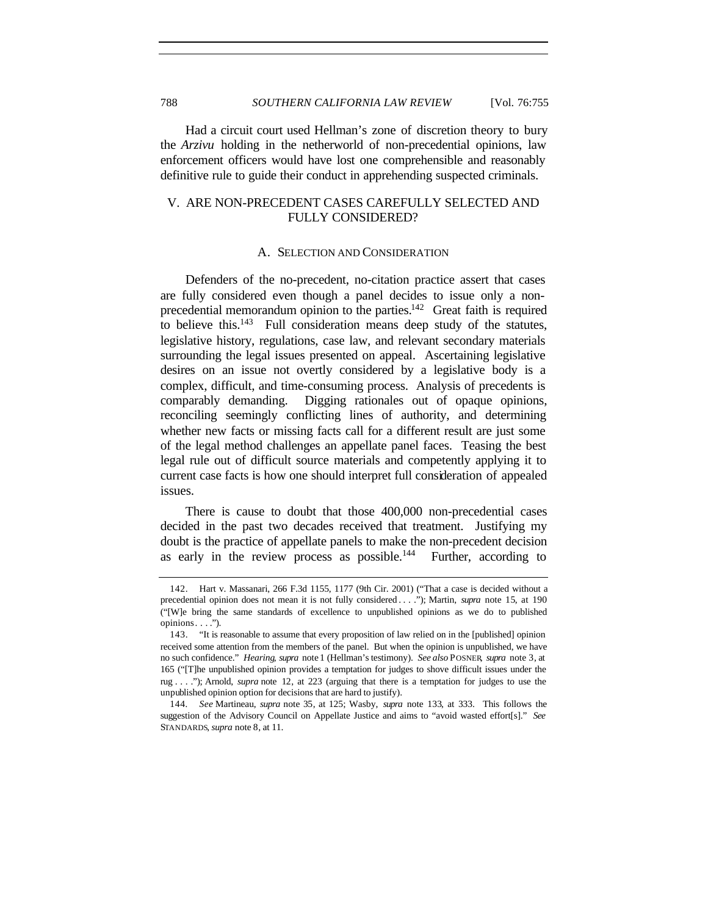Had a circuit court used Hellman's zone of discretion theory to bury the *Arzivu* holding in the netherworld of non-precedential opinions, law enforcement officers would have lost one comprehensible and reasonably definitive rule to guide their conduct in apprehending suspected criminals.

## V. ARE NON-PRECEDENT CASES CAREFULLY SELECTED AND FULLY CONSIDERED?

### A. SELECTION AND CONSIDERATION

Defenders of the no-precedent, no-citation practice assert that cases are fully considered even though a panel decides to issue only a non-precedential memorandum opinion to the parties.[142] Great faith is required to believe this.[143] Full consideration means deep study of the statutes, legislative history, regulations, case law, and relevant secondary materials surrounding the legal issues presented on appeal. Ascertaining legislative desires on an issue not overtly considered by a legislative body is a complex, difficult, and time-consuming process. Analysis of precedents is comparably demanding. Digging rationales out of opaque opinions, reconciling seemingly conflicting lines of authority, and determining whether new facts or missing facts call for a different result are just some of the legal method challenges an appellate panel faces. Teasing the best legal rule out of difficult source materials and competently applying it to current case facts is how one should interpret full consideration of appealed issues.

There is cause to doubt that those 400,000 non-precedential cases decided in the past two decades received that treatment. Justifying my doubt is the practice of appellate panels to make the non-precedent decision as early in the review process as possible.[144] Further, according to

---

142. Hart v. Massanari, 266 F.3d 1155, 1177 (9th Cir. 2001) ("That a case is decided without a precedential opinion does not mean it is not fully considered . . . ."); Martin, *supra* note 15, at 190 ("[W]e bring the same standards of excellence to unpublished opinions as we do to published opinions. . . .").

143. "It is reasonable to assume that every proposition of law relied on in the [published] opinion received some attention from the members of the panel. But when the opinion is unpublished, we have no such confidence." *Hearing*, *supra* note 1 (Hellman's testimony). *See also* POSNER, *supra* note 3, at 165 ("[T]he unpublished opinion provides a temptation for judges to shove difficult issues under the rug . . . ."); Arnold, *supra* note 12, at 223 (arguing that there is a temptation for judges to use the unpublished opinion option for decisions that are hard to justify).

144. *See* Martineau, *supra* note 35, at 125; Wasby, *supra* note 133, at 333. This follows the suggestion of the Advisory Council on Appellate Justice and aims to "avoid wasted effort[s]." *See* STANDARDS, *supra* note 8, at 11.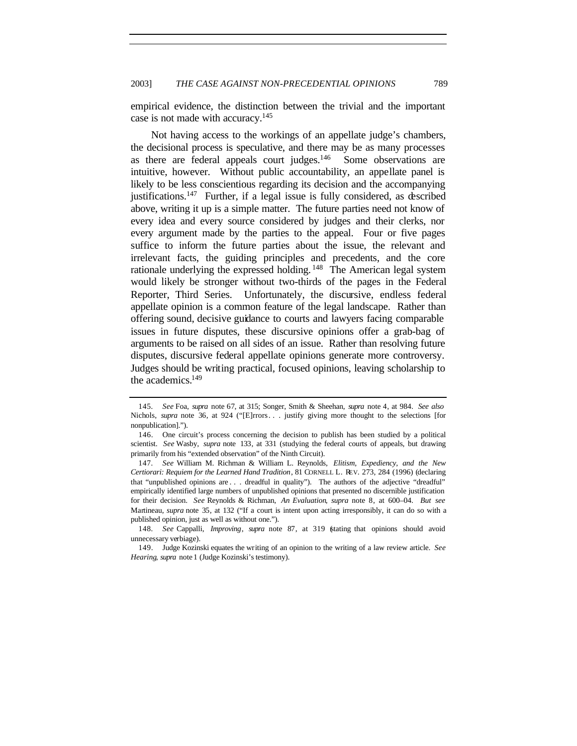empirical evidence, the distinction between the trivial and the important case is not made with accuracy.[145]

Not having access to the workings of an appellate judge's chambers, the decisional process is speculative, and there may be as many processes as there are federal appeals court judges.[146] Some observations are intuitive, however. Without public accountability, an appellate panel is likely to be less conscientious regarding its decision and the accompanying justifications.[147] Further, if a legal issue is fully considered, as described above, writing it up is a simple matter. The future parties need not know of every idea and every source considered by judges and their clerks, nor every argument made by the parties to the appeal. Four or five pages suffice to inform the future parties about the issue, the relevant and irrelevant facts, the guiding principles and precedents, and the core rationale underlying the expressed holding.[148] The American legal system would likely be stronger without two-thirds of the pages in the Federal Reporter, Third Series. Unfortunately, the discursive, endless federal appellate opinion is a common feature of the legal landscape. Rather than offering sound, decisive guidance to courts and lawyers facing comparable issues in future disputes, these discursive opinions offer a grab-bag of arguments to be raised on all sides of an issue. Rather than resolving future disputes, discursive federal appellate opinions generate more controversy. Judges should be writing practical, focused opinions, leaving scholarship to the academics.[149]

---

145. *See* Foa, *supra* note 67, at 315; Songer, Smith & Sheehan, *supra* note 4, at 984. *See also* Nichols, *supra* note 36, at 924 ("[E]rrors . . . justify giving more thought to the selections [for nonpublication].").

146. One circuit's process concerning the decision to publish has been studied by a political scientist. *See* Wasby, *supra* note 133, at 331 (studying the federal courts of appeals, but drawing primarily from his "extended observation" of the Ninth Circuit).

147. *See* William M. Richman & William L. Reynolds, *Elitism, Expediency, and the New Certiorari: Requiem for the Learned Hand Tradition*, 81 CORNELL L. REV. 273, 284 (1996) (declaring that "unpublished opinions are . . . dreadful in quality"). The authors of the adjective "dreadful" empirically identified large numbers of unpublished opinions that presented no discernible justification for their decision. *See* Reynolds & Richman, *An Evaluation*, *supra* note 8, at 600–04. *But see* Martineau, *supra* note 35, at 132 ("If a court is intent upon acting irresponsibly, it can do so with a published opinion, just as well as without one.").

148. *See* Cappalli, *Improving*, *supra* note 87, at 319 (stating that opinions should avoid unnecessary verbiage).

149. Judge Kozinski equates the writing of an opinion to the writing of a law review article. *See Hearing*, *supra* note 1 (Judge Kozinski's testimony).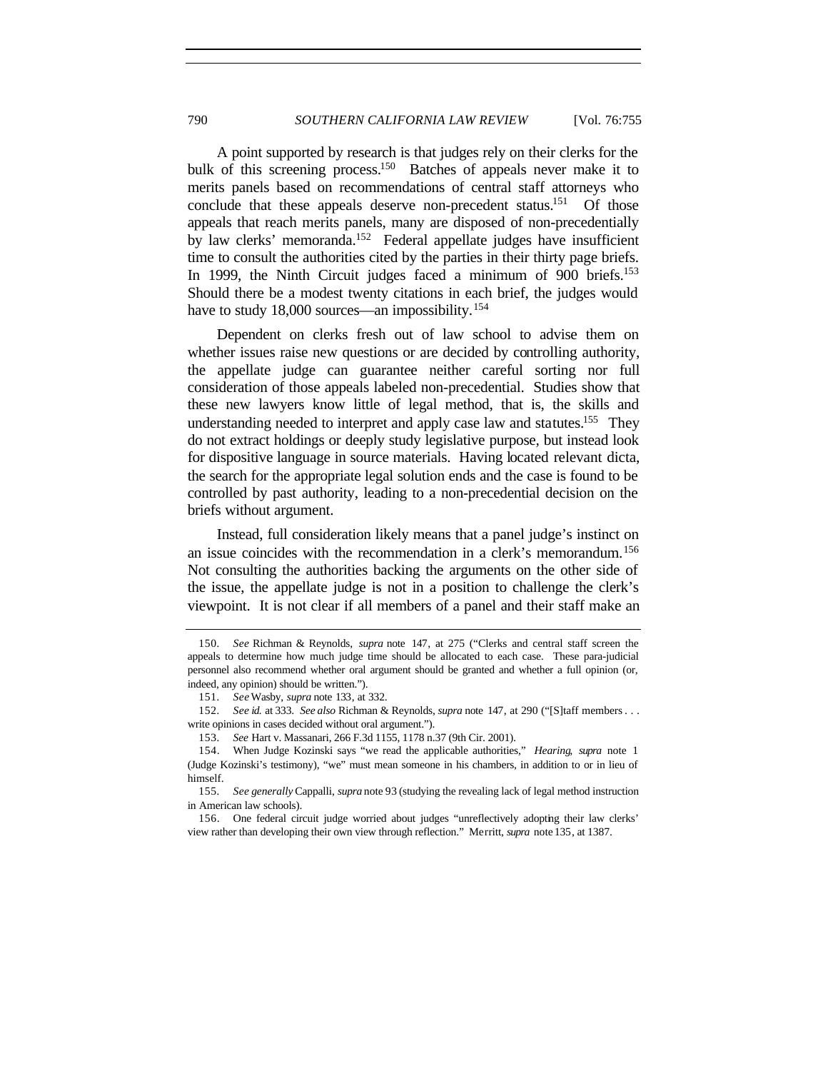A point supported by research is that judges rely on their clerks for the bulk of this screening process.[150] Batches of appeals never make it to merits panels based on recommendations of central staff attorneys who conclude that these appeals deserve non-precedent status.[151] Of those appeals that reach merits panels, many are disposed of non-precedentially by law clerks' memoranda.[152] Federal appellate judges have insufficient time to consult the authorities cited by the parties in their thirty page briefs. In 1999, the Ninth Circuit judges faced a minimum of 900 briefs.[153] Should there be a modest twenty citations in each brief, the judges would have to study 18,000 sources—an impossibility.[154]

Dependent on clerks fresh out of law school to advise them on whether issues raise new questions or are decided by controlling authority, the appellate judge can guarantee neither careful sorting nor full consideration of those appeals labeled non-precedential. Studies show that these new lawyers know little of legal method, that is, the skills and understanding needed to interpret and apply case law and statutes.[155] They do not extract holdings or deeply study legislative purpose, but instead look for dispositive language in source materials. Having located relevant dicta, the search for the appropriate legal solution ends and the case is found to be controlled by past authority, leading to a non-precedential decision on the briefs without argument.

Instead, full consideration likely means that a panel judge's instinct on an issue coincides with the recommendation in a clerk's memorandum.[156] Not consulting the authorities backing the arguments on the other side of the issue, the appellate judge is not in a position to challenge the clerk's viewpoint. It is not clear if all members of a panel and their staff make an

---

150. *See* Richman & Reynolds, *supra* note 147, at 275 ("Clerks and central staff screen the appeals to determine how much judge time should be allocated to each case. These para-judicial personnel also recommend whether oral argument should be granted and whether a full opinion (or, indeed, any opinion) should be written.").

151. *See* Wasby, *supra* note 133, at 332.

152. *See id.* at 333. *See also* Richman & Reynolds, *supra* note 147, at 290 ("[S]taff members . . . write opinions in cases decided without oral argument.").

153. *See* Hart v. Massanari, 266 F.3d 1155, 1178 n.37 (9th Cir. 2001).

154. When Judge Kozinski says "we read the applicable authorities," *Hearing*, *supra* note 1 (Judge Kozinski's testimony), "we" must mean someone in his chambers, in addition to or in lieu of himself.

155. *See generally* Cappalli, *supra* note 93 (studying the revealing lack of legal method instruction in American law schools).

156. One federal circuit judge worried about judges "unreflectively adopting their law clerks' view rather than developing their own view through reflection." Merritt, *supra* note 135, at 1387.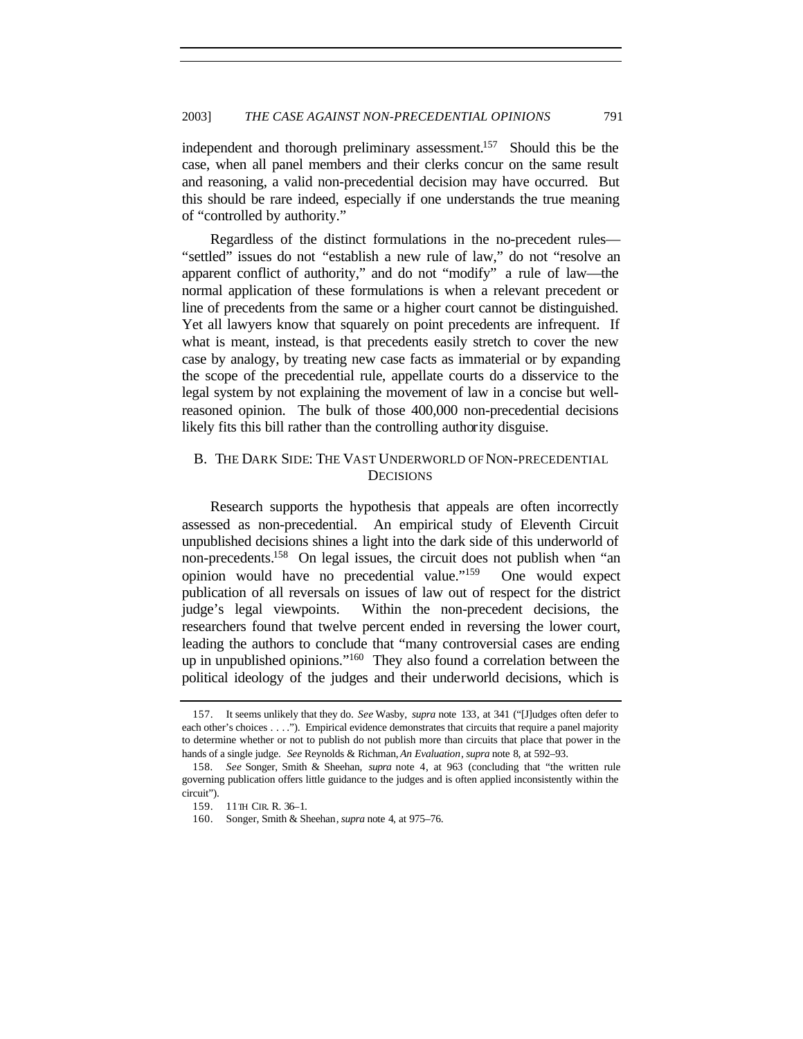independent and thorough preliminary assessment.[157] Should this be the case, when all panel members and their clerks concur on the same result and reasoning, a valid non-precedential decision may have occurred. But this should be rare indeed, especially if one understands the true meaning of "controlled by authority."

Regardless of the distinct formulations in the no-precedent rules—"settled" issues do not "establish a new rule of law," do not "resolve an apparent conflict of authority," and do not "modify" a rule of law—the normal application of these formulations is when a relevant precedent or line of precedents from the same or a higher court cannot be distinguished. Yet all lawyers know that squarely on point precedents are infrequent. If what is meant, instead, is that precedents easily stretch to cover the new case by analogy, by treating new case facts as immaterial or by expanding the scope of the precedential rule, appellate courts do a disservice to the legal system by not explaining the movement of law in a concise but well-reasoned opinion. The bulk of those 400,000 non-precedential decisions likely fits this bill rather than the controlling authority disguise.

### B. THE DARK SIDE: THE VAST UNDERWORLD OF NON-PRECEDENTIAL DECISIONS

Research supports the hypothesis that appeals are often incorrectly assessed as non-precedential. An empirical study of Eleventh Circuit unpublished decisions shines a light into the dark side of this underworld of non-precedents.[158] On legal issues, the circuit does not publish when "an opinion would have no precedential value."[159] One would expect publication of all reversals on issues of law out of respect for the district judge's legal viewpoints. Within the non-precedent decisions, the researchers found that twelve percent ended in reversing the lower court, leading the authors to conclude that "many controversial cases are ending up in unpublished opinions."[160] They also found a correlation between the political ideology of the judges and their underworld decisions, which is

---

157. It seems unlikely that they do. *See* Wasby, *supra* note 133, at 341 ("[J]udges often defer to each other's choices . . . ."). Empirical evidence demonstrates that circuits that require a panel majority to determine whether or not to publish do not publish more than circuits that place that power in the hands of a single judge. *See* Reynolds & Richman, *An Evaluation*, *supra* note 8, at 592–93.

158. *See* Songer, Smith & Sheehan, *supra* note 4, at 963 (concluding that "the written rule governing publication offers little guidance to the judges and is often applied inconsistently within the circuit").

159. 11TH CIR. R. 36–1.

160. Songer, Smith & Sheehan, *supra* note 4, at 975–76.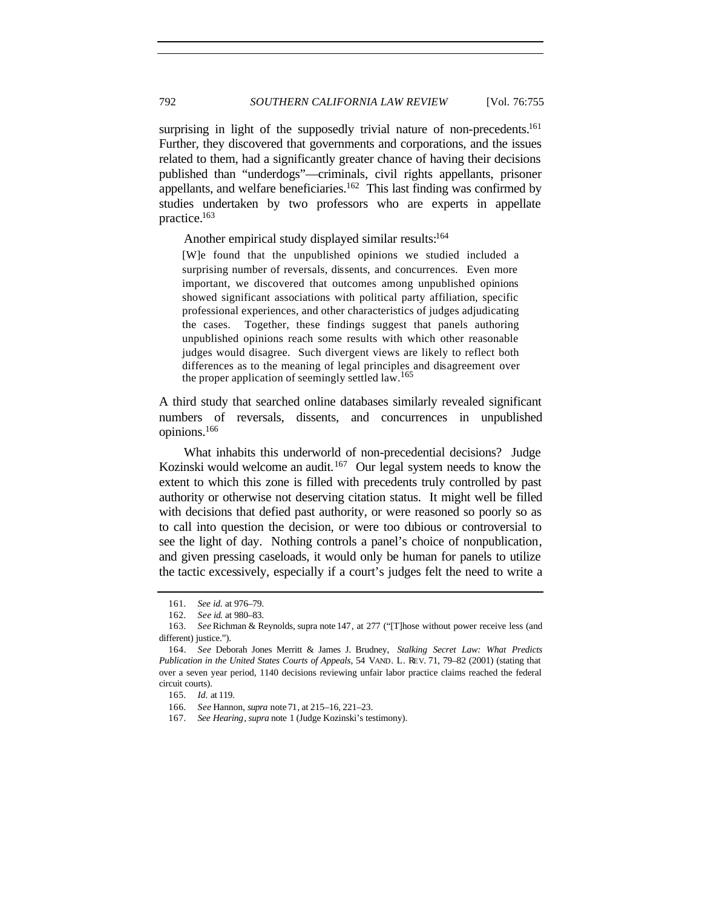surprising in light of the supposedly trivial nature of non-precedents.[161] Further, they discovered that governments and corporations, and the issues related to them, had a significantly greater chance of having their decisions published than "underdogs"—criminals, civil rights appellants, prisoner appellants, and welfare beneficiaries.[162] This last finding was confirmed by studies undertaken by two professors who are experts in appellate practice.[163]

Another empirical study displayed similar results:[164]

> [W]e found that the unpublished opinions we studied included a surprising number of reversals, dissents, and concurrences. Even more important, we discovered that outcomes among unpublished opinions showed significant associations with political party affiliation, specific professional experiences, and other characteristics of judges adjudicating the cases. Together, these findings suggest that panels authoring unpublished opinions reach some results with which other reasonable judges would disagree. Such divergent views are likely to reflect both differences as to the meaning of legal principles and disagreement over the proper application of seemingly settled law.[165]

A third study that searched online databases similarly revealed significant numbers of reversals, dissents, and concurrences in unpublished opinions.[166]

What inhabits this underworld of non-precedential decisions? Judge Kozinski would welcome an audit.[167] Our legal system needs to know the extent to which this zone is filled with precedents truly controlled by past authority or otherwise not deserving citation status. It might well be filled with decisions that defied past authority, or were reasoned so poorly so as to call into question the decision, or were too dubious or controversial to see the light of day. Nothing controls a panel's choice of nonpublication, and given pressing caseloads, it would only be human for panels to utilize the tactic excessively, especially if a court's judges felt the need to write a

---

161. *See id.* at 976–79.

162. *See id.* at 980–83.

163. *See* Richman & Reynolds, supra note 147, at 277 ("[T]hose without power receive less (and different) justice.").

164. *See* Deborah Jones Merritt & James J. Brudney, *Stalking Secret Law: What Predicts Publication in the United States Courts of Appeals*, 54 VAND. L. REV. 71, 79–82 (2001) (stating that over a seven year period, 1140 decisions reviewing unfair labor practice claims reached the federal circuit courts).

165. *Id.* at 119.

166. *See* Hannon, *supra* note 71, at 215–16, 221–23.

167. *See Hearing*, *supra* note 1 (Judge Kozinski's testimony).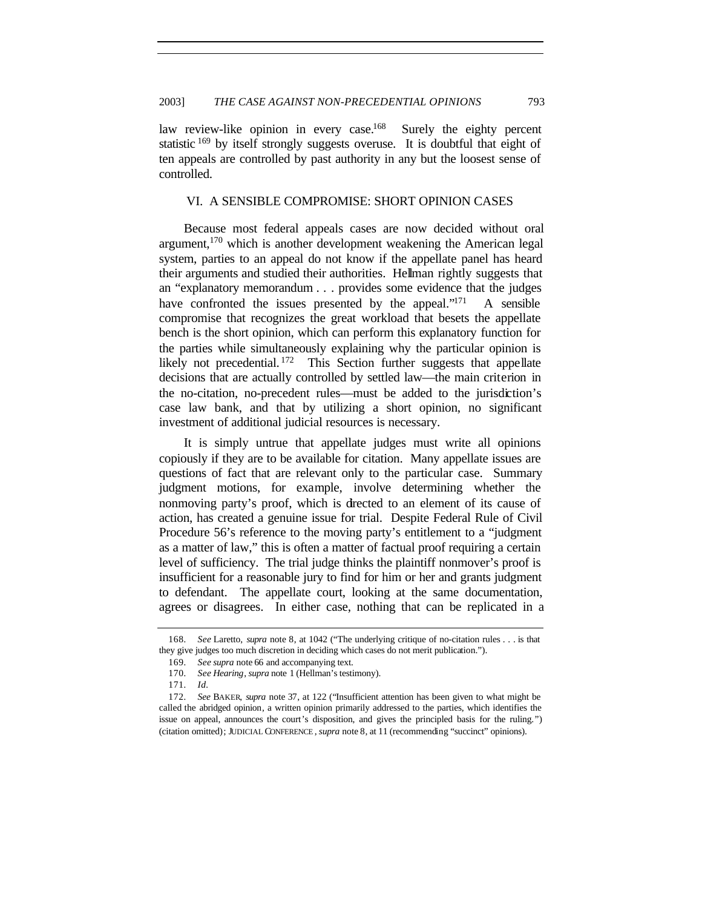law review-like opinion in every case.[168] Surely the eighty percent statistic [169] by itself strongly suggests overuse. It is doubtful that eight of ten appeals are controlled by past authority in any but the loosest sense of controlled.

## VI. A SENSIBLE COMPROMISE: SHORT OPINION CASES

Because most federal appeals cases are now decided without oral argument,[170] which is another development weakening the American legal system, parties to an appeal do not know if the appellate panel has heard their arguments and studied their authorities. Hellman rightly suggests that an "explanatory memorandum . . . provides some evidence that the judges have confronted the issues presented by the appeal."[171] A sensible compromise that recognizes the great workload that besets the appellate bench is the short opinion, which can perform this explanatory function for the parties while simultaneously explaining why the particular opinion is likely not precedential.[172] This Section further suggests that appellate decisions that are actually controlled by settled law—the main criterion in the no-citation, no-precedent rules—must be added to the jurisdiction's case law bank, and that by utilizing a short opinion, no significant investment of additional judicial resources is necessary.

It is simply untrue that appellate judges must write all opinions copiously if they are to be available for citation. Many appellate issues are questions of fact that are relevant only to the particular case. Summary judgment motions, for example, involve determining whether the nonmoving party's proof, which is directed to an element of its cause of action, has created a genuine issue for trial. Despite Federal Rule of Civil Procedure 56's reference to the moving party's entitlement to a "judgment as a matter of law," this is often a matter of factual proof requiring a certain level of sufficiency. The trial judge thinks the plaintiff nonmover's proof is insufficient for a reasonable jury to find for him or her and grants judgment to defendant. The appellate court, looking at the same documentation, agrees or disagrees. In either case, nothing that can be replicated in a

---

168. *See* Laretto, *supra* note 8, at 1042 ("The underlying critique of no-citation rules . . . is that they give judges too much discretion in deciding which cases do not merit publication.").

169. *See supra* note 66 and accompanying text.

170. *See Hearing*, *supra* note 1 (Hellman's testimony).

171. *Id.*

172. *See* BAKER, *supra* note 37, at 122 ("Insufficient attention has been given to what might be called the abridged opinion, a written opinion primarily addressed to the parties, which identifies the issue on appeal, announces the court's disposition, and gives the principled basis for the ruling.") (citation omitted); JUDICIAL CONFERENCE, *supra* note 8, at 11 (recommending "succinct" opinions).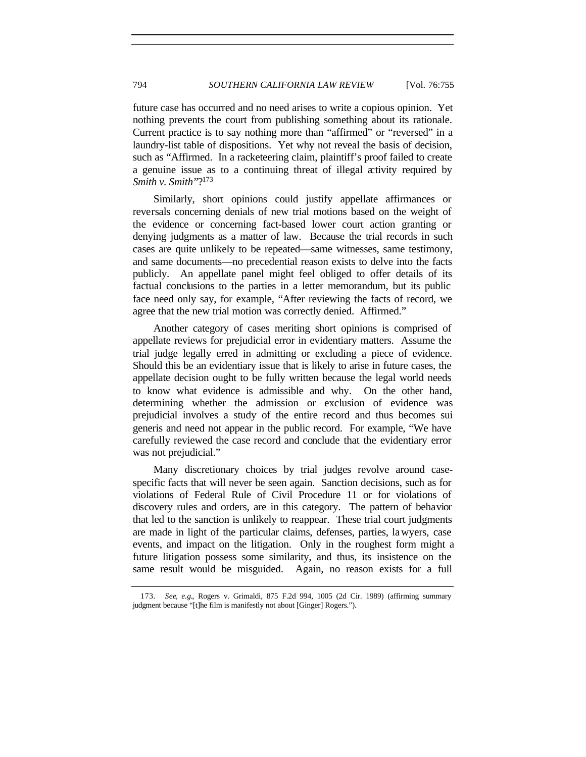future case has occurred and no need arises to write a copious opinion. Yet nothing prevents the court from publishing something about its rationale. Current practice is to say nothing more than "affirmed" or "reversed" in a laundry-list table of dispositions. Yet why not reveal the basis of decision, such as "Affirmed. In a racketeering claim, plaintiff's proof failed to create a genuine issue as to a continuing threat of illegal activity required by *Smith v. Smith*"?[173]

Similarly, short opinions could justify appellate affirmances or reversals concerning denials of new trial motions based on the weight of the evidence or concerning fact-based lower court action granting or denying judgments as a matter of law. Because the trial records in such cases are quite unlikely to be repeated—same witnesses, same testimony, and same documents—no precedential reason exists to delve into the facts publicly. An appellate panel might feel obliged to offer details of its factual conclusions to the parties in a letter memorandum, but its public face need only say, for example, "After reviewing the facts of record, we agree that the new trial motion was correctly denied. Affirmed."

Another category of cases meriting short opinions is comprised of appellate reviews for prejudicial error in evidentiary matters. Assume the trial judge legally erred in admitting or excluding a piece of evidence. Should this be an evidentiary issue that is likely to arise in future cases, the appellate decision ought to be fully written because the legal world needs to know what evidence is admissible and why. On the other hand, determining whether the admission or exclusion of evidence was prejudicial involves a study of the entire record and thus becomes sui generis and need not appear in the public record. For example, "We have carefully reviewed the case record and conclude that the evidentiary error was not prejudicial."

Many discretionary choices by trial judges revolve around case-specific facts that will never be seen again. Sanction decisions, such as for violations of Federal Rule of Civil Procedure 11 or for violations of discovery rules and orders, are in this category. The pattern of behavior that led to the sanction is unlikely to reappear. These trial court judgments are made in light of the particular claims, defenses, parties, lawyers, case events, and impact on the litigation. Only in the roughest form might a future litigation possess some similarity, and thus, its insistence on the same result would be misguided. Again, no reason exists for a full

---

173. *See, e.g.*, Rogers v. Grimaldi, 875 F.2d 994, 1005 (2d Cir. 1989) (affirming summary judgment because "[t]he film is manifestly not about [Ginger] Rogers.").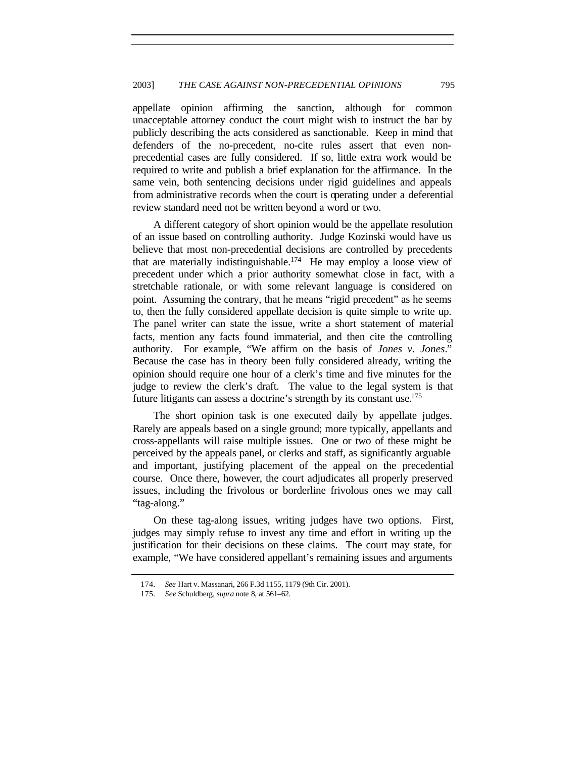appellate opinion affirming the sanction, although for common unacceptable attorney conduct the court might wish to instruct the bar by publicly describing the acts considered as sanctionable. Keep in mind that defenders of the no-precedent, no-cite rules assert that even non-precedential cases are fully considered. If so, little extra work would be required to write and publish a brief explanation for the affirmance. In the same vein, both sentencing decisions under rigid guidelines and appeals from administrative records when the court is operating under a deferential review standard need not be written beyond a word or two.

A different category of short opinion would be the appellate resolution of an issue based on controlling authority. Judge Kozinski would have us believe that most non-precedential decisions are controlled by precedents that are materially indistinguishable.[174] He may employ a loose view of precedent under which a prior authority somewhat close in fact, with a stretchable rationale, or with some relevant language is considered on point. Assuming the contrary, that he means "rigid precedent" as he seems to, then the fully considered appellate decision is quite simple to write up. The panel writer can state the issue, write a short statement of material facts, mention any facts found immaterial, and then cite the controlling authority. For example, "We affirm on the basis of *Jones v. Jones*." Because the case has in theory been fully considered already, writing the opinion should require one hour of a clerk's time and five minutes for the judge to review the clerk's draft. The value to the legal system is that future litigants can assess a doctrine's strength by its constant use.[175]

The short opinion task is one executed daily by appellate judges. Rarely are appeals based on a single ground; more typically, appellants and cross-appellants will raise multiple issues. One or two of these might be perceived by the appeals panel, or clerks and staff, as significantly arguable and important, justifying placement of the appeal on the precedential course. Once there, however, the court adjudicates all properly preserved issues, including the frivolous or borderline frivolous ones we may call "tag-along."

On these tag-along issues, writing judges have two options. First, judges may simply refuse to invest any time and effort in writing up the justification for their decisions on these claims. The court may state, for example, "We have considered appellant's remaining issues and arguments

---

174. *See* Hart v. Massanari, 266 F.3d 1155, 1179 (9th Cir. 2001).

175. *See* Schuldberg, *supra* note 8, at 561–62.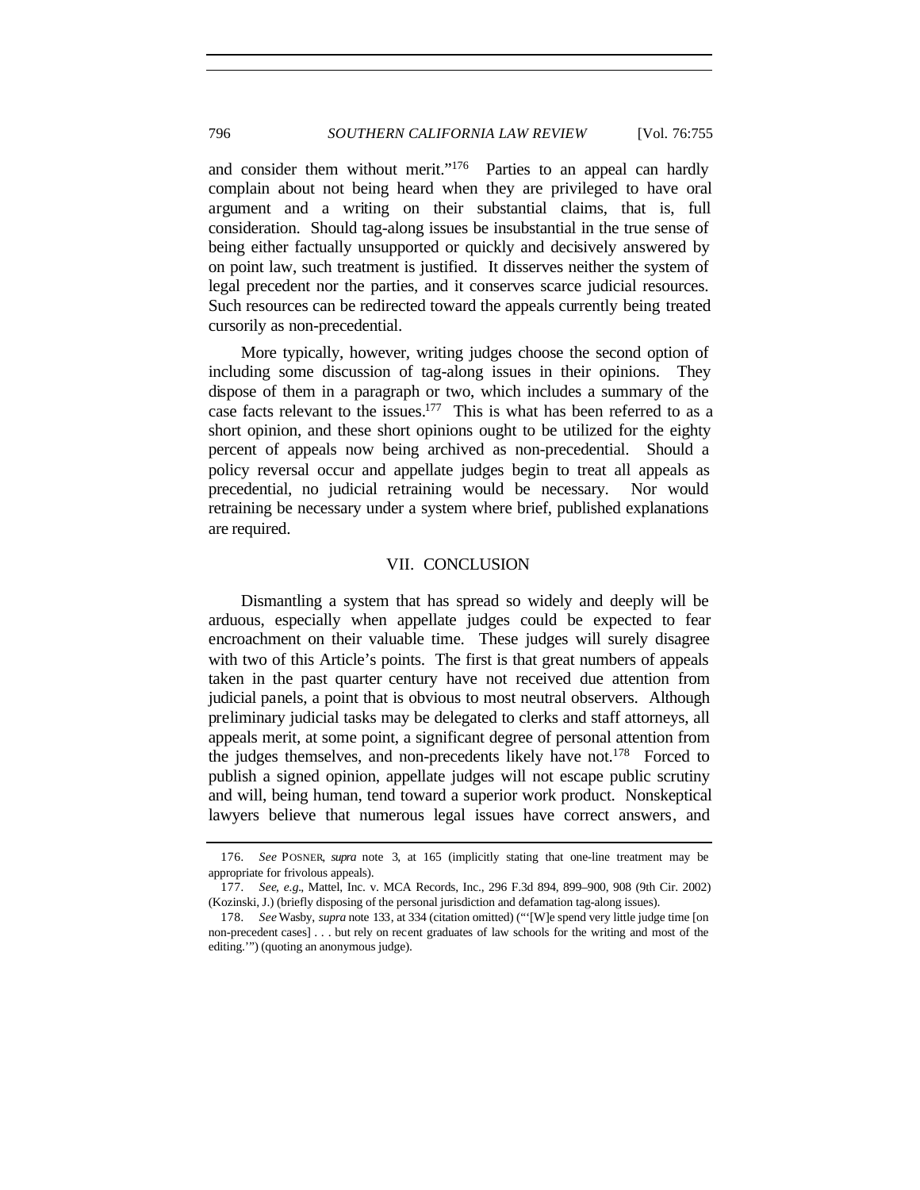and consider them without merit."[176] Parties to an appeal can hardly complain about not being heard when they are privileged to have oral argument and a writing on their substantial claims, that is, full consideration. Should tag-along issues be insubstantial in the true sense of being either factually unsupported or quickly and decisively answered by on point law, such treatment is justified. It disserves neither the system of legal precedent nor the parties, and it conserves scarce judicial resources. Such resources can be redirected toward the appeals currently being treated cursorily as non-precedential.

More typically, however, writing judges choose the second option of including some discussion of tag-along issues in their opinions. They dispose of them in a paragraph or two, which includes a summary of the case facts relevant to the issues.[177] This is what has been referred to as a short opinion, and these short opinions ought to be utilized for the eighty percent of appeals now being archived as non-precedential. Should a policy reversal occur and appellate judges begin to treat all appeals as precedential, no judicial retraining would be necessary. Nor would retraining be necessary under a system where brief, published explanations are required.

## VII. CONCLUSION

Dismantling a system that has spread so widely and deeply will be arduous, especially when appellate judges could be expected to fear encroachment on their valuable time. These judges will surely disagree with two of this Article's points. The first is that great numbers of appeals taken in the past quarter century have not received due attention from judicial panels, a point that is obvious to most neutral observers. Although preliminary judicial tasks may be delegated to clerks and staff attorneys, all appeals merit, at some point, a significant degree of personal attention from the judges themselves, and non-precedents likely have not.[178] Forced to publish a signed opinion, appellate judges will not escape public scrutiny and will, being human, tend toward a superior work product. Nonskeptical lawyers believe that numerous legal issues have correct answers, and

---

176. *See* POSNER, *supra* note 3, at 165 (implicitly stating that one-line treatment may be appropriate for frivolous appeals).

177. *See, e.g.*, Mattel, Inc. v. MCA Records, Inc., 296 F.3d 894, 899–900, 908 (9th Cir. 2002) (Kozinski, J.) (briefly disposing of the personal jurisdiction and defamation tag-along issues).

178. *See* Wasby, *supra* note 133, at 334 (citation omitted) ("'[W]e spend very little judge time [on non-precedent cases] . . . but rely on recent graduates of law schools for the writing and most of the editing.'") (quoting an anonymous judge).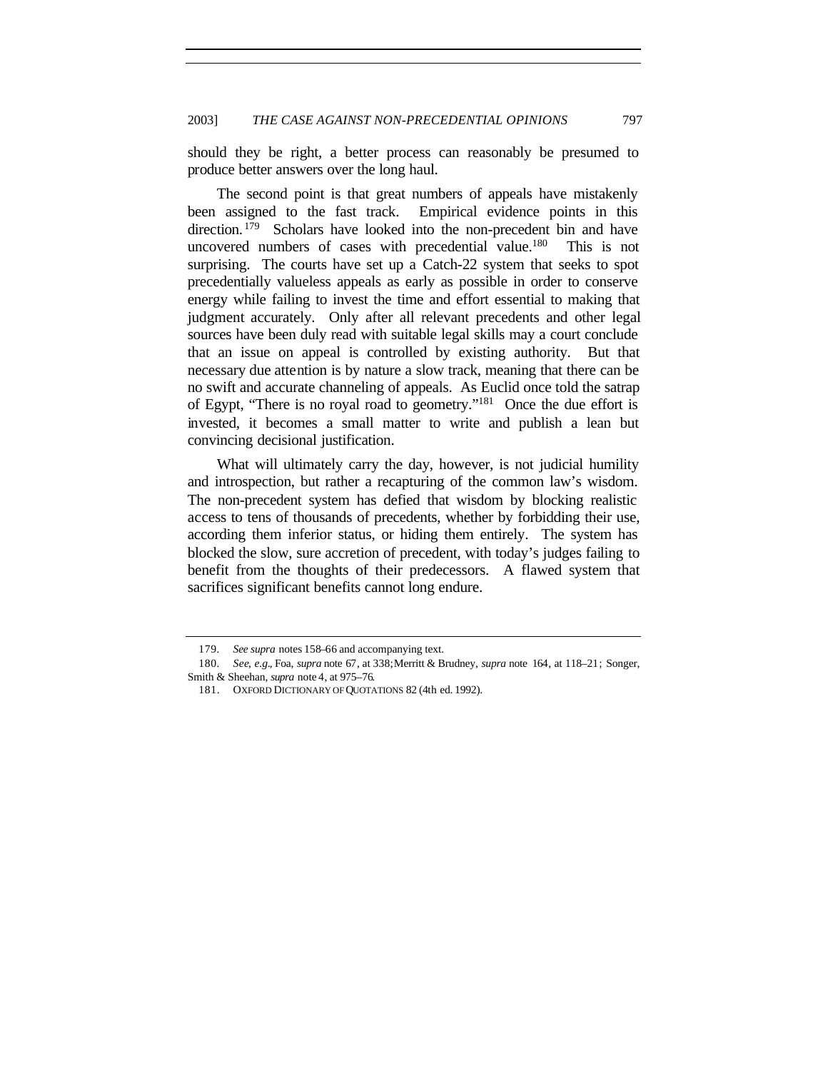should they be right, a better process can reasonably be presumed to produce better answers over the long haul.

The second point is that great numbers of appeals have mistakenly been assigned to the fast track. Empirical evidence points in this direction.[179] Scholars have looked into the non-precedent bin and have uncovered numbers of cases with precedential value.[180] This is not surprising. The courts have set up a Catch-22 system that seeks to spot precedentially valueless appeals as early as possible in order to conserve energy while failing to invest the time and effort essential to making that judgment accurately. Only after all relevant precedents and other legal sources have been duly read with suitable legal skills may a court conclude that an issue on appeal is controlled by existing authority. But that necessary due attention is by nature a slow track, meaning that there can be no swift and accurate channeling of appeals. As Euclid once told the satrap of Egypt, "There is no royal road to geometry."[181] Once the due effort is invested, it becomes a small matter to write and publish a lean but convincing decisional justification.

What will ultimately carry the day, however, is not judicial humility and introspection, but rather a recapturing of the common law's wisdom. The non-precedent system has defied that wisdom by blocking realistic access to tens of thousands of precedents, whether by forbidding their use, according them inferior status, or hiding them entirely. The system has blocked the slow, sure accretion of precedent, with today's judges failing to benefit from the thoughts of their predecessors. A flawed system that sacrifices significant benefits cannot long endure.

---

179. *See supra* notes 158–66 and accompanying text.

180. *See, e.g.*, Foa, *supra* note 67, at 338; Merritt & Brudney, *supra* note 164, at 118–21; Songer, Smith & Sheehan, *supra* note 4, at 975–76.

181. OXFORD DICTIONARY OF QUOTATIONS 82 (4th ed. 1992).